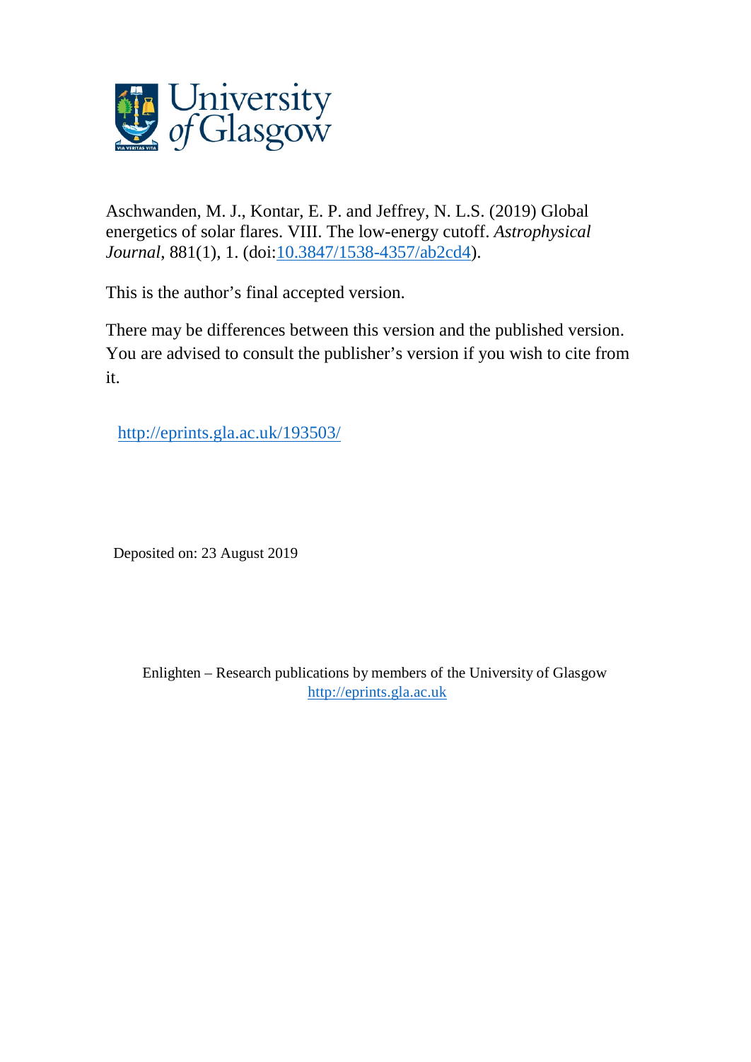University of Glasgow

Aschwanden, M. J., Kontar, E. P. and Jeffrey, N. L.S. (2019) Global energetics of solar flares. VIII. The low-energy cutoff. *Astrophysical Journal*, 881(1), 1. (doi:10.3847/1538-4357/ab2cd4).

This is the author's final accepted version.

There may be differences between this version and the published version. You are advised to consult the publisher's version if you wish to cite from it.

http://eprints.gla.ac.uk/193503/

Deposited on: 23 August 2019

Enlighten – Research publications by members of the University of Glasgow
http://eprints.gla.ac.uk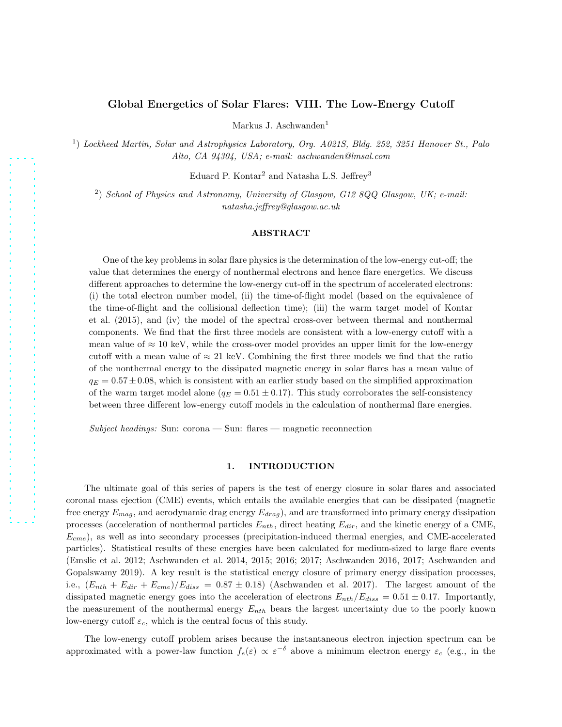# Global Energetics of Solar Flares: VIII. The Low-Energy Cutoff

Markus J. Aschwanden[1]

[1]) *Lockheed Martin, Solar and Astrophysics Laboratory, Org. A021S, Bldg. 252, 3251 Hanover St., Palo Alto, CA 94304, USA; e-mail: aschwanden@lmsal.com*

Eduard P. Kontar[2] and Natasha L.S. Jeffrey[3]

[2]) *School of Physics and Astronomy, University of Glasgow, G12 8QQ Glasgow, UK; e-mail: natasha.jeffrey@glasgow.ac.uk*

## ABSTRACT

One of the key problems in solar flare physics is the determination of the low-energy cut-off; the value that determines the energy of nonthermal electrons and hence flare energetics. We discuss different approaches to determine the low-energy cut-off in the spectrum of accelerated electrons: (i) the total electron number model, (ii) the time-of-flight model (based on the equivalence of the time-of-flight and the collisional deflection time); (iii) the warm target model of Kontar et al. (2015), and (iv) the model of the spectral cross-over between thermal and nonthermal components. We find that the first three models are consistent with a low-energy cutoff with a mean value of $\approx 10$ keV, while the cross-over model provides an upper limit for the low-energy cutoff with a mean value of $\approx 21$ keV. Combining the first three models we find that the ratio of the nonthermal energy to the dissipated magnetic energy in solar flares has a mean value of $q_E = 0.57 \pm 0.08$, which is consistent with an earlier study based on the simplified approximation of the warm target model alone ($q_E = 0.51 \pm 0.17$). This study corroborates the self-consistency between three different low-energy cutoff models in the calculation of nonthermal flare energies.

*Subject headings:* Sun: corona — Sun: flares — magnetic reconnection

## 1. INTRODUCTION

The ultimate goal of this series of papers is the test of energy closure in solar flares and associated coronal mass ejection (CME) events, which entails the available energies that can be dissipated (magnetic free energy $E_{mag}$, and aerodynamic drag energy $E_{drag}$), and are transformed into primary energy dissipation processes (acceleration of nonthermal particles $E_{nth}$, direct heating $E_{dir}$, and the kinetic energy of a CME, $E_{cme}$), as well as into secondary processes (precipitation-induced thermal energies, and CME-accelerated particles). Statistical results of these energies have been calculated for medium-sized to large flare events (Emslie et al. 2012; Aschwanden et al. 2014, 2015; 2016; 2017; Aschwanden 2016, 2017; Aschwanden and Gopalswamy 2019). A key result is the statistical energy closure of primary energy dissipation processes, i.e., $(E_{nth} + E_{dir} + E_{cme})/E_{diss} = 0.87 \pm 0.18$) (Aschwanden et al. 2017). The largest amount of the dissipated magnetic energy goes into the acceleration of electrons $E_{nth}/E_{diss} = 0.51 \pm 0.17$. Importantly, the measurement of the nonthermal energy $E_{nth}$ bears the largest uncertainty due to the poorly known low-energy cutoff $\varepsilon_c$, which is the central focus of this study.

The low-energy cutoff problem arises because the instantaneous electron injection spectrum can be approximated with a power-law function $f_e(\varepsilon) \propto \varepsilon^{-\delta}$ above a minimum electron energy $\varepsilon_c$ (e.g., in the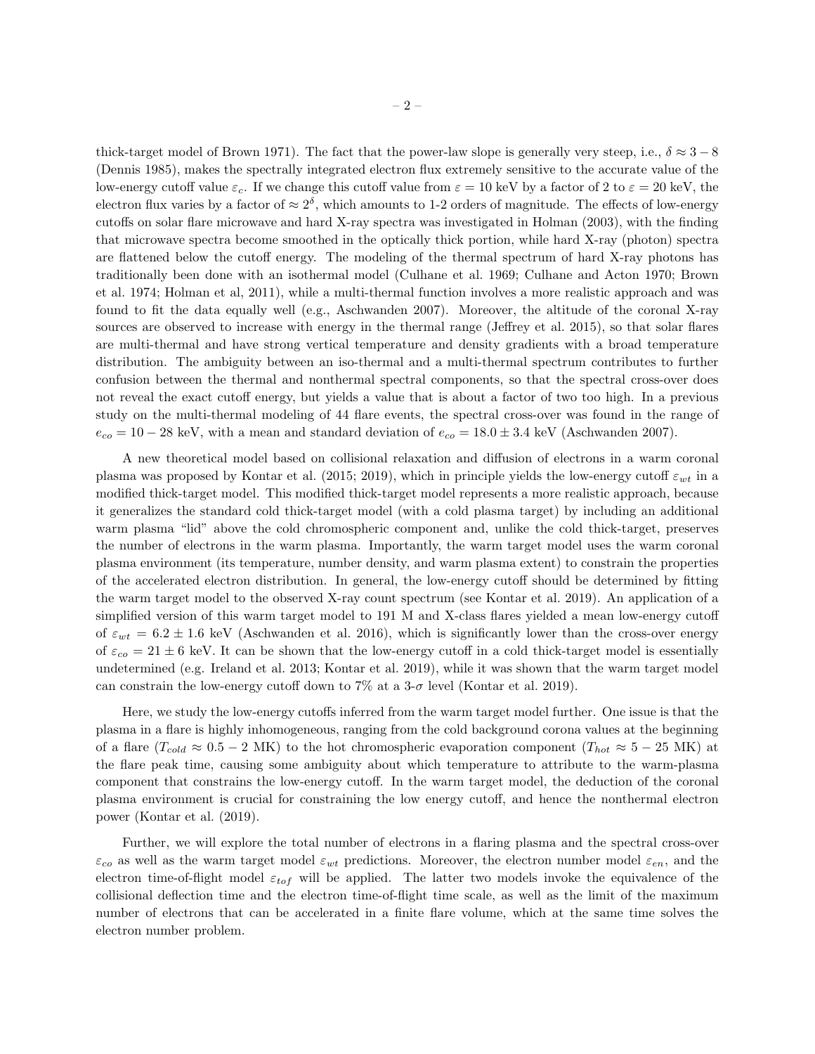thick-target model of Brown 1971). The fact that the power-law slope is generally very steep, i.e., $\delta \approx 3-8$ (Dennis 1985), makes the spectrally integrated electron flux extremely sensitive to the accurate value of the low-energy cutoff value $\varepsilon_c$. If we change this cutoff value from $\varepsilon = 10$ keV by a factor of 2 to $\varepsilon = 20$ keV, the electron flux varies by a factor of $\approx 2^{\delta}$, which amounts to 1-2 orders of magnitude. The effects of low-energy cutoffs on solar flare microwave and hard X-ray spectra was investigated in Holman (2003), with the finding that microwave spectra become smoothed in the optically thick portion, while hard X-ray (photon) spectra are flattened below the cutoff energy. The modeling of the thermal spectrum of hard X-ray photons has traditionally been done with an isothermal model (Culhane et al. 1969; Culhane and Acton 1970; Brown et al. 1974; Holman et al, 2011), while a multi-thermal function involves a more realistic approach and was found to fit the data equally well (e.g., Aschwanden 2007). Moreover, the altitude of the coronal X-ray sources are observed to increase with energy in the thermal range (Jeffrey et al. 2015), so that solar flares are multi-thermal and have strong vertical temperature and density gradients with a broad temperature distribution. The ambiguity between an iso-thermal and a multi-thermal spectrum contributes to further confusion between the thermal and nonthermal spectral components, so that the spectral cross-over does not reveal the exact cutoff energy, but yields a value that is about a factor of two too high. In a previous study on the multi-thermal modeling of 44 flare events, the spectral cross-over was found in the range of $e_{co} = 10-28$ keV, with a mean and standard deviation of $e_{co} = 18.0 \pm 3.4$ keV (Aschwanden 2007).

A new theoretical model based on collisional relaxation and diffusion of electrons in a warm coronal plasma was proposed by Kontar et al. (2015; 2019), which in principle yields the low-energy cutoff $\varepsilon_{wt}$ in a modified thick-target model. This modified thick-target model represents a more realistic approach, because it generalizes the standard cold thick-target model (with a cold plasma target) by including an additional warm plasma "lid" above the cold chromospheric component and, unlike the cold thick-target, preserves the number of electrons in the warm plasma. Importantly, the warm target model uses the warm coronal plasma environment (its temperature, number density, and warm plasma extent) to constrain the properties of the accelerated electron distribution. In general, the low-energy cutoff should be determined by fitting the warm target model to the observed X-ray count spectrum (see Kontar et al. 2019). An application of a simplified version of this warm target model to 191 M and X-class flares yielded a mean low-energy cutoff of $\varepsilon_{wt} = 6.2 \pm 1.6$ keV (Aschwanden et al. 2016), which is significantly lower than the cross-over energy of $\varepsilon_{co} = 21 \pm 6$ keV. It can be shown that the low-energy cutoff in a cold thick-target model is essentially undetermined (e.g. Ireland et al. 2013; Kontar et al. 2019), while it was shown that the warm target model can constrain the low-energy cutoff down to 7% at a 3-$\sigma$ level (Kontar et al. 2019).

Here, we study the low-energy cutoffs inferred from the warm target model further. One issue is that the plasma in a flare is highly inhomogeneous, ranging from the cold background corona values at the beginning of a flare ($T_{cold} \approx 0.5-2$ MK) to the hot chromospheric evaporation component ($T_{hot} \approx 5-25$ MK) at the flare peak time, causing some ambiguity about which temperature to attribute to the warm-plasma component that constrains the low-energy cutoff. In the warm target model, the deduction of the coronal plasma environment is crucial for constraining the low energy cutoff, and hence the nonthermal electron power (Kontar et al. (2019).

Further, we will explore the total number of electrons in a flaring plasma and the spectral cross-over $\varepsilon_{co}$ as well as the warm target model $\varepsilon_{wt}$ predictions. Moreover, the electron number model $\varepsilon_{en}$, and the electron time-of-flight model $\varepsilon_{tof}$ will be applied. The latter two models invoke the equivalence of the collisional deflection time and the electron time-of-flight time scale, as well as the limit of the maximum number of electrons that can be accelerated in a finite flare volume, which at the same time solves the electron number problem.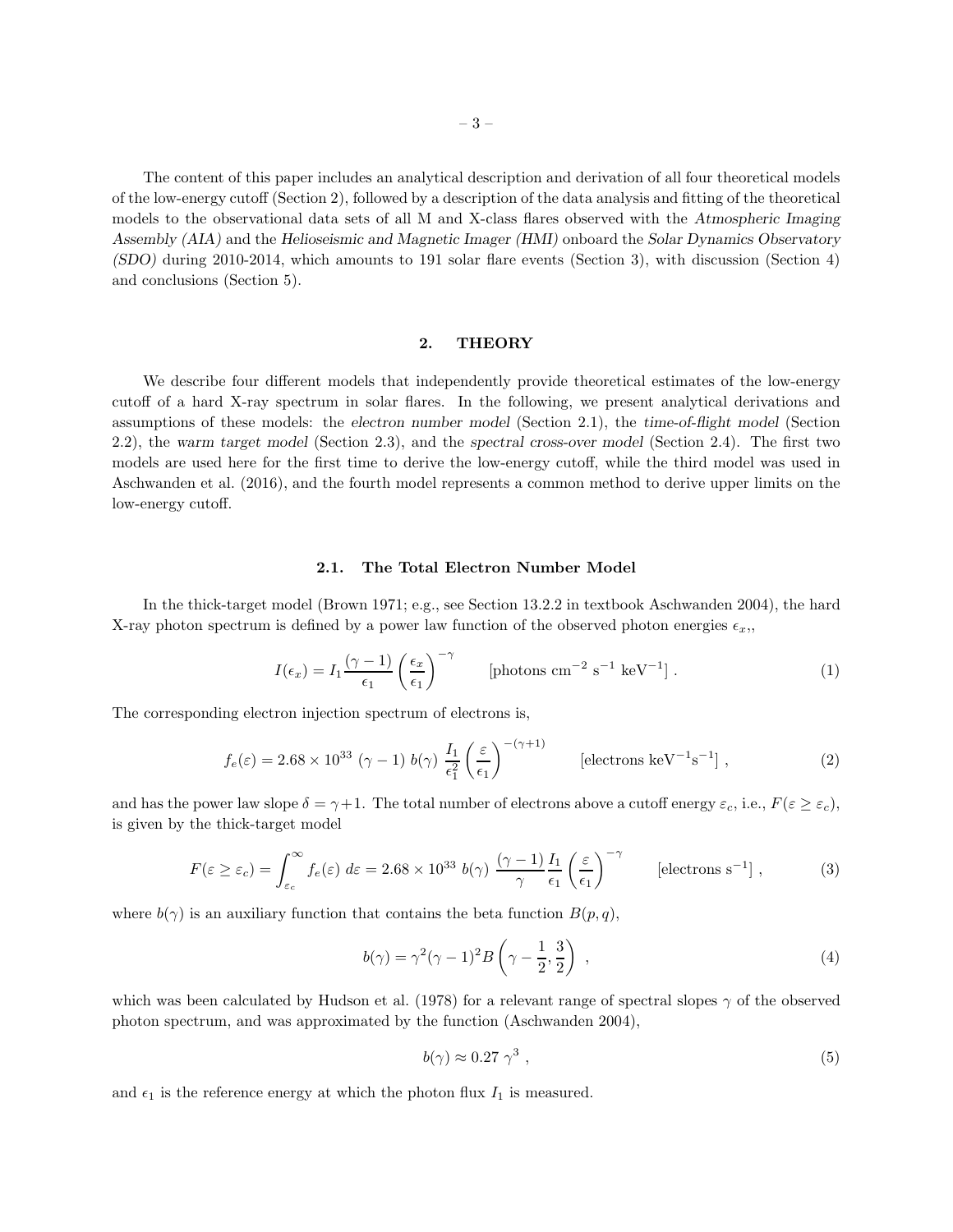The content of this paper includes an analytical description and derivation of all four theoretical models of the low-energy cutoff (Section 2), followed by a description of the data analysis and fitting of the theoretical models to the observational data sets of all M and X-class flares observed with the *Atmospheric Imaging Assembly (AIA)* and the *Helioseismic and Magnetic Imager (HMI)* onboard the *Solar Dynamics Observatory (SDO)* during 2010-2014, which amounts to 191 solar flare events (Section 3), with discussion (Section 4) and conclusions (Section 5).

## 2. THEORY

We describe four different models that independently provide theoretical estimates of the low-energy cutoff of a hard X-ray spectrum in solar flares. In the following, we present analytical derivations and assumptions of these models: the *electron number model* (Section 2.1), the *time-of-flight model* (Section 2.2), the *warm target model* (Section 2.3), and the *spectral cross-over model* (Section 2.4). The first two models are used here for the first time to derive the low-energy cutoff, while the third model was used in Aschwanden et al. (2016), and the fourth model represents a common method to derive upper limits on the low-energy cutoff.

### 2.1. The Total Electron Number Model

In the thick-target model (Brown 1971; e.g., see Section 13.2.2 in textbook Aschwanden 2004), the hard X-ray photon spectrum is defined by a power law function of the observed photon energies $\epsilon_x$,,

$$I(\epsilon_x) = I_1 \frac{(\gamma - 1)}{\epsilon_1} \left( \frac{\epsilon_x}{\epsilon_1} \right)^{-\gamma} \qquad [\text{photons cm}^{-2} \text{ s}^{-1} \text{ keV}^{-1}] \ . \tag{1}$$

The corresponding electron injection spectrum of electrons is,

$$f_e(\varepsilon) = 2.68 \times 10^{33} \ (\gamma - 1) \ b(\gamma) \ \frac{I_1}{\epsilon_1^2} \left( \frac{\varepsilon}{\epsilon_1} \right)^{-(\gamma+1)} \qquad [\text{electrons keV}^{-1}\text{s}^{-1}] \ , \tag{2}$$

and has the power law slope $\delta = \gamma + 1$. The total number of electrons above a cutoff energy $\varepsilon_c$, i.e., $F(\varepsilon \geq \varepsilon_c)$, is given by the thick-target model

$$F(\varepsilon \geq \varepsilon_c) = \int_{\varepsilon_c}^{\infty} f_e(\varepsilon) \ d\varepsilon = 2.68 \times 10^{33} \ b(\gamma) \ \frac{(\gamma - 1)}{\gamma} \frac{I_1}{\epsilon_1} \left( \frac{\varepsilon}{\epsilon_1} \right)^{-\gamma} \qquad [\text{electrons s}^{-1}] \ , \tag{3}$$

where $b(\gamma)$ is an auxiliary function that contains the beta function $B(p, q)$,

$$b(\gamma) = \gamma^2 (\gamma - 1)^2 B \left( \gamma - \frac{1}{2}, \frac{3}{2} \right) \ , \tag{4}$$

which was been calculated by Hudson et al. (1978) for a relevant range of spectral slopes $\gamma$ of the observed photon spectrum, and was approximated by the function (Aschwanden 2004),

$$b(\gamma) \approx 0.27 \ \gamma^3 \ , \tag{5}$$

and $\epsilon_1$ is the reference energy at which the photon flux $I_1$ is measured.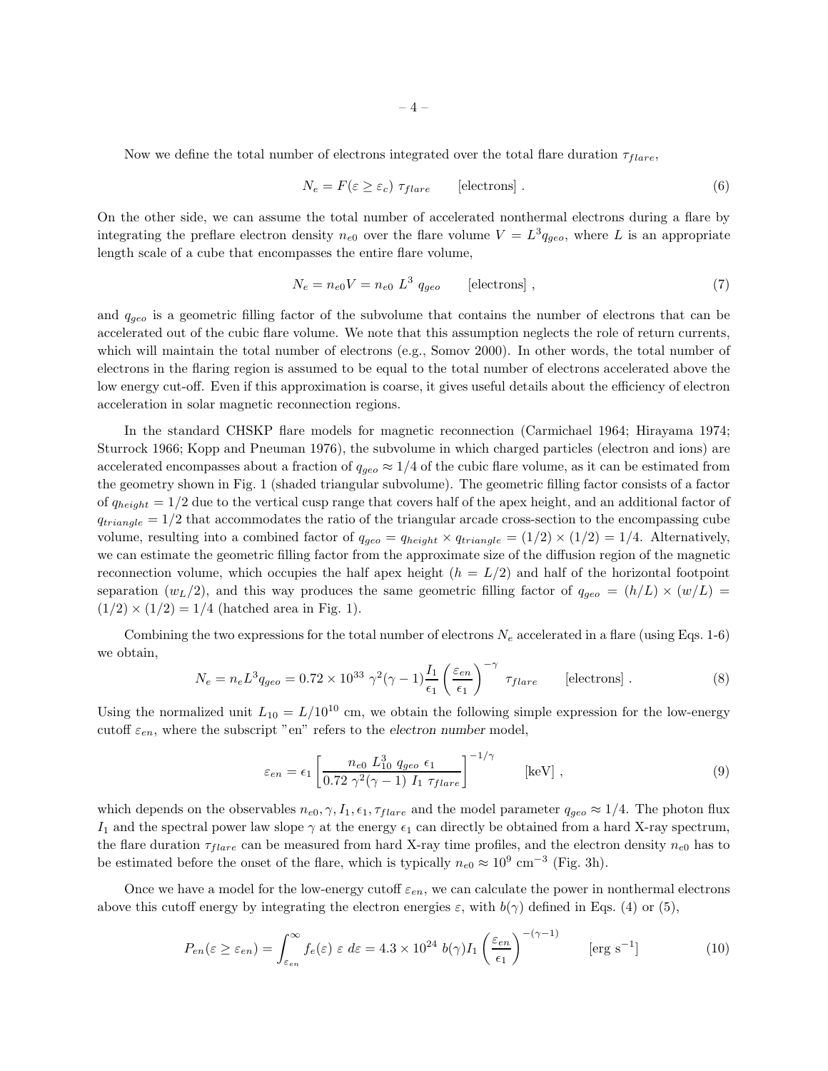Now we define the total number of electrons integrated over the total flare duration $\tau_{flare}$,

$$N_e = F(\varepsilon \geq \varepsilon_c) \ \tau_{flare} \qquad \text{[electrons]} \ . \tag{6}$$

On the other side, we can assume the total number of accelerated nonthermal electrons during a flare by integrating the preflare electron density $n_{e0}$ over the flare volume $V = L^3 q_{geo}$, where $L$ is an appropriate length scale of a cube that encompasses the entire flare volume,

$$N_e = n_{e0} V = n_{e0} \ L^3 \ q_{geo} \qquad \text{[electrons]} \ , \tag{7}$$

and $q_{geo}$ is a geometric filling factor of the subvolume that contains the number of electrons that can be accelerated out of the cubic flare volume. We note that this assumption neglects the role of return currents, which will maintain the total number of electrons (e.g., Somov 2000). In other words, the total number of electrons in the flaring region is assumed to be equal to the total number of electrons accelerated above the low energy cut-off. Even if this approximation is coarse, it gives useful details about the efficiency of electron acceleration in solar magnetic reconnection regions.

In the standard CHSKP flare models for magnetic reconnection (Carmichael 1964; Hirayama 1974; Sturrock 1966; Kopp and Pneuman 1976), the subvolume in which charged particles (electron and ions) are accelerated encompasses about a fraction of $q_{geo} \approx 1/4$ of the cubic flare volume, as it can be estimated from the geometry shown in Fig. 1 (shaded triangular subvolume). The geometric filling factor consists of a factor of $q_{height} = 1/2$ due to the vertical cusp range that covers half of the apex height, and an additional factor of $q_{triangle} = 1/2$ that accommodates the ratio of the triangular arcade cross-section to the encompassing cube volume, resulting into a combined factor of $q_{geo} = q_{height} \times q_{triangle} = (1/2) \times (1/2) = 1/4$. Alternatively, we can estimate the geometric filling factor from the approximate size of the diffusion region of the magnetic reconnection volume, which occupies the half apex height ($h = L/2$) and half of the horizontal footpoint separation ($w_L/2$), and this way produces the same geometric filling factor of $q_{geo} = (h/L) \times (w/L) = (1/2) \times (1/2) = 1/4$ (hatched area in Fig. 1).

Combining the two expressions for the total number of electrons $N_e$ accelerated in a flare (using Eqs. 1-6) we obtain,

$$N_e = n_e L^3 q_{geo} = 0.72 \times 10^{33} \ \gamma^2 (\gamma - 1) \frac{I_1}{\epsilon_1} \left( \frac{\varepsilon_{en}}{\epsilon_1} \right)^{-\gamma} \ \tau_{flare} \qquad \text{[electrons]} \ . \tag{8}$$

Using the normalized unit $L_{10} = L/10^{10}$ cm, we obtain the following simple expression for the low-energy cutoff $\varepsilon_{en}$, where the subscript "en" refers to the *electron number* model,

$$\varepsilon_{en} = \epsilon_1 \left[ \frac{n_{e0} \ L_{10}^3 \ q_{geo} \ \epsilon_1}{0.72 \ \gamma^2 (\gamma - 1) \ I_1 \ \tau_{flare}} \right]^{-1/\gamma} \qquad \text{[keV]} \ , \tag{9}$$

which depends on the observables $n_{e0}, \gamma, I_1, \epsilon_1, \tau_{flare}$ and the model parameter $q_{geo} \approx 1/4$. The photon flux $I_1$ and the spectral power law slope $\gamma$ at the energy $\epsilon_1$ can directly be obtained from a hard X-ray spectrum, the flare duration $\tau_{flare}$ can be measured from hard X-ray time profiles, and the electron density $n_{e0}$ has to be estimated before the onset of the flare, which is typically $n_{e0} \approx 10^9$ cm$^{-3}$ (Fig. 3h).

Once we have a model for the low-energy cutoff $\varepsilon_{en}$, we can calculate the power in nonthermal electrons above this cutoff energy by integrating the electron energies $\varepsilon$, with $b(\gamma)$ defined in Eqs. (4) or (5),

$$P_{en}(\varepsilon \geq \varepsilon_{en}) = \int_{\varepsilon_{en}}^{\infty} f_e(\varepsilon) \ \varepsilon \ d\varepsilon = 4.3 \times 10^{24} \ b(\gamma) I_1 \left( \frac{\varepsilon_{en}}{\epsilon_1} \right)^{-(\gamma-1)} \qquad \text{[erg s}^{-1}\text{]} \tag{10}$$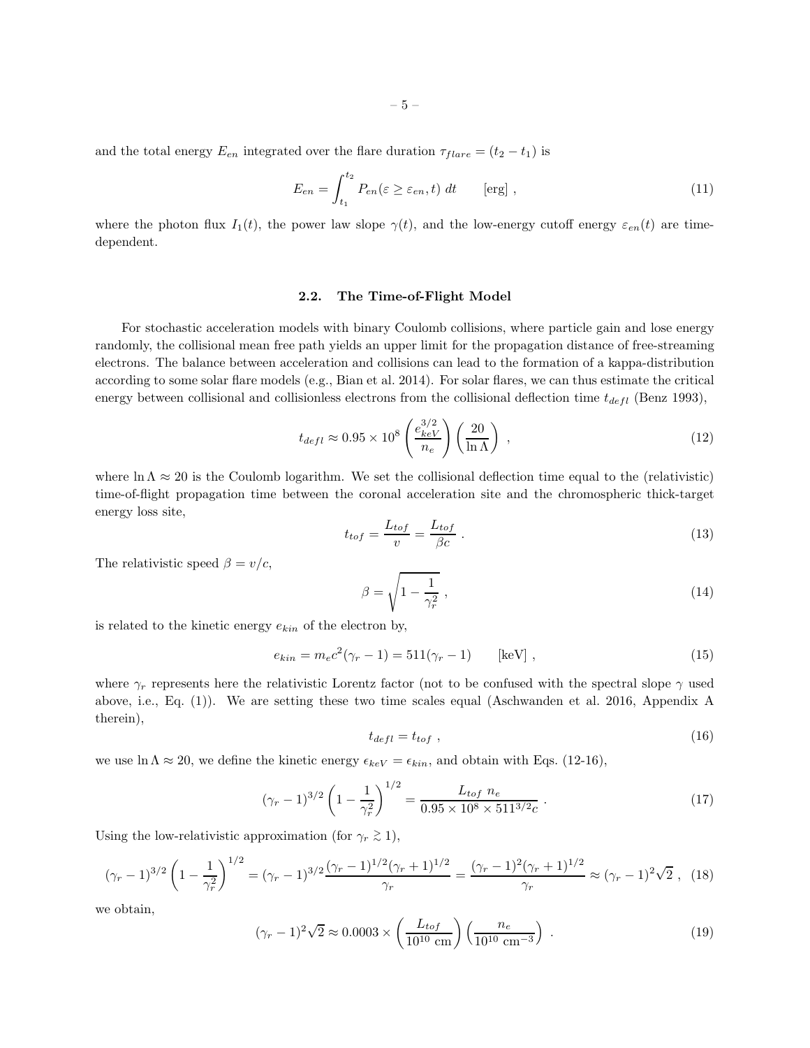and the total energy $E_{en}$ integrated over the flare duration $\tau_{flare} = (t_2 - t_1)$ is

$$E_{en} = \int_{t_1}^{t_2} P_{en}(\varepsilon \geq \varepsilon_{en}, t) \; dt \qquad [\text{erg}] \; , \tag{11}$$

where the photon flux $I_1(t)$, the power law slope $\gamma(t)$, and the low-energy cutoff energy $\varepsilon_{en}(t)$ are time-dependent.

### 2.2. The Time-of-Flight Model

For stochastic acceleration models with binary Coulomb collisions, where particle gain and lose energy randomly, the collisional mean free path yields an upper limit for the propagation distance of free-streaming electrons. The balance between acceleration and collisions can lead to the formation of a kappa-distribution according to some solar flare models (e.g., Bian et al. 2014). For solar flares, we can thus estimate the critical energy between collisional and collisionless electrons from the collisional deflection time $t_{defl}$ (Benz 1993),

$$t_{defl} \approx 0.95 \times 10^8 \left( \frac{e_{keV}^{3/2}}{n_e} \right) \left( \frac{20}{\ln \Lambda} \right) \; , \tag{12}$$

where $\ln \Lambda \approx 20$ is the Coulomb logarithm. We set the collisional deflection time equal to the (relativistic) time-of-flight propagation time between the coronal acceleration site and the chromospheric thick-target energy loss site,

$$t_{tof} = \frac{L_{tof}}{v} = \frac{L_{tof}}{\beta c} \; . \tag{13}$$

The relativistic speed $\beta = v/c$,

$$\beta = \sqrt{1 - \frac{1}{\gamma_r^2}} \; , \tag{14}$$

is related to the kinetic energy $e_{kin}$ of the electron by,

$$e_{kin} = m_e c^2 (\gamma_r - 1) = 511(\gamma_r - 1) \qquad [\text{keV}] \; , \tag{15}$$

where $\gamma_r$ represents here the relativistic Lorentz factor (not to be confused with the spectral slope $\gamma$ used above, i.e., Eq. (1)). We are setting these two time scales equal (Aschwanden et al. 2016, Appendix A therein),

$$t_{defl} = t_{tof} \; , \tag{16}$$

we use $\ln \Lambda \approx 20$, we define the kinetic energy $\epsilon_{keV} = \epsilon_{kin}$, and obtain with Eqs. (12-16),

$$(\gamma_r - 1)^{3/2} \left( 1 - \frac{1}{\gamma_r^2} \right)^{1/2} = \frac{L_{tof} \; n_e}{0.95 \times 10^8 \times 511^{3/2} c} \; . \tag{17}$$

Using the low-relativistic approximation (for $\gamma_r \gtrsim 1$),

$$(\gamma_r - 1)^{3/2} \left( 1 - \frac{1}{\gamma_r^2} \right)^{1/2} = (\gamma_r - 1)^{3/2} \frac{(\gamma_r - 1)^{1/2} (\gamma_r + 1)^{1/2}}{\gamma_r} = \frac{(\gamma_r - 1)^2 (\gamma_r + 1)^{1/2}}{\gamma_r} \approx (\gamma_r - 1)^2 \sqrt{2} \; , \tag{18}$$

we obtain,

$$(\gamma_r - 1)^2 \sqrt{2} \approx 0.0003 \times \left( \frac{L_{tof}}{10^{10} \text{ cm}} \right) \left( \frac{n_e}{10^{10} \text{ cm}^{-3}} \right) \; . \tag{19}$$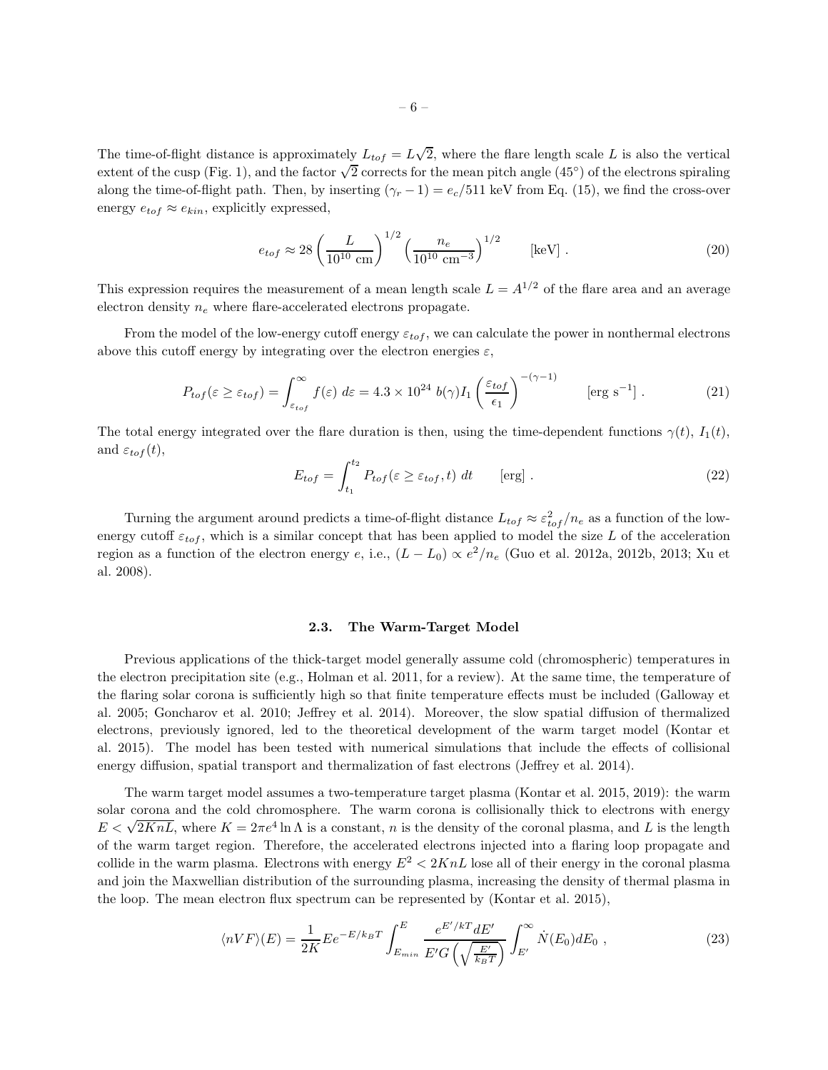The time-of-flight distance is approximately $L_{tof} = L\sqrt{2}$, where the flare length scale $L$ is also the vertical extent of the cusp (Fig. 1), and the factor $\sqrt{2}$ corrects for the mean pitch angle (45°) of the electrons spiraling along the time-of-flight path. Then, by inserting $(\gamma_r - 1) = e_c/511$ keV from Eq. (15), we find the cross-over energy $e_{tof} \approx e_{kin}$, explicitly expressed,

$$e_{tof} \approx 28 \left( \frac{L}{10^{10} \text{ cm}} \right)^{1/2} \left( \frac{n_e}{10^{10} \text{ cm}^{-3}} \right)^{1/2} \qquad [\text{keV}] \ . \tag{20}$$

This expression requires the measurement of a mean length scale $L = A^{1/2}$ of the flare area and an average electron density $n_e$ where flare-accelerated electrons propagate.

From the model of the low-energy cutoff energy $\varepsilon_{tof}$, we can calculate the power in nonthermal electrons above this cutoff energy by integrating over the electron energies $\varepsilon$,

$$P_{tof}(\varepsilon \geq \varepsilon_{tof}) = \int_{\varepsilon_{tof}}^{\infty} f(\varepsilon)\ d\varepsilon = 4.3 \times 10^{24}\ b(\gamma) I_1 \left( \frac{\varepsilon_{tof}}{\epsilon_1} \right)^{-(\gamma-1)} \qquad [\text{erg s}^{-1}] \ . \tag{21}$$

The total energy integrated over the flare duration is then, using the time-dependent functions $\gamma(t)$, $I_1(t)$, and $\varepsilon_{tof}(t)$,

$$E_{tof} = \int_{t_1}^{t_2} P_{tof}(\varepsilon \geq \varepsilon_{tof}, t)\ dt \qquad [\text{erg}] \ . \tag{22}$$

Turning the argument around predicts a time-of-flight distance $L_{tof} \approx \varepsilon_{tof}^2/n_e$ as a function of the low-energy cutoff $\varepsilon_{tof}$, which is a similar concept that has been applied to model the size $L$ of the acceleration region as a function of the electron energy $e$, i.e., $(L - L_0) \propto e^2/n_e$ (Guo et al. 2012a, 2012b, 2013; Xu et al. 2008).

### 2.3. The Warm-Target Model

Previous applications of the thick-target model generally assume cold (chromospheric) temperatures in the electron precipitation site (e.g., Holman et al. 2011, for a review). At the same time, the temperature of the flaring solar corona is sufficiently high so that finite temperature effects must be included (Galloway et al. 2005; Goncharov et al. 2010; Jeffrey et al. 2014). Moreover, the slow spatial diffusion of thermalized electrons, previously ignored, led to the theoretical development of the warm target model (Kontar et al. 2015). The model has been tested with numerical simulations that include the effects of collisional energy diffusion, spatial transport and thermalization of fast electrons (Jeffrey et al. 2014).

The warm target model assumes a two-temperature target plasma (Kontar et al. 2015, 2019): the warm solar corona and the cold chromosphere. The warm corona is collisionally thick to electrons with energy $E < \sqrt{2KnL}$, where $K = 2\pi e^4 \ln \Lambda$ is a constant, $n$ is the density of the coronal plasma, and $L$ is the length of the warm target region. Therefore, the accelerated electrons injected into a flaring loop propagate and collide in the warm plasma. Electrons with energy $E^2 < 2KnL$ lose all of their energy in the coronal plasma and join the Maxwellian distribution of the surrounding plasma, increasing the density of thermal plasma in the loop. The mean electron flux spectrum can be represented by (Kontar et al. 2015),

$$\langle nVF \rangle(E) = \frac{1}{2K} E e^{-E/k_B T} \int_{E_{min}}^{E} \frac{e^{E'/kT} dE'}{E' G\left(\sqrt{\frac{E'}{k_B T}}\right)} \int_{E'}^{\infty} \dot{N}(E_0) dE_0 \ , \tag{23}$$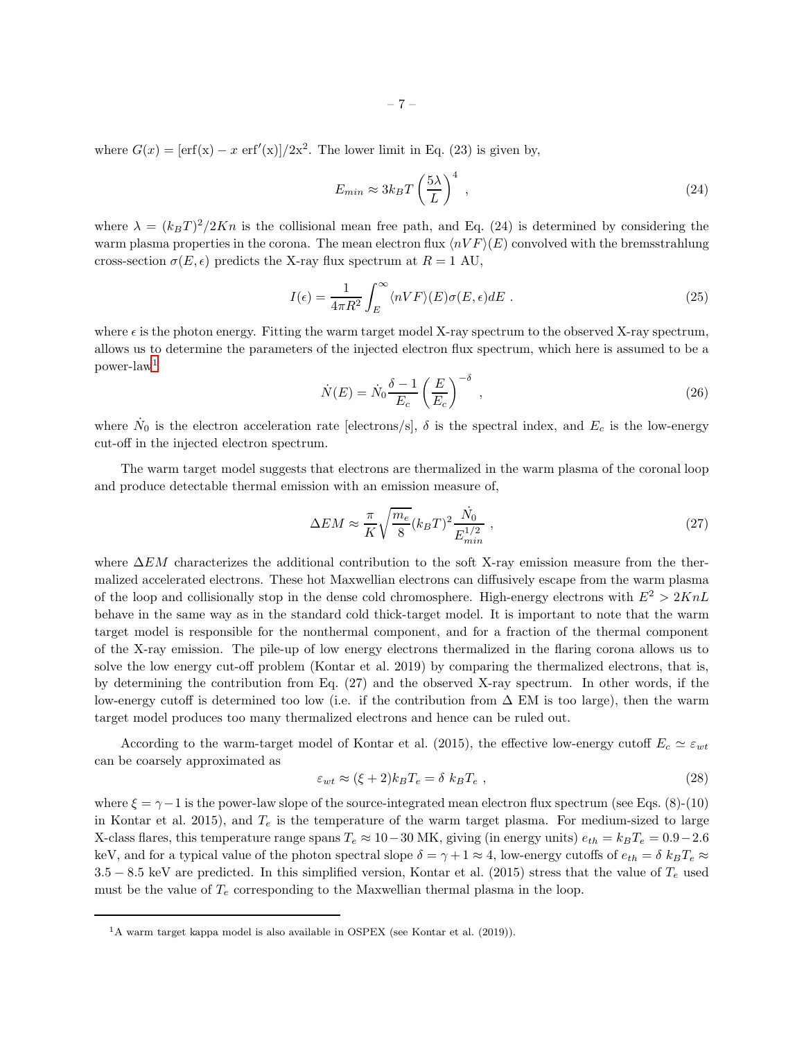where $G(x) = [\mathrm{erf(x)} - x \ \mathrm{erf'(x)}]/2\mathrm{x}^2$. The lower limit in Eq. (23) is given by,

$$E_{min} \approx 3k_BT \left(\frac{5\lambda}{L}\right)^4 \ , \tag{24}$$

where $\lambda = (k_BT)^2/2Kn$ is the collisional mean free path, and Eq. (24) is determined by considering the warm plasma properties in the corona. The mean electron flux $\langle nVF\rangle(E)$ convolved with the bremsstrahlung cross-section $\sigma(E,\epsilon)$ predicts the X-ray flux spectrum at $R = 1$ AU,

$$I(\epsilon) = \frac{1}{4\pi R^2}\int_E^\infty \langle nVF\rangle(E)\sigma(E,\epsilon)dE \ . \tag{25}$$

where $\epsilon$ is the photon energy. Fitting the warm target model X-ray spectrum to the observed X-ray spectrum, allows us to determine the parameters of the injected electron flux spectrum, which here is assumed to be a power-law[1]

$$\dot{N}(E) = \dot{N}_0 \frac{\delta - 1}{E_c}\left(\frac{E}{E_c}\right)^{-\delta} \ , \tag{26}$$

where $\dot{N}_0$ is the electron acceleration rate [electrons/s], $\delta$ is the spectral index, and $E_c$ is the low-energy cut-off in the injected electron spectrum.

The warm target model suggests that electrons are thermalized in the warm plasma of the coronal loop and produce detectable thermal emission with an emission measure of,

$$\Delta EM \approx \frac{\pi}{K}\sqrt{\frac{m_e}{8}}(k_BT)^2\frac{\dot{N}_0}{E_{min}^{1/2}} \ , \tag{27}$$

where $\Delta EM$ characterizes the additional contribution to the soft X-ray emission measure from the thermalized accelerated electrons. These hot Maxwellian electrons can diffusively escape from the warm plasma of the loop and collisionally stop in the dense cold chromosphere. High-energy electrons with $E^2 > 2KnL$ behave in the same way as in the standard cold thick-target model. It is important to note that the warm target model is responsible for the nonthermal component, and for a fraction of the thermal component of the X-ray emission. The pile-up of low energy electrons thermalized in the flaring corona allows us to solve the low energy cut-off problem (Kontar et al. 2019) by comparing the thermalized electrons, that is, by determining the contribution from Eq. (27) and the observed X-ray spectrum. In other words, if the low-energy cutoff is determined too low (i.e. if the contribution from $\Delta$ EM is too large), then the warm target model produces too many thermalized electrons and hence can be ruled out.

According to the warm-target model of Kontar et al. (2015), the effective low-energy cutoff $E_c \simeq \varepsilon_{wt}$ can be coarsely approximated as

$$\varepsilon_{wt} \approx (\xi + 2)k_BT_e = \delta \ k_BT_e \ , \tag{28}$$

where $\xi = \gamma - 1$ is the power-law slope of the source-integrated mean electron flux spectrum (see Eqs. (8)-(10) in Kontar et al. 2015), and $T_e$ is the temperature of the warm target plasma. For medium-sized to large X-class flares, this temperature range spans $T_e \approx 10-30$ MK, giving (in energy units) $e_{th} = k_BT_e = 0.9-2.6$ keV, and for a typical value of the photon spectral slope $\delta = \gamma + 1 \approx 4$, low-energy cutoffs of $e_{th} = \delta \ k_BT_e \approx 3.5 - 8.5$ keV are predicted. In this simplified version, Kontar et al. (2015) stress that the value of $T_e$ used must be the value of $T_e$ corresponding to the Maxwellian thermal plasma in the loop.

[1] A warm target kappa model is also available in OSPEX (see Kontar et al. (2019)).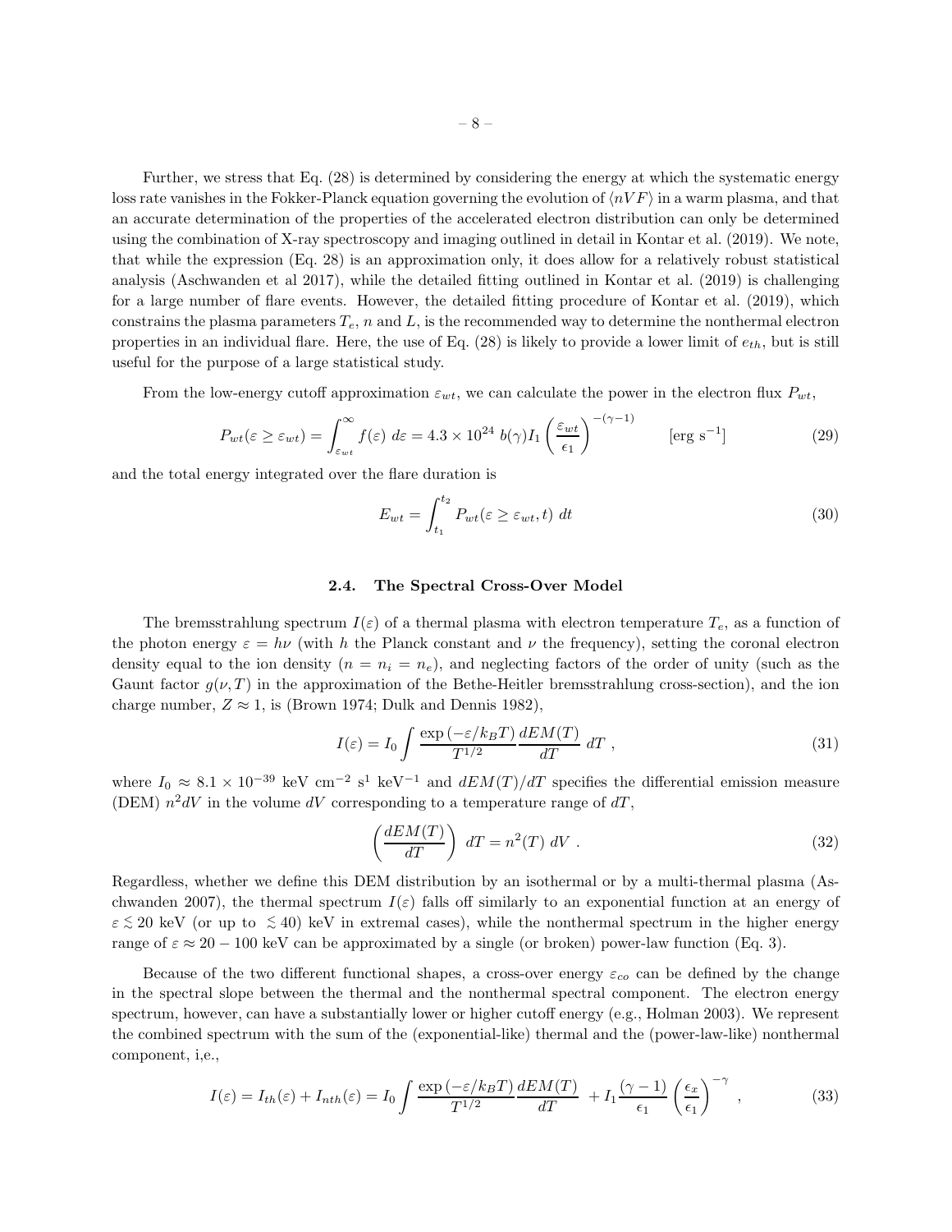Further, we stress that Eq. (28) is determined by considering the energy at which the systematic energy loss rate vanishes in the Fokker-Planck equation governing the evolution of $\langle nVF \rangle$ in a warm plasma, and that an accurate determination of the properties of the accelerated electron distribution can only be determined using the combination of X-ray spectroscopy and imaging outlined in detail in Kontar et al. (2019). We note, that while the expression (Eq. 28) is an approximation only, it does allow for a relatively robust statistical analysis (Aschwanden et al 2017), while the detailed fitting outlined in Kontar et al. (2019) is challenging for a large number of flare events. However, the detailed fitting procedure of Kontar et al. (2019), which constrains the plasma parameters $T_e$, $n$ and $L$, is the recommended way to determine the nonthermal electron properties in an individual flare. Here, the use of Eq. (28) is likely to provide a lower limit of $e_{th}$, but is still useful for the purpose of a large statistical study.

From the low-energy cutoff approximation $\varepsilon_{wt}$, we can calculate the power in the electron flux $P_{wt}$,

$$P_{wt}(\varepsilon \ge \varepsilon_{wt}) = \int_{\varepsilon_{wt}}^{\infty} f(\varepsilon)\ d\varepsilon = 4.3 \times 10^{24}\ b(\gamma) I_1 \left( \frac{\varepsilon_{wt}}{\epsilon_1} \right)^{-(\gamma-1)} \qquad [\mathrm{erg\ s^{-1}}] \tag{29}$$

and the total energy integrated over the flare duration is

$$E_{wt} = \int_{t_1}^{t_2} P_{wt}(\varepsilon \ge \varepsilon_{wt}, t)\ dt \tag{30}$$

## 2.4. The Spectral Cross-Over Model

The bremsstrahlung spectrum $I(\varepsilon)$ of a thermal plasma with electron temperature $T_e$, as a function of the photon energy $\varepsilon = h\nu$ (with $h$ the Planck constant and $\nu$ the frequency), setting the coronal electron density equal to the ion density ($n = n_i = n_e$), and neglecting factors of the order of unity (such as the Gaunt factor $g(\nu, T)$ in the approximation of the Bethe-Heitler bremsstrahlung cross-section), and the ion charge number, $Z \approx 1$, is (Brown 1974; Dulk and Dennis 1982),

$$I(\varepsilon) = I_0 \int \frac{\exp\left(-\varepsilon/k_B T\right)}{T^{1/2}} \frac{dEM(T)}{dT}\ dT\ , \tag{31}$$

where $I_0 \approx 8.1 \times 10^{-39}$ keV cm$^{-2}$ s$^{1}$ keV$^{-1}$ and $dEM(T)/dT$ specifies the differential emission measure (DEM) $n^2 dV$ in the volume $dV$ corresponding to a temperature range of $dT$,

$$\left( \frac{dEM(T)}{dT} \right)\ dT = n^2(T)\ dV\ . \tag{32}$$

Regardless, whether we define this DEM distribution by an isothermal or by a multi-thermal plasma (Aschwanden 2007), the thermal spectrum $I(\varepsilon)$ falls off similarly to an exponential function at an energy of $\varepsilon \lesssim 20$ keV (or up to $\lesssim 40$) keV in extremal cases), while the nonthermal spectrum in the higher energy range of $\varepsilon \approx 20 - 100$ keV can be approximated by a single (or broken) power-law function (Eq. 3).

Because of the two different functional shapes, a cross-over energy $\varepsilon_{co}$ can be defined by the change in the spectral slope between the thermal and the nonthermal spectral component. The electron energy spectrum, however, can have a substantially lower or higher cutoff energy (e.g., Holman 2003). We represent the combined spectrum with the sum of the (exponential-like) thermal and the (power-law-like) nonthermal component, i,e.,

$$I(\varepsilon) = I_{th}(\varepsilon) + I_{nth}(\varepsilon) = I_0 \int \frac{\exp\left(-\varepsilon/k_B T\right)}{T^{1/2}} \frac{dEM(T)}{dT}\ + I_1 \frac{(\gamma-1)}{\epsilon_1} \left( \frac{\epsilon_x}{\epsilon_1} \right)^{-\gamma}\ , \tag{33}$$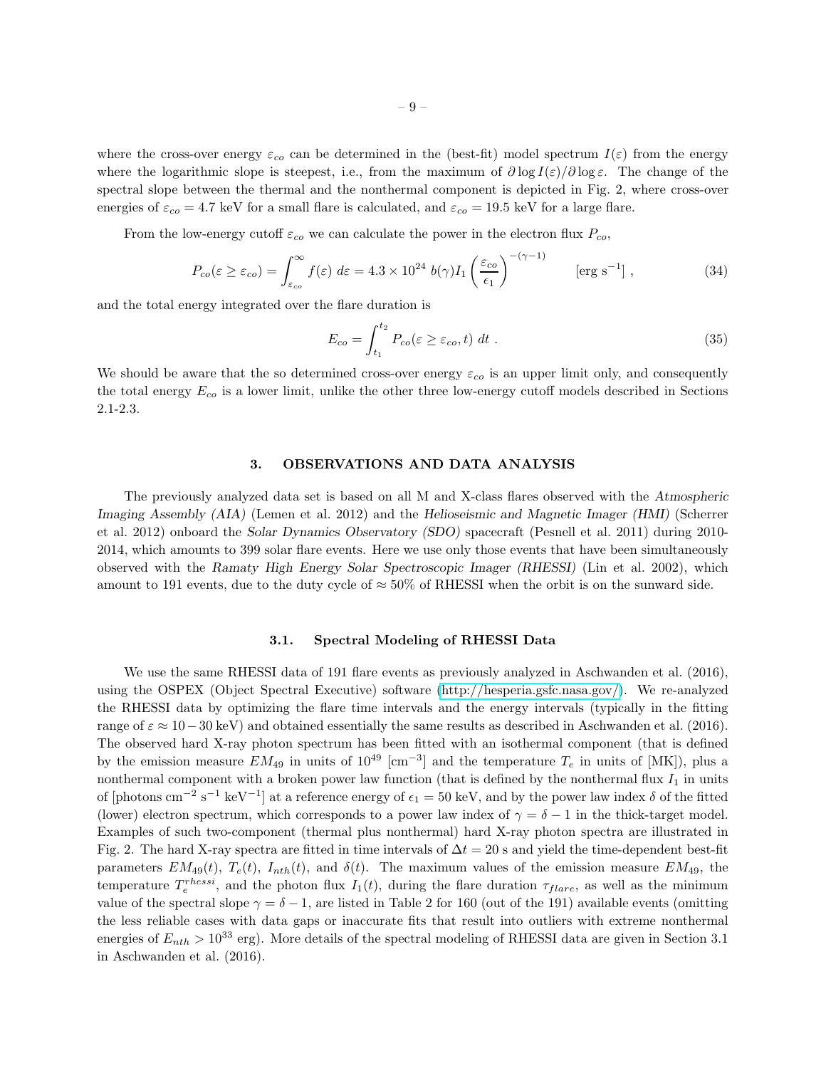where the cross-over energy $\varepsilon_{co}$ can be determined in the (best-fit) model spectrum $I(\varepsilon)$ from the energy where the logarithmic slope is steepest, i.e., from the maximum of $\partial \log I(\varepsilon)/\partial \log \varepsilon$. The change of the spectral slope between the thermal and the nonthermal component is depicted in Fig. 2, where cross-over energies of $\varepsilon_{co} = 4.7$ keV for a small flare is calculated, and $\varepsilon_{co} = 19.5$ keV for a large flare.

From the low-energy cutoff $\varepsilon_{co}$ we can calculate the power in the electron flux $P_{co}$,

$$P_{co}(\varepsilon \geq \varepsilon_{co}) = \int_{\varepsilon_{co}}^{\infty} f(\varepsilon)\ d\varepsilon = 4.3 \times 10^{24}\ b(\gamma) I_1 \left(\frac{\varepsilon_{co}}{\epsilon_1}\right)^{-(\gamma-1)} \qquad [\mathrm{erg\ s^{-1}}] \ , \tag{34}$$

and the total energy integrated over the flare duration is

$$E_{co} = \int_{t_1}^{t_2} P_{co}(\varepsilon \geq \varepsilon_{co}, t)\ dt \ . \tag{35}$$

We should be aware that the so determined cross-over energy $\varepsilon_{co}$ is an upper limit only, and consequently the total energy $E_{co}$ is a lower limit, unlike the other three low-energy cutoff models described in Sections 2.1-2.3.

## 3. OBSERVATIONS AND DATA ANALYSIS

The previously analyzed data set is based on all M and X-class flares observed with the *Atmospheric Imaging Assembly (AIA)* (Lemen et al. 2012) and the *Helioseismic and Magnetic Imager (HMI)* (Scherrer et al. 2012) onboard the *Solar Dynamics Observatory (SDO)* spacecraft (Pesnell et al. 2011) during 2010-2014, which amounts to 399 solar flare events. Here we use only those events that have been simultaneously observed with the *Ramaty High Energy Solar Spectroscopic Imager (RHESSI)* (Lin et al. 2002), which amount to 191 events, due to the duty cycle of $\approx 50\%$ of RHESSI when the orbit is on the sunward side.

### 3.1. Spectral Modeling of RHESSI Data

We use the same RHESSI data of 191 flare events as previously analyzed in Aschwanden et al. (2016), using the OSPEX (Object Spectral Executive) software (http://hesperia.gsfc.nasa.gov/). We re-analyzed the RHESSI data by optimizing the flare time intervals and the energy intervals (typically in the fitting range of $\varepsilon \approx 10-30$ keV) and obtained essentially the same results as described in Aschwanden et al. (2016). The observed hard X-ray photon spectrum has been fitted with an isothermal component (that is defined by the emission measure $EM_{49}$ in units of $10^{49}$ [cm$^{-3}$] and the temperature $T_e$ in units of [MK]), plus a nonthermal component with a broken power law function (that is defined by the nonthermal flux $I_1$ in units of [photons cm$^{-2}$ s$^{-1}$ keV$^{-1}$] at a reference energy of $\epsilon_1 = 50$ keV, and by the power law index $\delta$ of the fitted (lower) electron spectrum, which corresponds to a power law index of $\gamma = \delta - 1$ in the thick-target model. Examples of such two-component (thermal plus nonthermal) hard X-ray photon spectra are illustrated in Fig. 2. The hard X-ray spectra are fitted in time intervals of $\Delta t = 20$ s and yield the time-dependent best-fit parameters $EM_{49}(t)$, $T_e(t)$, $I_{nth}(t)$, and $\delta(t)$. The maximum values of the emission measure $EM_{49}$, the temperature $T_e^{rhessi}$, and the photon flux $I_1(t)$, during the flare duration $\tau_{flare}$, as well as the minimum value of the spectral slope $\gamma = \delta - 1$, are listed in Table 2 for 160 (out of the 191) available events (omitting the less reliable cases with data gaps or inaccurate fits that result into outliers with extreme nonthermal energies of $E_{nth} > 10^{33}$ erg). More details of the spectral modeling of RHESSI data are given in Section 3.1 in Aschwanden et al. (2016).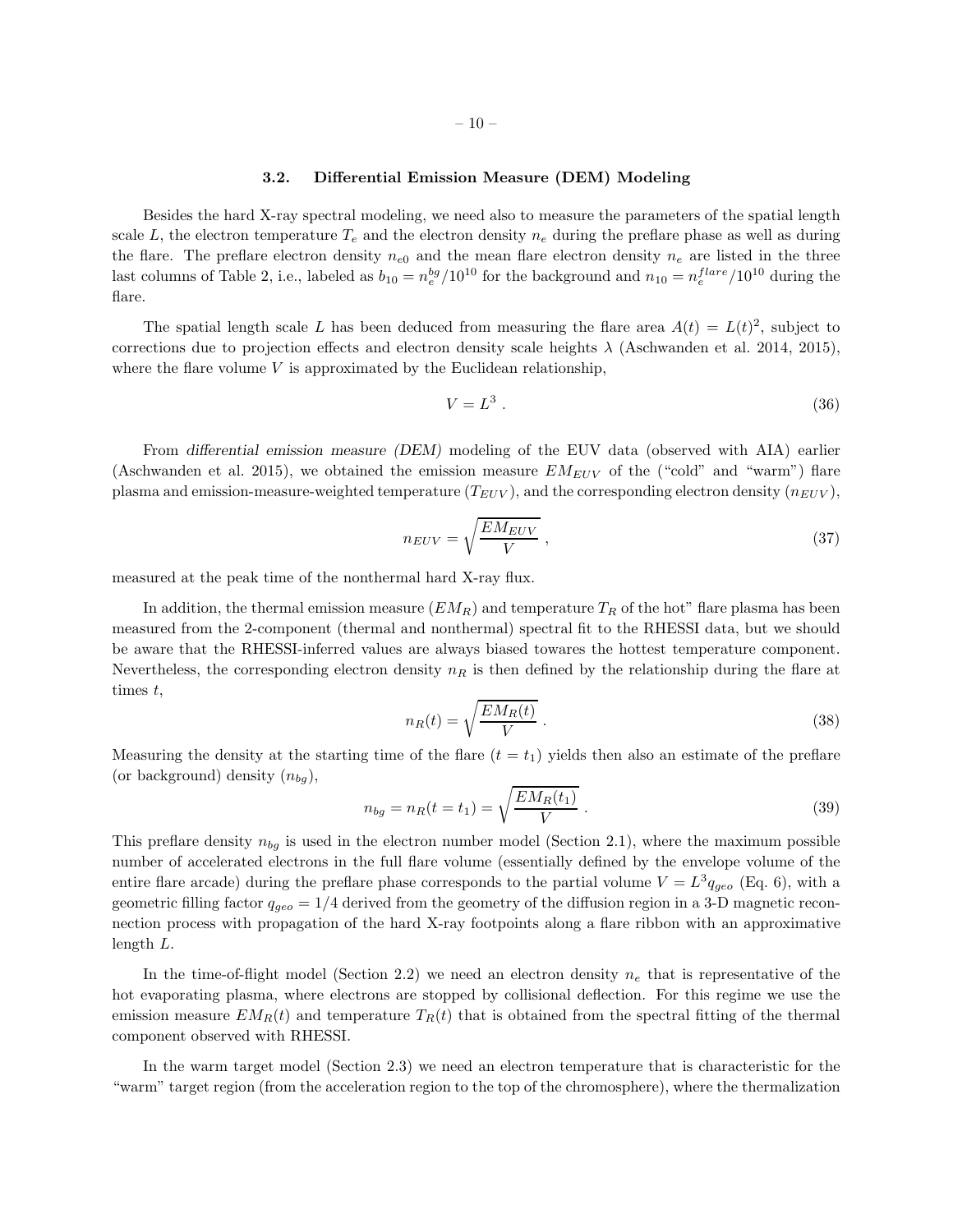### 3.2. Differential Emission Measure (DEM) Modeling

Besides the hard X-ray spectral modeling, we need also to measure the parameters of the spatial length scale $L$, the electron temperature $T_e$ and the electron density $n_e$ during the preflare phase as well as during the flare. The preflare electron density $n_{e0}$ and the mean flare electron density $n_e$ are listed in the three last columns of Table 2, i.e., labeled as $b_{10} = n_e^{bg}/10^{10}$ for the background and $n_{10} = n_e^{flare}/10^{10}$ during the flare.

The spatial length scale $L$ has been deduced from measuring the flare area $A(t) = L(t)^2$, subject to corrections due to projection effects and electron density scale heights $\lambda$ (Aschwanden et al. 2014, 2015), where the flare volume $V$ is approximated by the Euclidean relationship,

$$V = L^3 \ . \tag{36}$$

From *differential emission measure (DEM)* modeling of the EUV data (observed with AIA) earlier (Aschwanden et al. 2015), we obtained the emission measure $EM_{EUV}$ of the ("cold" and "warm") flare plasma and emission-measure-weighted temperature ($T_{EUV}$), and the corresponding electron density ($n_{EUV}$),

$$n_{EUV} = \sqrt{\frac{EM_{EUV}}{V}} \ , \tag{37}$$

measured at the peak time of the nonthermal hard X-ray flux.

In addition, the thermal emission measure ($EM_R$) and temperature $T_R$ of the hot" flare plasma has been measured from the 2-component (thermal and nonthermal) spectral fit to the RHESSI data, but we should be aware that the RHESSI-inferred values are always biased towares the hottest temperature component. Nevertheless, the corresponding electron density $n_R$ is then defined by the relationship during the flare at times $t$,

$$n_R(t) = \sqrt{\frac{EM_R(t)}{V}} \ . \tag{38}$$

Measuring the density at the starting time of the flare ($t = t_1$) yields then also an estimate of the preflare (or background) density ($n_{bg}$),

$$n_{bg} = n_R(t = t_1) = \sqrt{\frac{EM_R(t_1)}{V}} \ . \tag{39}$$

This preflare density $n_{bg}$ is used in the electron number model (Section 2.1), where the maximum possible number of accelerated electrons in the full flare volume (essentially defined by the envelope volume of the entire flare arcade) during the preflare phase corresponds to the partial volume $V = L^3 q_{geo}$ (Eq. 6), with a geometric filling factor $q_{geo} = 1/4$ derived from the geometry of the diffusion region in a 3-D magnetic reconnection process with propagation of the hard X-ray footpoints along a flare ribbon with an approximative length $L$.

In the time-of-flight model (Section 2.2) we need an electron density $n_e$ that is representative of the hot evaporating plasma, where electrons are stopped by collisional deflection. For this regime we use the emission measure $EM_R(t)$ and temperature $T_R(t)$ that is obtained from the spectral fitting of the thermal component observed with RHESSI.

In the warm target model (Section 2.3) we need an electron temperature that is characteristic for the "warm" target region (from the acceleration region to the top of the chromosphere), where the thermalization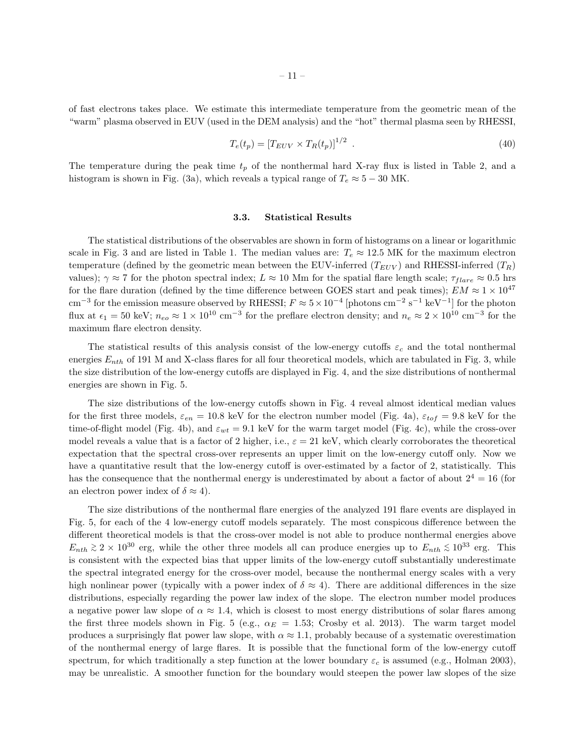of fast electrons takes place. We estimate this intermediate temperature from the geometric mean of the "warm" plasma observed in EUV (used in the DEM analysis) and the "hot" thermal plasma seen by RHESSI,

$$T_e(t_p) = [T_{EUV} \times T_R(t_p)]^{1/2} \ . \qquad (40)$$

The temperature during the peak time $t_p$ of the nonthermal hard X-ray flux is listed in Table 2, and a histogram is shown in Fig. (3a), which reveals a typical range of $T_e \approx 5 - 30$ MK.

### 3.3. Statistical Results

The statistical distributions of the observables are shown in form of histograms on a linear or logarithmic scale in Fig. 3 and are listed in Table 1. The median values are: $T_e \approx 12.5$ MK for the maximum electron temperature (defined by the geometric mean between the EUV-inferred ($T_{EUV}$) and RHESSI-inferred ($T_R$) values); $\gamma \approx 7$ for the photon spectral index; $L \approx 10$ Mm for the spatial flare length scale; $\tau_{flare} \approx 0.5$ hrs for the flare duration (defined by the time difference between GOES start and peak times); $EM \approx 1 \times 10^{47}$ cm$^{-3}$ for the emission measure observed by RHESSI; $F \approx 5 \times 10^{-4}$ [photons cm$^{-2}$ s$^{-1}$ keV$^{-1}$] for the photon flux at $\epsilon_1 = 50$ keV; $n_{eo} \approx 1 \times 10^{10}$ cm$^{-3}$ for the preflare electron density; and $n_e \approx 2 \times 10^{10}$ cm$^{-3}$ for the maximum flare electron density.

The statistical results of this analysis consist of the low-energy cutoffs $\varepsilon_c$ and the total nonthermal energies $E_{nth}$ of 191 M and X-class flares for all four theoretical models, which are tabulated in Fig. 3, while the size distribution of the low-energy cutoffs are displayed in Fig. 4, and the size distributions of nonthermal energies are shown in Fig. 5.

The size distributions of the low-energy cutoffs shown in Fig. 4 reveal almost identical median values for the first three models, $\varepsilon_{en} = 10.8$ keV for the electron number model (Fig. 4a), $\varepsilon_{tof} = 9.8$ keV for the time-of-flight model (Fig. 4b), and $\varepsilon_{wt} = 9.1$ keV for the warm target model (Fig. 4c), while the cross-over model reveals a value that is a factor of 2 higher, i.e., $\varepsilon = 21$ keV, which clearly corroborates the theoretical expectation that the spectral cross-over represents an upper limit on the low-energy cutoff only. Now we have a quantitative result that the low-energy cutoff is over-estimated by a factor of 2, statistically. This has the consequence that the nonthermal energy is underestimated by about a factor of about $2^4 = 16$ (for an electron power index of $\delta \approx 4$).

The size distributions of the nonthermal flare energies of the analyzed 191 flare events are displayed in Fig. 5, for each of the 4 low-energy cutoff models separately. The most conspicous difference between the different theoretical models is that the cross-over model is not able to produce nonthermal energies above $E_{nth} \gtrsim 2 \times 10^{30}$ erg, while the other three models all can produce energies up to $E_{nth} \lesssim 10^{33}$ erg. This is consistent with the expected bias that upper limits of the low-energy cutoff substantially underestimate the spectral integrated energy for the cross-over model, because the nonthermal energy scales with a very high nonlinear power (typically with a power index of $\delta \approx 4$). There are additional differences in the size distributions, especially regarding the power law index of the slope. The electron number model produces a negative power law slope of $\alpha \approx 1.4$, which is closest to most energy distributions of solar flares among the first three models shown in Fig. 5 (e.g., $\alpha_E = 1.53$; Crosby et al. 2013). The warm target model produces a surprisingly flat power law slope, with $\alpha \approx 1.1$, probably because of a systematic overestimation of the nonthermal energy of large flares. It is possible that the functional form of the low-energy cutoff spectrum, for which traditionally a step function at the lower boundary $\varepsilon_c$ is assumed (e.g., Holman 2003), may be unrealistic. A smoother function for the boundary would steepen the power law slopes of the size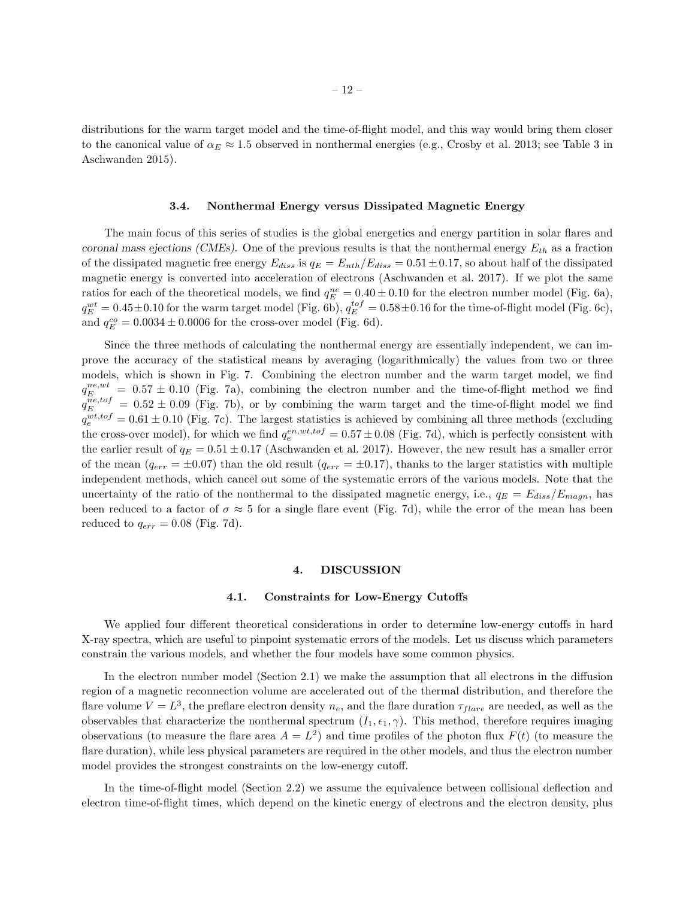distributions for the warm target model and the time-of-flight model, and this way would bring them closer to the canonical value of $\alpha_E \approx 1.5$ observed in nonthermal energies (e.g., Crosby et al. 2013; see Table 3 in Aschwanden 2015).

### 3.4. Nonthermal Energy versus Dissipated Magnetic Energy

The main focus of this series of studies is the global energetics and energy partition in solar flares and *coronal mass ejections (CMEs)*. One of the previous results is that the nonthermal energy $E_{th}$ as a fraction of the dissipated magnetic free energy $E_{diss}$ is $q_E = E_{nth}/E_{diss} = 0.51 \pm 0.17$, so about half of the dissipated magnetic energy is converted into acceleration of electrons (Aschwanden et al. 2017). If we plot the same ratios for each of the theoretical models, we find $q_E^{ne} = 0.40 \pm 0.10$ for the electron number model (Fig. 6a), $q_E^{wt} = 0.45 \pm 0.10$ for the warm target model (Fig. 6b), $q_E^{tof} = 0.58 \pm 0.16$ for the time-of-flight model (Fig. 6c), and $q_E^{co} = 0.0034 \pm 0.0006$ for the cross-over model (Fig. 6d).

Since the three methods of calculating the nonthermal energy are essentially independent, we can improve the accuracy of the statistical means by averaging (logarithmically) the values from two or three models, which is shown in Fig. 7. Combining the electron number and the warm target model, we find $q_E^{ne,wt} = 0.57 \pm 0.10$ (Fig. 7a), combining the electron number and the time-of-flight method we find $q_E^{ne,tof} = 0.52 \pm 0.09$ (Fig. 7b), or by combining the warm target and the time-of-flight model we find $q_e^{wt,tof} = 0.61 \pm 0.10$ (Fig. 7c). The largest statistics is achieved by combining all three methods (excluding the cross-over model), for which we find $q_e^{en,wt,tof} = 0.57 \pm 0.08$ (Fig. 7d), which is perfectly consistent with the earlier result of $q_E = 0.51 \pm 0.17$ (Aschwanden et al. 2017). However, the new result has a smaller error of the mean ($q_{err} = \pm 0.07$) than the old result ($q_{err} = \pm 0.17$), thanks to the larger statistics with multiple independent methods, which cancel out some of the systematic errors of the various models. Note that the uncertainty of the ratio of the nonthermal to the dissipated magnetic energy, i.e., $q_E = E_{diss}/E_{magn}$, has been reduced to a factor of $\sigma \approx 5$ for a single flare event (Fig. 7d), while the error of the mean has been reduced to $q_{err} = 0.08$ (Fig. 7d).

## 4. DISCUSSION

### 4.1. Constraints for Low-Energy Cutoffs

We applied four different theoretical considerations in order to determine low-energy cutoffs in hard X-ray spectra, which are useful to pinpoint systematic errors of the models. Let us discuss which parameters constrain the various models, and whether the four models have some common physics.

In the electron number model (Section 2.1) we make the assumption that all electrons in the diffusion region of a magnetic reconnection volume are accelerated out of the thermal distribution, and therefore the flare volume $V = L^3$, the preflare electron density $n_e$, and the flare duration $\tau_{flare}$ are needed, as well as the observables that characterize the nonthermal spectrum $(I_1, \epsilon_1, \gamma)$. This method, therefore requires imaging observations (to measure the flare area $A = L^2$) and time profiles of the photon flux $F(t)$ (to measure the flare duration), while less physical parameters are required in the other models, and thus the electron number model provides the strongest constraints on the low-energy cutoff.

In the time-of-flight model (Section 2.2) we assume the equivalence between collisional deflection and electron time-of-flight times, which depend on the kinetic energy of electrons and the electron density, plus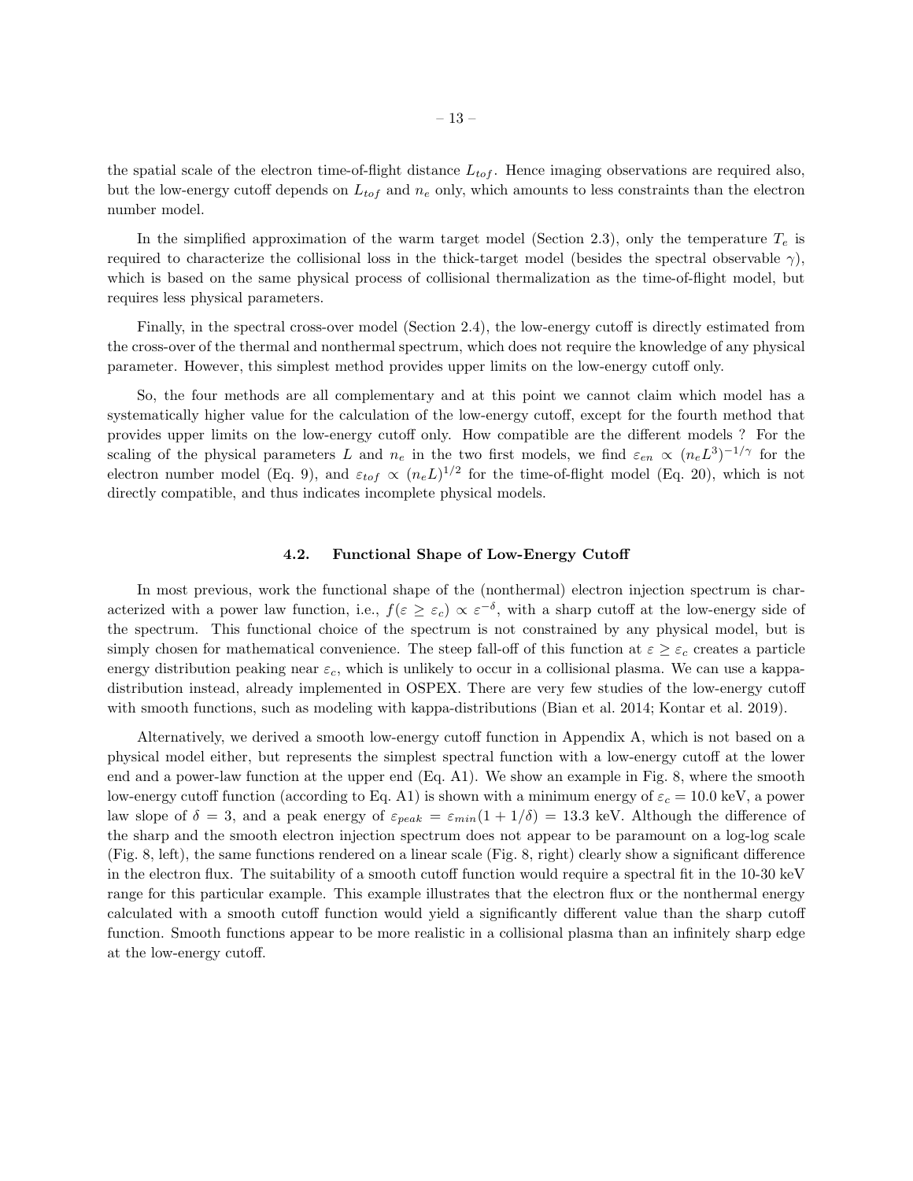the spatial scale of the electron time-of-flight distance $L_{tof}$. Hence imaging observations are required also, but the low-energy cutoff depends on $L_{tof}$ and $n_e$ only, which amounts to less constraints than the electron number model.

In the simplified approximation of the warm target model (Section 2.3), only the temperature $T_e$ is required to characterize the collisional loss in the thick-target model (besides the spectral observable $\gamma$), which is based on the same physical process of collisional thermalization as the time-of-flight model, but requires less physical parameters.

Finally, in the spectral cross-over model (Section 2.4), the low-energy cutoff is directly estimated from the cross-over of the thermal and nonthermal spectrum, which does not require the knowledge of any physical parameter. However, this simplest method provides upper limits on the low-energy cutoff only.

So, the four methods are all complementary and at this point we cannot claim which model has a systematically higher value for the calculation of the low-energy cutoff, except for the fourth method that provides upper limits on the low-energy cutoff only. How compatible are the different models ? For the scaling of the physical parameters $L$ and $n_e$ in the two first models, we find $\varepsilon_{en} \propto (n_e L^3)^{-1/\gamma}$ for the electron number model (Eq. 9), and $\varepsilon_{tof} \propto (n_e L)^{1/2}$ for the time-of-flight model (Eq. 20), which is not directly compatible, and thus indicates incomplete physical models.

### 4.2. Functional Shape of Low-Energy Cutoff

In most previous, work the functional shape of the (nonthermal) electron injection spectrum is characterized with a power law function, i.e., $f(\varepsilon \geq \varepsilon_c) \propto \varepsilon^{-\delta}$, with a sharp cutoff at the low-energy side of the spectrum. This functional choice of the spectrum is not constrained by any physical model, but is simply chosen for mathematical convenience. The steep fall-off of this function at $\varepsilon \geq \varepsilon_c$ creates a particle energy distribution peaking near $\varepsilon_c$, which is unlikely to occur in a collisional plasma. We can use a kappa-distribution instead, already implemented in OSPEX. There are very few studies of the low-energy cutoff with smooth functions, such as modeling with kappa-distributions (Bian et al. 2014; Kontar et al. 2019).

Alternatively, we derived a smooth low-energy cutoff function in Appendix A, which is not based on a physical model either, but represents the simplest spectral function with a low-energy cutoff at the lower end and a power-law function at the upper end (Eq. A1). We show an example in Fig. 8, where the smooth low-energy cutoff function (according to Eq. A1) is shown with a minimum energy of $\varepsilon_c = 10.0$ keV, a power law slope of $\delta = 3$, and a peak energy of $\varepsilon_{peak} = \varepsilon_{min}(1 + 1/\delta) = 13.3$ keV. Although the difference of the sharp and the smooth electron injection spectrum does not appear to be paramount on a log-log scale (Fig. 8, left), the same functions rendered on a linear scale (Fig. 8, right) clearly show a significant difference in the electron flux. The suitability of a smooth cutoff function would require a spectral fit in the 10-30 keV range for this particular example. This example illustrates that the electron flux or the nonthermal energy calculated with a smooth cutoff function would yield a significantly different value than the sharp cutoff function. Smooth functions appear to be more realistic in a collisional plasma than an infinitely sharp edge at the low-energy cutoff.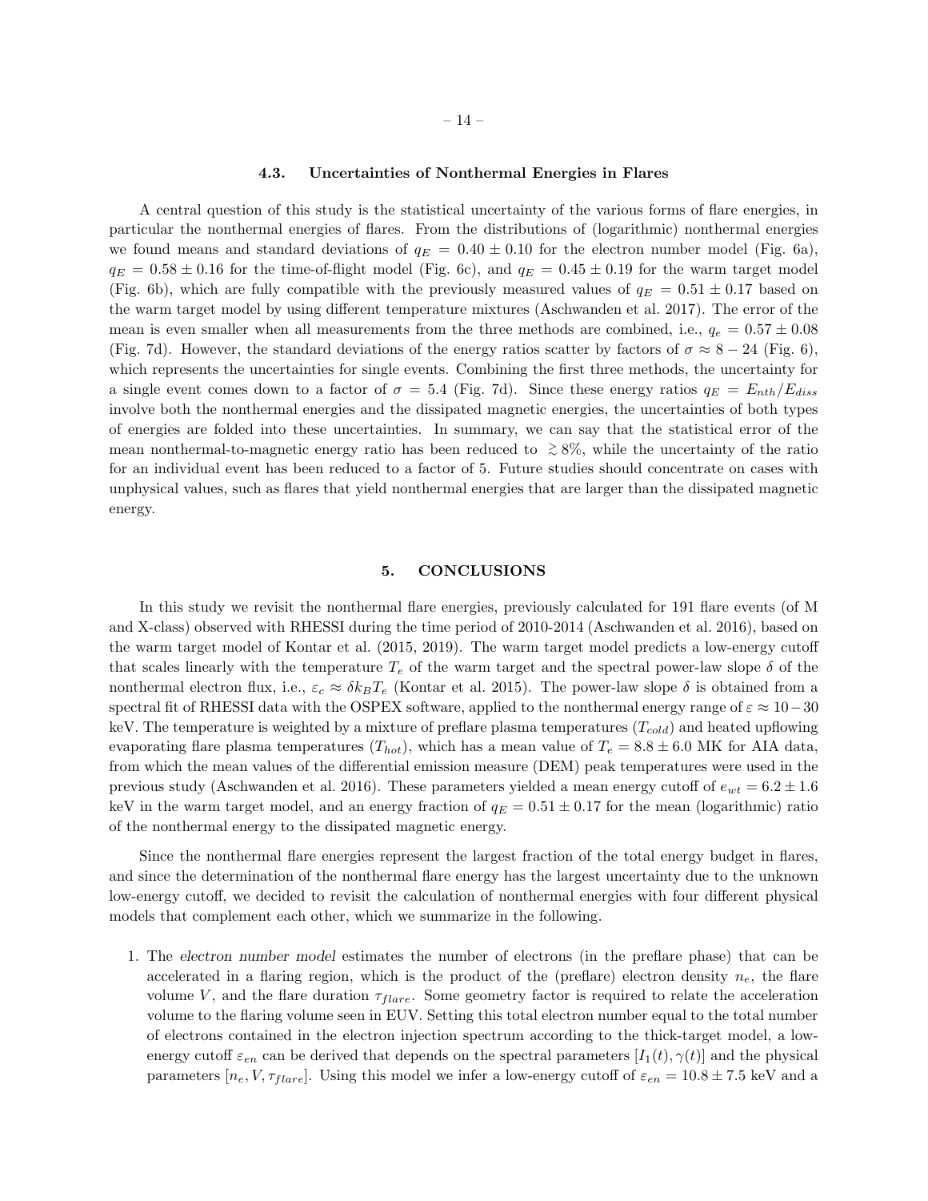### 4.3. Uncertainties of Nonthermal Energies in Flares

A central question of this study is the statistical uncertainty of the various forms of flare energies, in particular the nonthermal energies of flares. From the distributions of (logarithmic) nonthermal energies we found means and standard deviations of $q_E = 0.40 \pm 0.10$ for the electron number model (Fig. 6a), $q_E = 0.58 \pm 0.16$ for the time-of-flight model (Fig. 6c), and $q_E = 0.45 \pm 0.19$ for the warm target model (Fig. 6b), which are fully compatible with the previously measured values of $q_E = 0.51 \pm 0.17$ based on the warm target model by using different temperature mixtures (Aschwanden et al. 2017). The error of the mean is even smaller when all measurements from the three methods are combined, i.e., $q_e = 0.57 \pm 0.08$ (Fig. 7d). However, the standard deviations of the energy ratios scatter by factors of $\sigma \approx 8 - 24$ (Fig. 6), which represents the uncertainties for single events. Combining the first three methods, the uncertainty for a single event comes down to a factor of $\sigma = 5.4$ (Fig. 7d). Since these energy ratios $q_E = E_{nth}/E_{diss}$ involve both the nonthermal energies and the dissipated magnetic energies, the uncertainties of both types of energies are folded into these uncertainties. In summary, we can say that the statistical error of the mean nonthermal-to-magnetic energy ratio has been reduced to $\gtrsim 8\%$, while the uncertainty of the ratio for an individual event has been reduced to a factor of 5. Future studies should concentrate on cases with unphysical values, such as flares that yield nonthermal energies that are larger than the dissipated magnetic energy.

## 5. CONCLUSIONS

In this study we revisit the nonthermal flare energies, previously calculated for 191 flare events (of M and X-class) observed with RHESSI during the time period of 2010-2014 (Aschwanden et al. 2016), based on the warm target model of Kontar et al. (2015, 2019). The warm target model predicts a low-energy cutoff that scales linearly with the temperature $T_e$ of the warm target and the spectral power-law slope $\delta$ of the nonthermal electron flux, i.e., $\varepsilon_c \approx \delta k_B T_e$ (Kontar et al. 2015). The power-law slope $\delta$ is obtained from a spectral fit of RHESSI data with the OSPEX software, applied to the nonthermal energy range of $\varepsilon \approx 10-30$ keV. The temperature is weighted by a mixture of preflare plasma temperatures ($T_{cold}$) and heated upflowing evaporating flare plasma temperatures ($T_{hot}$), which has a mean value of $T_e = 8.8 \pm 6.0$ MK for AIA data, from which the mean values of the differential emission measure (DEM) peak temperatures were used in the previous study (Aschwanden et al. 2016). These parameters yielded a mean energy cutoff of $e_{wt} = 6.2 \pm 1.6$ keV in the warm target model, and an energy fraction of $q_E = 0.51 \pm 0.17$ for the mean (logarithmic) ratio of the nonthermal energy to the dissipated magnetic energy.

Since the nonthermal flare energies represent the largest fraction of the total energy budget in flares, and since the determination of the nonthermal flare energy has the largest uncertainty due to the unknown low-energy cutoff, we decided to revisit the calculation of nonthermal energies with four different physical models that complement each other, which we summarize in the following.

1. The *electron number model* estimates the number of electrons (in the preflare phase) that can be accelerated in a flaring region, which is the product of the (preflare) electron density $n_e$, the flare volume $V$, and the flare duration $\tau_{flare}$. Some geometry factor is required to relate the acceleration volume to the flaring volume seen in EUV. Setting this total electron number equal to the total number of electrons contained in the electron injection spectrum according to the thick-target model, a low-energy cutoff $\varepsilon_{en}$ can be derived that depends on the spectral parameters $[I_1(t), \gamma(t)]$ and the physical parameters $[n_e, V, \tau_{flare}]$. Using this model we infer a low-energy cutoff of $\varepsilon_{en} = 10.8 \pm 7.5$ keV and a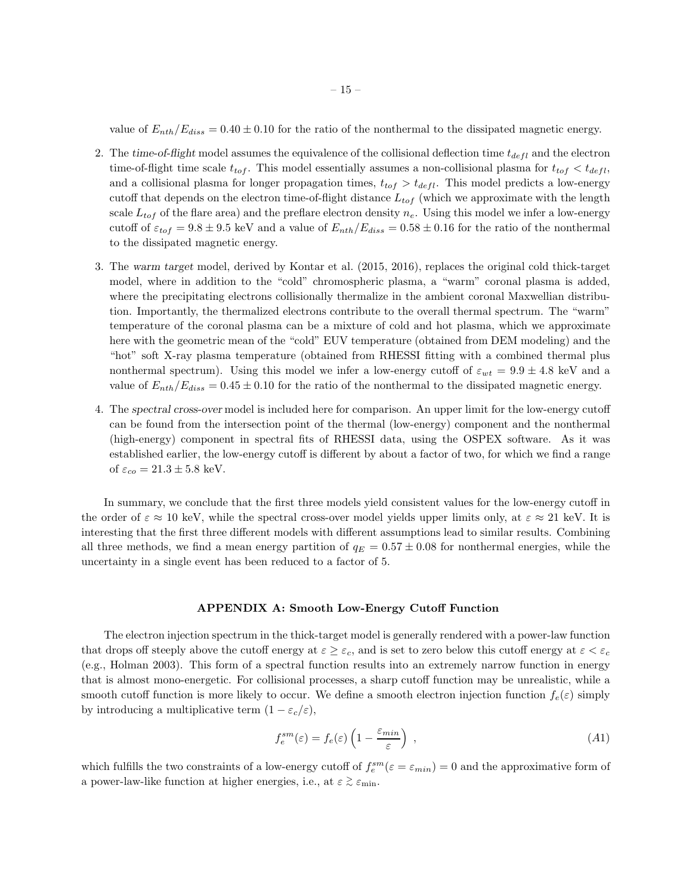value of $E_{nth}/E_{diss} = 0.40 \pm 0.10$ for the ratio of the nonthermal to the dissipated magnetic energy.

2. The *time-of-flight* model assumes the equivalence of the collisional deflection time $t_{defl}$ and the electron time-of-flight time scale $t_{tof}$. This model essentially assumes a non-collisional plasma for $t_{tof} < t_{defl}$, and a collisional plasma for longer propagation times, $t_{tof} > t_{defl}$. This model predicts a low-energy cutoff that depends on the electron time-of-flight distance $L_{tof}$ (which we approximate with the length scale $L_{tof}$ of the flare area) and the preflare electron density $n_e$. Using this model we infer a low-energy cutoff of $\varepsilon_{tof} = 9.8 \pm 9.5$ keV and a value of $E_{nth}/E_{diss} = 0.58 \pm 0.16$ for the ratio of the nonthermal to the dissipated magnetic energy.

3. The *warm target* model, derived by Kontar et al. (2015, 2016), replaces the original cold thick-target model, where in addition to the "cold" chromospheric plasma, a "warm" coronal plasma is added, where the precipitating electrons collisionally thermalize in the ambient coronal Maxwellian distribution. Importantly, the thermalized electrons contribute to the overall thermal spectrum. The "warm" temperature of the coronal plasma can be a mixture of cold and hot plasma, which we approximate here with the geometric mean of the "cold" EUV temperature (obtained from DEM modeling) and the "hot" soft X-ray plasma temperature (obtained from RHESSI fitting with a combined thermal plus nonthermal spectrum). Using this model we infer a low-energy cutoff of $\varepsilon_{wt} = 9.9 \pm 4.8$ keV and a value of $E_{nth}/E_{diss} = 0.45 \pm 0.10$ for the ratio of the nonthermal to the dissipated magnetic energy.

4. The *spectral cross-over* model is included here for comparison. An upper limit for the low-energy cutoff can be found from the intersection point of the thermal (low-energy) component and the nonthermal (high-energy) component in spectral fits of RHESSI data, using the OSPEX software. As it was established earlier, the low-energy cutoff is different by about a factor of two, for which we find a range of $\varepsilon_{co} = 21.3 \pm 5.8$ keV.

In summary, we conclude that the first three models yield consistent values for the low-energy cutoff in the order of $\varepsilon \approx 10$ keV, while the spectral cross-over model yields upper limits only, at $\varepsilon \approx 21$ keV. It is interesting that the first three different models with different assumptions lead to similar results. Combining all three methods, we find a mean energy partition of $q_E = 0.57 \pm 0.08$ for nonthermal energies, while the uncertainty in a single event has been reduced to a factor of 5.

## APPENDIX A: Smooth Low-Energy Cutoff Function

The electron injection spectrum in the thick-target model is generally rendered with a power-law function that drops off steeply above the cutoff energy at $\varepsilon \geq \varepsilon_c$, and is set to zero below this cutoff energy at $\varepsilon < \varepsilon_c$ (e.g., Holman 2003). This form of a spectral function results into an extremely narrow function in energy that is almost mono-energetic. For collisional processes, a sharp cutoff function may be unrealistic, while a smooth cutoff function is more likely to occur. We define a smooth electron injection function $f_e(\varepsilon)$ simply by introducing a multiplicative term $(1 - \varepsilon_c/\varepsilon)$,

$$f_e^{sm}(\varepsilon) = f_e(\varepsilon) \left( 1 - \frac{\varepsilon_{min}}{\varepsilon} \right) \ , \tag{A1}$$

which fulfills the two constraints of a low-energy cutoff of $f_e^{sm}(\varepsilon = \varepsilon_{min}) = 0$ and the approximative form of a power-law-like function at higher energies, i.e., at $\varepsilon \gtrsim \varepsilon_{\rm min}$.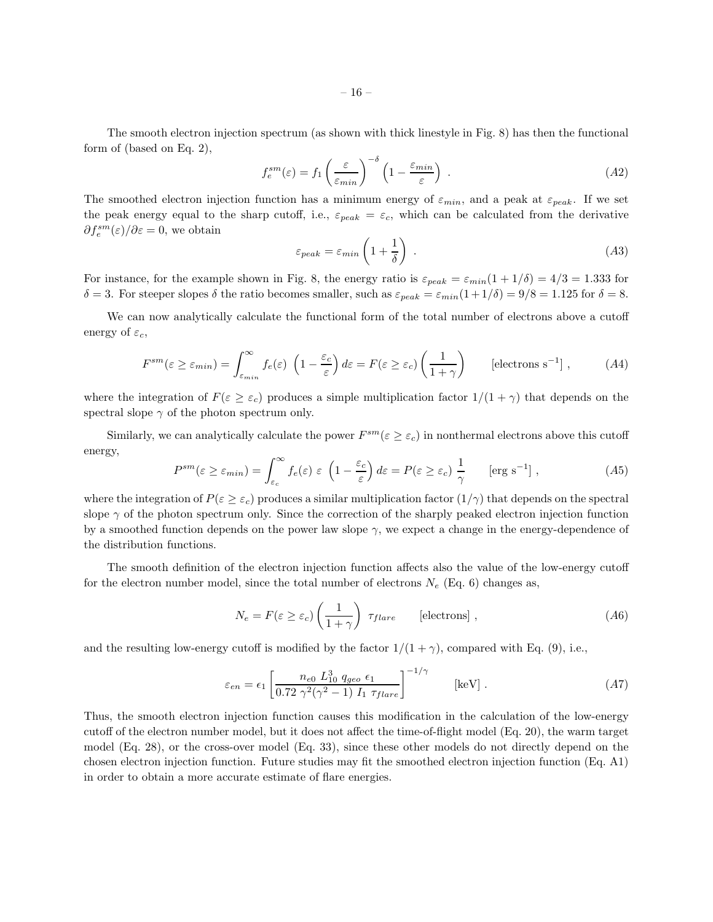The smooth electron injection spectrum (as shown with thick linestyle in Fig. 8) has then the functional form of (based on Eq. 2),

$$f_e^{sm}(\varepsilon) = f_1 \left( \frac{\varepsilon}{\varepsilon_{min}} \right)^{-\delta} \left( 1 - \frac{\varepsilon_{min}}{\varepsilon} \right) \ . \qquad (A2)$$

The smoothed electron injection function has a minimum energy of $\varepsilon_{min}$, and a peak at $\varepsilon_{peak}$. If we set the peak energy equal to the sharp cutoff, i.e., $\varepsilon_{peak} = \varepsilon_c$, which can be calculated from the derivative $\partial f_e^{sm}(\varepsilon)/\partial \varepsilon = 0$, we obtain

$$\varepsilon_{peak} = \varepsilon_{min} \left( 1 + \frac{1}{\delta} \right) \ . \qquad (A3)$$

For instance, for the example shown in Fig. 8, the energy ratio is $\varepsilon_{peak} = \varepsilon_{min}(1 + 1/\delta) = 4/3 = 1.333$ for $\delta = 3$. For steeper slopes $\delta$ the ratio becomes smaller, such as $\varepsilon_{peak} = \varepsilon_{min}(1+1/\delta) = 9/8 = 1.125$ for $\delta = 8$.

We can now analytically calculate the functional form of the total number of electrons above a cutoff energy of $\varepsilon_c$,

$$F^{sm}(\varepsilon \geq \varepsilon_{min}) = \int_{\varepsilon_{min}}^{\infty} f_e(\varepsilon) \ \left( 1 - \frac{\varepsilon_c}{\varepsilon} \right) d\varepsilon = F(\varepsilon \geq \varepsilon_c) \left( \frac{1}{1+\gamma} \right) \qquad [\text{electrons s}^{-1}] \ , \qquad (A4)$$

where the integration of $F(\varepsilon \geq \varepsilon_c)$ produces a simple multiplication factor $1/(1+\gamma)$ that depends on the spectral slope $\gamma$ of the photon spectrum only.

Similarly, we can analytically calculate the power $F^{sm}(\varepsilon \geq \varepsilon_c)$ in nonthermal electrons above this cutoff energy,

$$P^{sm}(\varepsilon \geq \varepsilon_{min}) = \int_{\varepsilon_c}^{\infty} f_e(\varepsilon) \ \varepsilon \ \left( 1 - \frac{\varepsilon_c}{\varepsilon} \right) d\varepsilon = P(\varepsilon \geq \varepsilon_c) \ \frac{1}{\gamma} \qquad [\text{erg s}^{-1}] \ , \qquad (A5)$$

where the integration of $P(\varepsilon \geq \varepsilon_c)$ produces a similar multiplication factor $(1/\gamma)$ that depends on the spectral slope $\gamma$ of the photon spectrum only. Since the correction of the sharply peaked electron injection function by a smoothed function depends on the power law slope $\gamma$, we expect a change in the energy-dependence of the distribution functions.

The smooth definition of the electron injection function affects also the value of the low-energy cutoff for the electron number model, since the total number of electrons $N_e$ (Eq. 6) changes as,

$$N_e = F(\varepsilon \geq \varepsilon_c) \left( \frac{1}{1+\gamma} \right) \ \tau_{flare} \qquad [\text{electrons}] \ , \qquad (A6)$$

and the resulting low-energy cutoff is modified by the factor $1/(1+\gamma)$, compared with Eq. (9), i.e.,

$$\varepsilon_{en} = \epsilon_1 \left[ \frac{n_{e0} \ L_{10}^3 \ q_{geo} \ \epsilon_1}{0.72 \ \gamma^2(\gamma^2 - 1) \ I_1 \ \tau_{flare}} \right]^{-1/\gamma} \qquad [\text{keV}] \ . \qquad (A7)$$

Thus, the smooth electron injection function causes this modification in the calculation of the low-energy cutoff of the electron number model, but it does not affect the time-of-flight model (Eq. 20), the warm target model (Eq. 28), or the cross-over model (Eq. 33), since these other models do not directly depend on the chosen electron injection function. Future studies may fit the smoothed electron injection function (Eq. A1) in order to obtain a more accurate estimate of flare energies.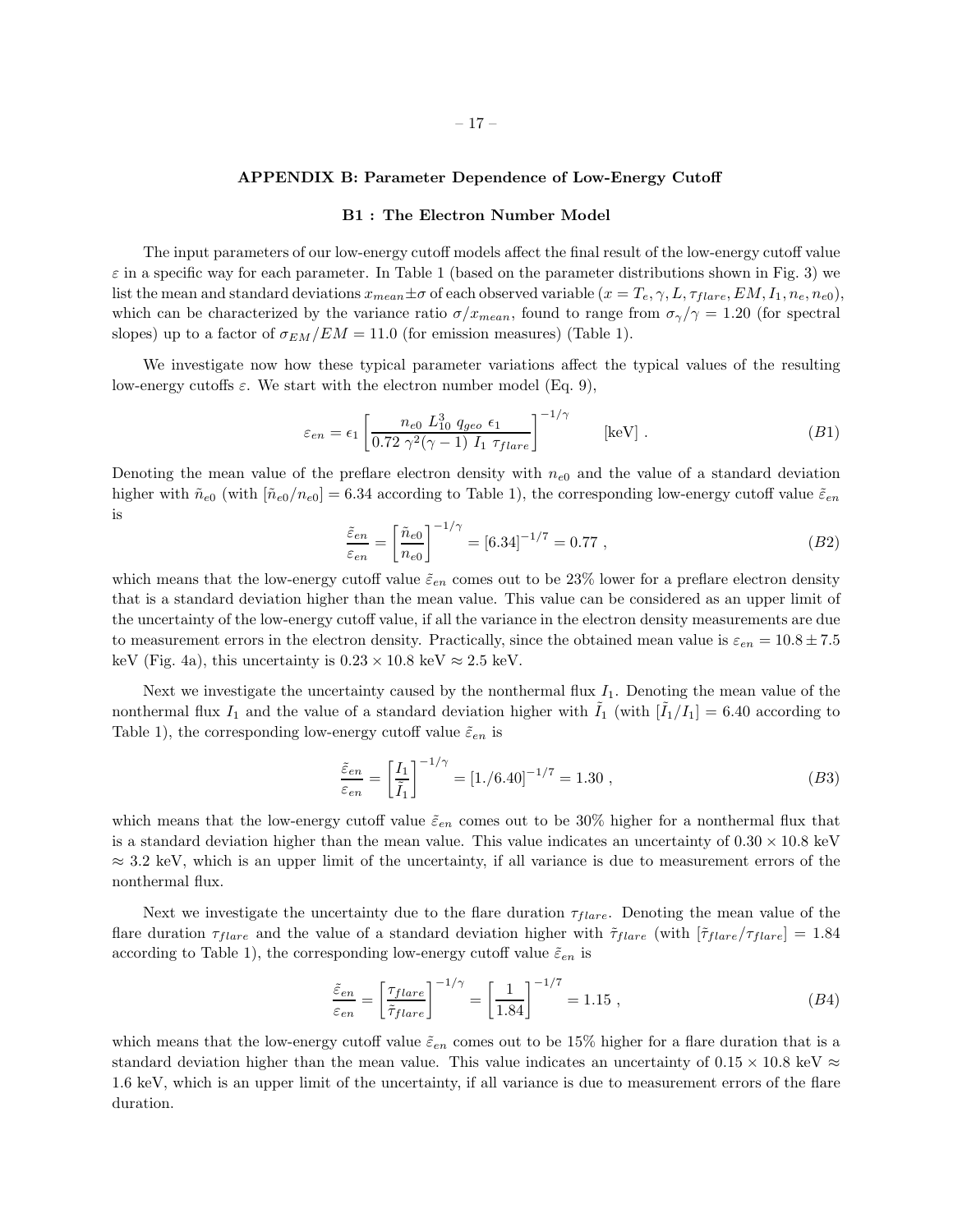## APPENDIX B: Parameter Dependence of Low-Energy Cutoff

### B1 : The Electron Number Model

The input parameters of our low-energy cutoff models affect the final result of the low-energy cutoff value $\varepsilon$ in a specific way for each parameter. In Table 1 (based on the parameter distributions shown in Fig. 3) we list the mean and standard deviations $x_{mean}\pm\sigma$ of each observed variable ($x = T_e, \gamma, L, \tau_{flare}, EM, I_1, n_e, n_{e0}$), which can be characterized by the variance ratio $\sigma/x_{mean}$, found to range from $\sigma_\gamma/\gamma = 1.20$ (for spectral slopes) up to a factor of $\sigma_{EM}/EM = 11.0$ (for emission measures) (Table 1).

We investigate now how these typical parameter variations affect the typical values of the resulting low-energy cutoffs $\varepsilon$. We start with the electron number model (Eq. 9),

$$\varepsilon_{en} = \epsilon_1 \left[ \frac{n_{e0}\ L_{10}^3\ q_{geo}\ \epsilon_1}{0.72\ \gamma^2(\gamma-1)\ I_1\ \tau_{flare}} \right]^{-1/\gamma} \qquad [\mathrm{keV}]\ . \tag{B1}$$

Denoting the mean value of the preflare electron density with $n_{e0}$ and the value of a standard deviation higher with $\tilde{n}_{e0}$ (with $[\tilde{n}_{e0}/n_{e0}] = 6.34$ according to Table 1), the corresponding low-energy cutoff value $\tilde{\varepsilon}_{en}$ is

$$\frac{\tilde{\varepsilon}_{en}}{\varepsilon_{en}} = \left[ \frac{\tilde{n}_{e0}}{n_{e0}} \right]^{-1/\gamma} = [6.34]^{-1/7} = 0.77\ , \tag{B2}$$

which means that the low-energy cutoff value $\tilde{\varepsilon}_{en}$ comes out to be 23% lower for a preflare electron density that is a standard deviation higher than the mean value. This value can be considered as an upper limit of the uncertainty of the low-energy cutoff value, if all the variance in the electron density measurements are due to measurement errors in the electron density. Practically, since the obtained mean value is $\varepsilon_{en} = 10.8 \pm 7.5$ keV (Fig. 4a), this uncertainty is $0.23 \times 10.8$ keV $\approx 2.5$ keV.

Next we investigate the uncertainty caused by the nonthermal flux $I_1$. Denoting the mean value of the nonthermal flux $I_1$ and the value of a standard deviation higher with $\tilde{I}_1$ (with $[\tilde{I}_1/I_1] = 6.40$ according to Table 1), the corresponding low-energy cutoff value $\tilde{\varepsilon}_{en}$ is

$$\frac{\tilde{\varepsilon}_{en}}{\varepsilon_{en}} = \left[ \frac{I_1}{\tilde{I}_1} \right]^{-1/\gamma} = [1./6.40]^{-1/7} = 1.30\ , \tag{B3}$$

which means that the low-energy cutoff value $\tilde{\varepsilon}_{en}$ comes out to be 30% higher for a nonthermal flux that is a standard deviation higher than the mean value. This value indicates an uncertainty of $0.30 \times 10.8$ keV $\approx 3.2$ keV, which is an upper limit of the uncertainty, if all variance is due to measurement errors of the nonthermal flux.

Next we investigate the uncertainty due to the flare duration $\tau_{flare}$. Denoting the mean value of the flare duration $\tau_{flare}$ and the value of a standard deviation higher with $\tilde{\tau}_{flare}$ (with $[\tilde{\tau}_{flare}/\tau_{flare}] = 1.84$ according to Table 1), the corresponding low-energy cutoff value $\tilde{\varepsilon}_{en}$ is

$$\frac{\tilde{\varepsilon}_{en}}{\varepsilon_{en}} = \left[ \frac{\tau_{flare}}{\tilde{\tau}_{flare}} \right]^{-1/\gamma} = \left[ \frac{1}{1.84} \right]^{-1/7} = 1.15\ , \tag{B4}$$

which means that the low-energy cutoff value $\tilde{\varepsilon}_{en}$ comes out to be 15% higher for a flare duration that is a standard deviation higher than the mean value. This value indicates an uncertainty of $0.15 \times 10.8$ keV $\approx$ 1.6 keV, which is an upper limit of the uncertainty, if all variance is due to measurement errors of the flare duration.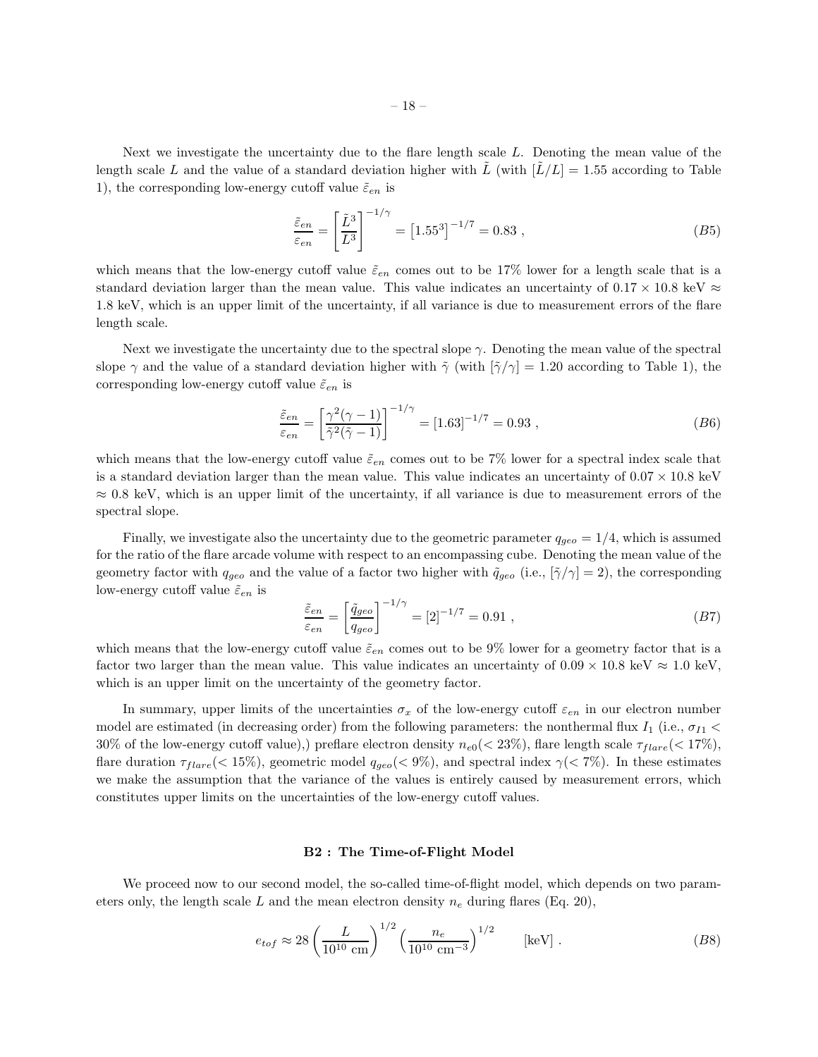Next we investigate the uncertainty due to the flare length scale $L$. Denoting the mean value of the length scale $L$ and the value of a standard deviation higher with $\tilde{L}$ (with $[\tilde{L}/L] = 1.55$ according to Table 1), the corresponding low-energy cutoff value $\tilde{\varepsilon}_{en}$ is

$$\frac{\tilde{\varepsilon}_{en}}{\varepsilon_{en}} = \left[ \frac{\tilde{L}^3}{L^3} \right]^{-1/\gamma} = \left[ 1.55^3 \right]^{-1/7} = 0.83 \ , \tag{B5}$$

which means that the low-energy cutoff value $\tilde{\varepsilon}_{en}$ comes out to be 17% lower for a length scale that is a standard deviation larger than the mean value. This value indicates an uncertainty of $0.17 \times 10.8$ keV $\approx$ 1.8 keV, which is an upper limit of the uncertainty, if all variance is due to measurement errors of the flare length scale.

Next we investigate the uncertainty due to the spectral slope $\gamma$. Denoting the mean value of the spectral slope $\gamma$ and the value of a standard deviation higher with $\tilde{\gamma}$ (with $[\tilde{\gamma}/\gamma] = 1.20$ according to Table 1), the corresponding low-energy cutoff value $\tilde{\varepsilon}_{en}$ is

$$\frac{\tilde{\varepsilon}_{en}}{\varepsilon_{en}} = \left[ \frac{\gamma^2(\gamma - 1)}{\tilde{\gamma}^2(\tilde{\gamma} - 1)} \right]^{-1/\gamma} = [1.63]^{-1/7} = 0.93 \ , \tag{B6}$$

which means that the low-energy cutoff value $\tilde{\varepsilon}_{en}$ comes out to be 7% lower for a spectral index scale that is a standard deviation larger than the mean value. This value indicates an uncertainty of $0.07 \times 10.8$ keV $\approx$ 0.8 keV, which is an upper limit of the uncertainty, if all variance is due to measurement errors of the spectral slope.

Finally, we investigate also the uncertainty due to the geometric parameter $q_{geo} = 1/4$, which is assumed for the ratio of the flare arcade volume with respect to an encompassing cube. Denoting the mean value of the geometry factor with $q_{geo}$ and the value of a factor two higher with $\tilde{q}_{geo}$ (i.e., $[\tilde{\gamma}/\gamma] = 2$), the corresponding low-energy cutoff value $\tilde{\varepsilon}_{en}$ is

$$\frac{\tilde{\varepsilon}_{en}}{\varepsilon_{en}} = \left[ \frac{\tilde{q}_{geo}}{q_{geo}} \right]^{-1/\gamma} = [2]^{-1/7} = 0.91 \ , \tag{B7}$$

which means that the low-energy cutoff value $\tilde{\varepsilon}_{en}$ comes out to be 9% lower for a geometry factor that is a factor two larger than the mean value. This value indicates an uncertainty of $0.09 \times 10.8$ keV $\approx$ 1.0 keV, which is an upper limit on the uncertainty of the geometry factor.

In summary, upper limits of the uncertainties $\sigma_x$ of the low-energy cutoff $\varepsilon_{en}$ in our electron number model are estimated (in decreasing order) from the following parameters: the nonthermal flux $I_1$ (i.e., $\sigma_{I1} <$ 30% of the low-energy cutoff value),) preflare electron density $n_{e0}(< 23\%)$, flare length scale $\tau_{flare}(< 17\%)$, flare duration $\tau_{flare}(< 15\%)$, geometric model $q_{geo}(< 9\%)$, and spectral index $\gamma(< 7\%)$. In these estimates we make the assumption that the variance of the values is entirely caused by measurement errors, which constitutes upper limits on the uncertainties of the low-energy cutoff values.

### B2 : The Time-of-Flight Model

We proceed now to our second model, the so-called time-of-flight model, which depends on two parameters only, the length scale $L$ and the mean electron density $n_e$ during flares (Eq. 20),

$$e_{tof} \approx 28 \left( \frac{L}{10^{10} \text{ cm}} \right)^{1/2} \left( \frac{n_e}{10^{10} \text{ cm}^{-3}} \right)^{1/2} \qquad [\text{keV}] \ . \tag{B8}$$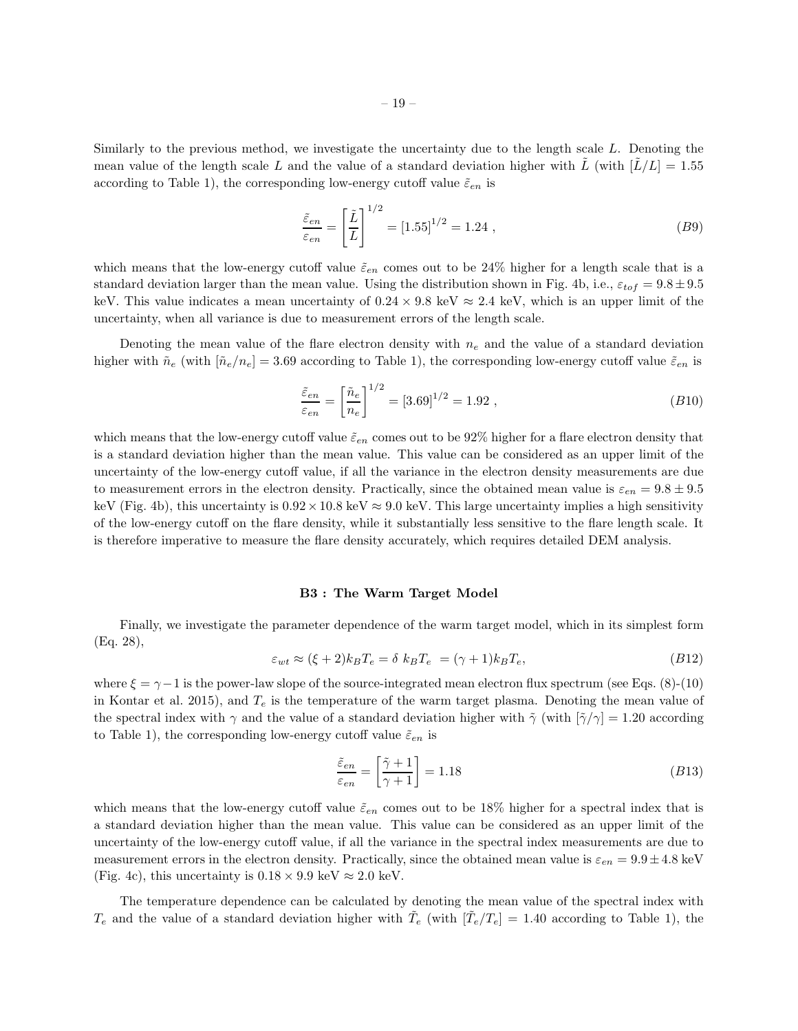Similarly to the previous method, we investigate the uncertainty due to the length scale $L$. Denoting the mean value of the length scale $L$ and the value of a standard deviation higher with $\tilde{L}$ (with $[\tilde{L}/L] = 1.55$ according to Table 1), the corresponding low-energy cutoff value $\tilde{\varepsilon}_{en}$ is

$$\frac{\tilde{\varepsilon}_{en}}{\varepsilon_{en}} = \left[ \frac{\tilde{L}}{L} \right]^{1/2} = [1.55]^{1/2} = 1.24 \ , \qquad (B9)$$

which means that the low-energy cutoff value $\tilde{\varepsilon}_{en}$ comes out to be 24% higher for a length scale that is a standard deviation larger than the mean value. Using the distribution shown in Fig. 4b, i.e., $\varepsilon_{tof} = 9.8 \pm 9.5$ keV. This value indicates a mean uncertainty of $0.24 \times 9.8$ keV $\approx 2.4$ keV, which is an upper limit of the uncertainty, when all variance is due to measurement errors of the length scale.

Denoting the mean value of the flare electron density with $n_e$ and the value of a standard deviation higher with $\tilde{n}_e$ (with $[\tilde{n}_e/n_e] = 3.69$ according to Table 1), the corresponding low-energy cutoff value $\tilde{\varepsilon}_{en}$ is

$$\frac{\tilde{\varepsilon}_{en}}{\varepsilon_{en}} = \left[ \frac{\tilde{n}_e}{n_e} \right]^{1/2} = [3.69]^{1/2} = 1.92 \ , \qquad (B10)$$

which means that the low-energy cutoff value $\tilde{\varepsilon}_{en}$ comes out to be 92% higher for a flare electron density that is a standard deviation higher than the mean value. This value can be considered as an upper limit of the uncertainty of the low-energy cutoff value, if all the variance in the electron density measurements are due to measurement errors in the electron density. Practically, since the obtained mean value is $\varepsilon_{en} = 9.8 \pm 9.5$ keV (Fig. 4b), this uncertainty is $0.92 \times 10.8$ keV $\approx 9.0$ keV. This large uncertainty implies a high sensitivity of the low-energy cutoff on the flare density, while it substantially less sensitive to the flare length scale. It is therefore imperative to measure the flare density accurately, which requires detailed DEM analysis.

### B3 : The Warm Target Model

Finally, we investigate the parameter dependence of the warm target model, which in its simplest form (Eq. 28),

$$\varepsilon_{wt} \approx (\xi + 2) k_B T_e = \delta \ k_B T_e \ = (\gamma + 1) k_B T_e, \qquad (B12)$$

where $\xi = \gamma - 1$ is the power-law slope of the source-integrated mean electron flux spectrum (see Eqs. (8)-(10) in Kontar et al. 2015), and $T_e$ is the temperature of the warm target plasma. Denoting the mean value of the spectral index with $\gamma$ and the value of a standard deviation higher with $\tilde{\gamma}$ (with $[\tilde{\gamma}/\gamma] = 1.20$ according to Table 1), the corresponding low-energy cutoff value $\tilde{\varepsilon}_{en}$ is

$$\frac{\tilde{\varepsilon}_{en}}{\varepsilon_{en}} = \left[ \frac{\tilde{\gamma} + 1}{\gamma + 1} \right] = 1.18 \qquad (B13)$$

which means that the low-energy cutoff value $\tilde{\varepsilon}_{en}$ comes out to be 18% higher for a spectral index that is a standard deviation higher than the mean value. This value can be considered as an upper limit of the uncertainty of the low-energy cutoff value, if all the variance in the spectral index measurements are due to measurement errors in the electron density. Practically, since the obtained mean value is $\varepsilon_{en} = 9.9 \pm 4.8$ keV (Fig. 4c), this uncertainty is $0.18 \times 9.9$ keV $\approx 2.0$ keV.

The temperature dependence can be calculated by denoting the mean value of the spectral index with $T_e$ and the value of a standard deviation higher with $\tilde{T}_e$ (with $[\tilde{T}_e/T_e] = 1.40$ according to Table 1), the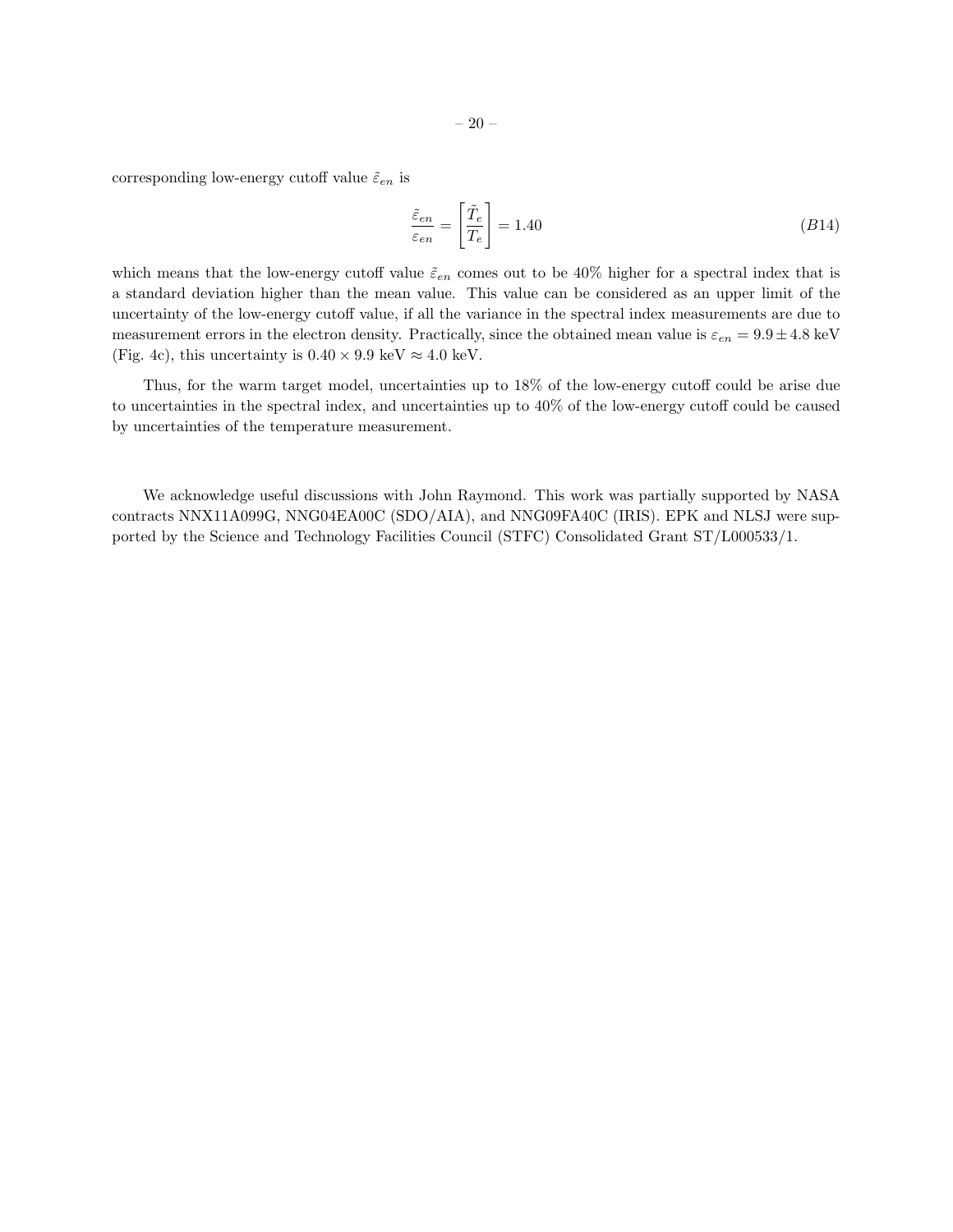corresponding low-energy cutoff value $\tilde{\varepsilon}_{en}$ is

$$\frac{\tilde{\varepsilon}_{en}}{\varepsilon_{en}} = \left[\frac{\tilde{T}_e}{T_e}\right] = 1.40 \tag{B14}$$

which means that the low-energy cutoff value $\tilde{\varepsilon}_{en}$ comes out to be 40% higher for a spectral index that is a standard deviation higher than the mean value. This value can be considered as an upper limit of the uncertainty of the low-energy cutoff value, if all the variance in the spectral index measurements are due to measurement errors in the electron density. Practically, since the obtained mean value is $\varepsilon_{en} = 9.9 \pm 4.8$ keV (Fig. 4c), this uncertainty is $0.40 \times 9.9$ keV $\approx 4.0$ keV.

Thus, for the warm target model, uncertainties up to 18% of the low-energy cutoff could be arise due to uncertainties in the spectral index, and uncertainties up to 40% of the low-energy cutoff could be caused by uncertainties of the temperature measurement.

We acknowledge useful discussions with John Raymond. This work was partially supported by NASA contracts NNX11A099G, NNG04EA00C (SDO/AIA), and NNG09FA40C (IRIS). EPK and NLSJ were supported by the Science and Technology Facilities Council (STFC) Consolidated Grant ST/L000533/1.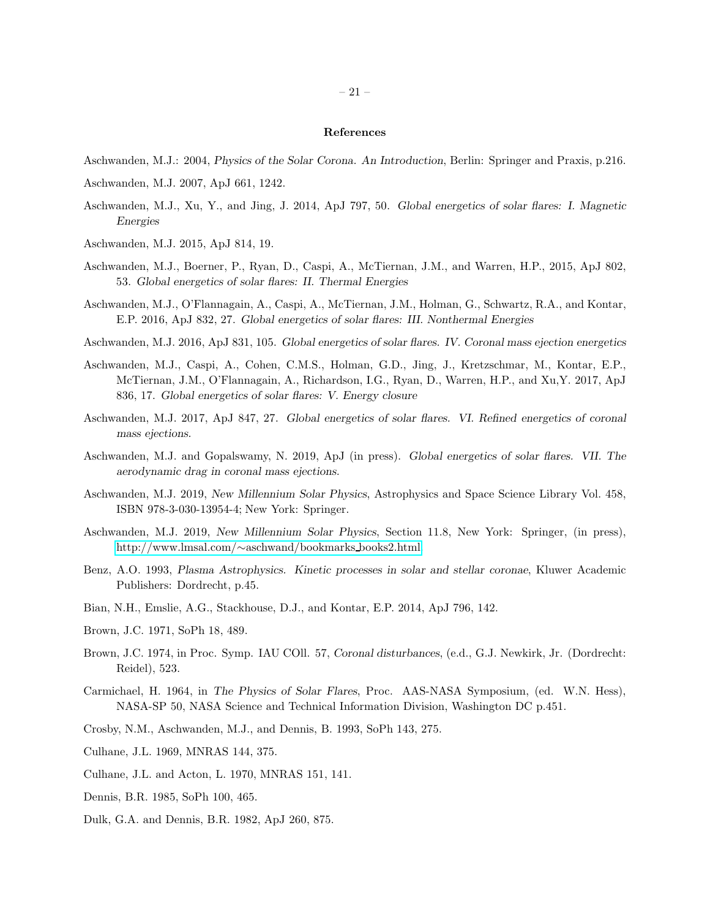# References

Aschwanden, M.J.: 2004, *Physics of the Solar Corona. An Introduction*, Berlin: Springer and Praxis, p.216.

Aschwanden, M.J. 2007, ApJ 661, 1242.

Aschwanden, M.J., Xu, Y., and Jing, J. 2014, ApJ 797, 50. *Global energetics of solar flares: I. Magnetic Energies*

Aschwanden, M.J. 2015, ApJ 814, 19.

Aschwanden, M.J., Boerner, P., Ryan, D., Caspi, A., McTiernan, J.M., and Warren, H.P., 2015, ApJ 802, 53. *Global energetics of solar flares: II. Thermal Energies*

Aschwanden, M.J., O'Flannagain, A., Caspi, A., McTiernan, J.M., Holman, G., Schwartz, R.A., and Kontar, E.P. 2016, ApJ 832, 27. *Global energetics of solar flares: III. Nonthermal Energies*

Aschwanden, M.J. 2016, ApJ 831, 105. *Global energetics of solar flares. IV. Coronal mass ejection energetics*

Aschwanden, M.J., Caspi, A., Cohen, C.M.S., Holman, G.D., Jing, J., Kretzschmar, M., Kontar, E.P., McTiernan, J.M., O'Flannagain, A., Richardson, I.G., Ryan, D., Warren, H.P., and Xu,Y. 2017, ApJ 836, 17. *Global energetics of solar flares: V. Energy closure*

Aschwanden, M.J. 2017, ApJ 847, 27. *Global energetics of solar flares. VI. Refined energetics of coronal mass ejections.*

Aschwanden, M.J. and Gopalswamy, N. 2019, ApJ (in press). *Global energetics of solar flares. VII. The aerodynamic drag in coronal mass ejections.*

Aschwanden, M.J. 2019, *New Millennium Solar Physics*, Astrophysics and Space Science Library Vol. 458, ISBN 978-3-030-13954-4; New York: Springer.

Aschwanden, M.J. 2019, *New Millennium Solar Physics*, Section 11.8, New York: Springer, (in press), http://www.lmsal.com/~aschwand/bookmarks_books2.html

Benz, A.O. 1993, *Plasma Astrophysics. Kinetic processes in solar and stellar coronae*, Kluwer Academic Publishers: Dordrecht, p.45.

Bian, N.H., Emslie, A.G., Stackhouse, D.J., and Kontar, E.P. 2014, ApJ 796, 142.

Brown, J.C. 1971, SoPh 18, 489.

Brown, J.C. 1974, in Proc. Symp. IAU COll. 57, *Coronal disturbances*, (e.d., G.J. Newkirk, Jr. (Dordrecht: Reidel), 523.

Carmichael, H. 1964, in *The Physics of Solar Flares*, Proc. AAS-NASA Symposium, (ed. W.N. Hess), NASA-SP 50, NASA Science and Technical Information Division, Washington DC p.451.

Crosby, N.M., Aschwanden, M.J., and Dennis, B. 1993, SoPh 143, 275.

Culhane, J.L. 1969, MNRAS 144, 375.

Culhane, J.L. and Acton, L. 1970, MNRAS 151, 141.

Dennis, B.R. 1985, SoPh 100, 465.

Dulk, G.A. and Dennis, B.R. 1982, ApJ 260, 875.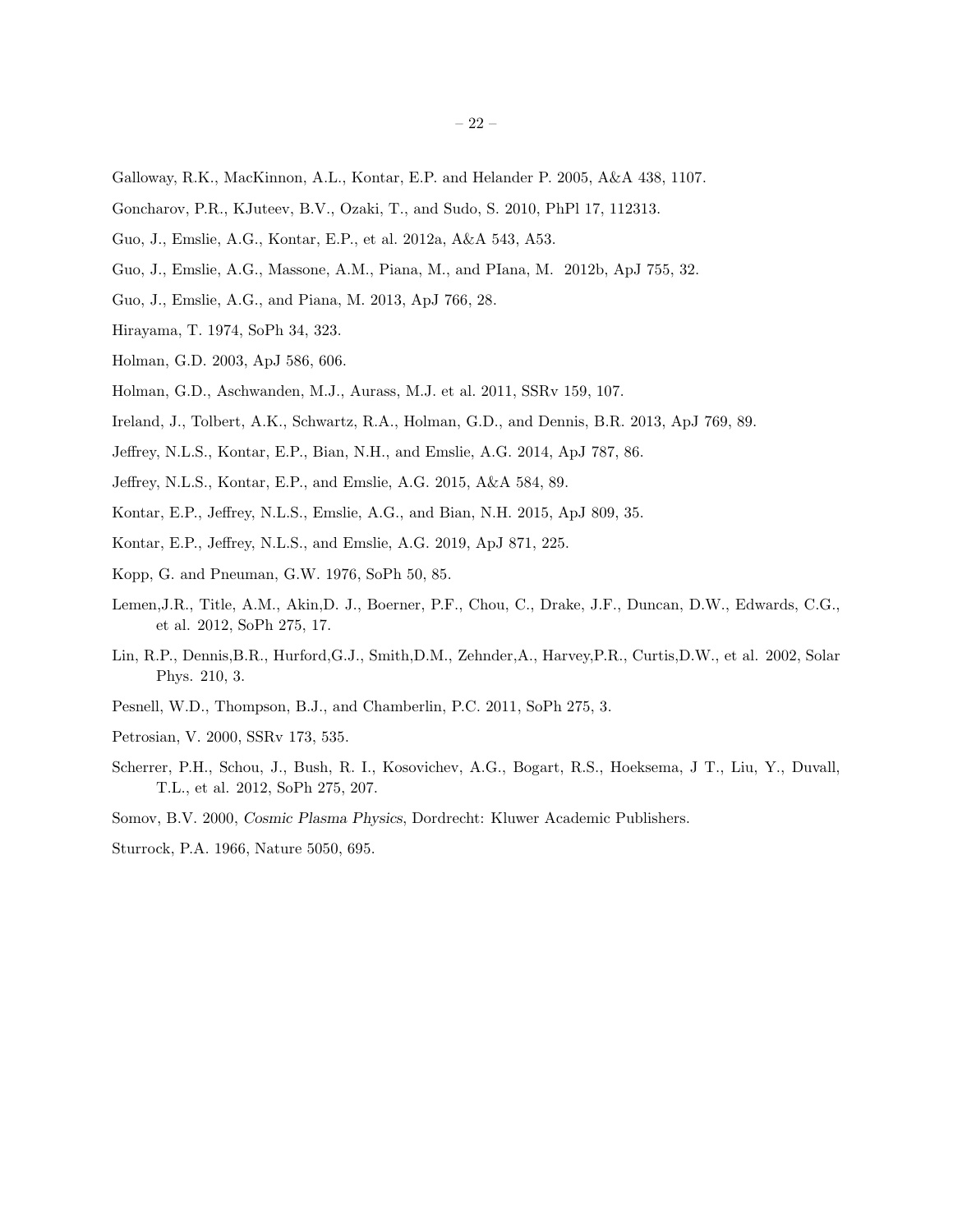Galloway, R.K., MacKinnon, A.L., Kontar, E.P. and Helander P. 2005, A&A 438, 1107.

Goncharov, P.R., KJuteev, B.V., Ozaki, T., and Sudo, S. 2010, PhPl 17, 112313.

Guo, J., Emslie, A.G., Kontar, E.P., et al. 2012a, A&A 543, A53.

Guo, J., Emslie, A.G., Massone, A.M., Piana, M., and PIana, M. 2012b, ApJ 755, 32.

Guo, J., Emslie, A.G., and Piana, M. 2013, ApJ 766, 28.

Hirayama, T. 1974, SoPh 34, 323.

Holman, G.D. 2003, ApJ 586, 606.

Holman, G.D., Aschwanden, M.J., Aurass, M.J. et al. 2011, SSRv 159, 107.

Ireland, J., Tolbert, A.K., Schwartz, R.A., Holman, G.D., and Dennis, B.R. 2013, ApJ 769, 89.

Jeffrey, N.L.S., Kontar, E.P., Bian, N.H., and Emslie, A.G. 2014, ApJ 787, 86.

Jeffrey, N.L.S., Kontar, E.P., and Emslie, A.G. 2015, A&A 584, 89.

Kontar, E.P., Jeffrey, N.L.S., Emslie, A.G., and Bian, N.H. 2015, ApJ 809, 35.

Kontar, E.P., Jeffrey, N.L.S., and Emslie, A.G. 2019, ApJ 871, 225.

Kopp, G. and Pneuman, G.W. 1976, SoPh 50, 85.

Lemen,J.R., Title, A.M., Akin,D. J., Boerner, P.F., Chou, C., Drake, J.F., Duncan, D.W., Edwards, C.G., et al. 2012, SoPh 275, 17.

Lin, R.P., Dennis,B.R., Hurford,G.J., Smith,D.M., Zehnder,A., Harvey,P.R., Curtis,D.W., et al. 2002, Solar Phys. 210, 3.

Pesnell, W.D., Thompson, B.J., and Chamberlin, P.C. 2011, SoPh 275, 3.

Petrosian, V. 2000, SSRv 173, 535.

Scherrer, P.H., Schou, J., Bush, R. I., Kosovichev, A.G., Bogart, R.S., Hoeksema, J T., Liu, Y., Duvall, T.L., et al. 2012, SoPh 275, 207.

Somov, B.V. 2000, *Cosmic Plasma Physics*, Dordrecht: Kluwer Academic Publishers.

Sturrock, P.A. 1966, Nature 5050, 695.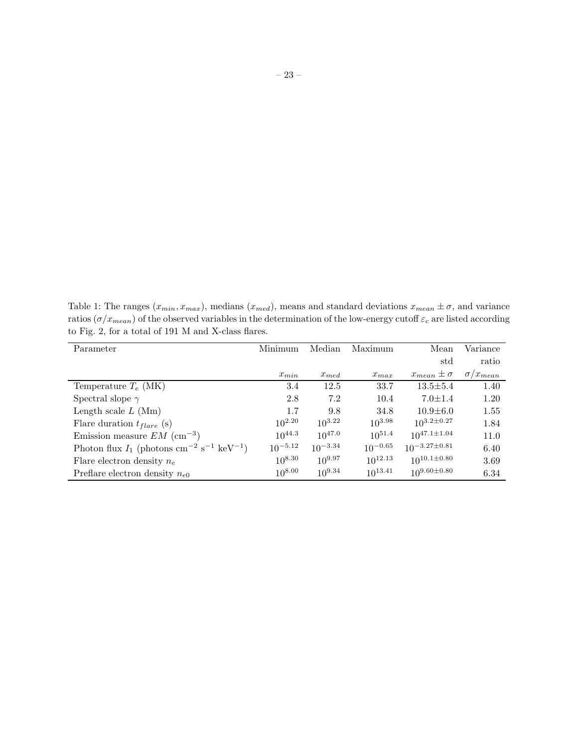Table 1: The ranges ($x_{min}, x_{max}$), medians ($x_{med}$), means and standard deviations $x_{mean} \pm \sigma$, and variance ratios ($\sigma / x_{mean}$) of the observed variables in the determination of the low-energy cutoff $\varepsilon_c$ are listed according to Fig. 2, for a total of 191 M and X-class flares.

| Parameter | Minimum | Median | Maximum | Mean std | Variance ratio |
|---|---|---|---|---|---|
| | $x_{min}$ | $x_{med}$ | $x_{max}$ | $x_{mean} \pm \sigma$ | $\sigma / x_{mean}$ |
| Temperature $T_e$ (MK) | 3.4 | 12.5 | 33.7 | 13.5±5.4 | 1.40 |
| Spectral slope $\gamma$ | 2.8 | 7.2 | 10.4 | 7.0±1.4 | 1.20 |
| Length scale $L$ (Mm) | 1.7 | 9.8 | 34.8 | 10.9±6.0 | 1.55 |
| Flare duration $t_{flare}$ (s) | $10^{2.20}$ | $10^{3.22}$ | $10^{3.98}$ | $10^{3.2 \pm 0.27}$ | 1.84 |
| Emission measure $EM$ ($\mathrm{cm}^{-3}$) | $10^{44.3}$ | $10^{47.0}$ | $10^{51.4}$ | $10^{47.1 \pm 1.04}$ | 11.0 |
| Photon flux $I_1$ (photons $\mathrm{cm}^{-2}$ $\mathrm{s}^{-1}$ $\mathrm{keV}^{-1}$) | $10^{-5.12}$ | $10^{-3.34}$ | $10^{-0.65}$ | $10^{-3.27 \pm 0.81}$ | 6.40 |
| Flare electron density $n_e$ | $10^{8.30}$ | $10^{9.97}$ | $10^{12.13}$ | $10^{10.1 \pm 0.80}$ | 3.69 |
| Preflare electron density $n_{e0}$ | $10^{8.00}$ | $10^{9.34}$ | $10^{13.41}$ | $10^{9.60 \pm 0.80}$ | 6.34 |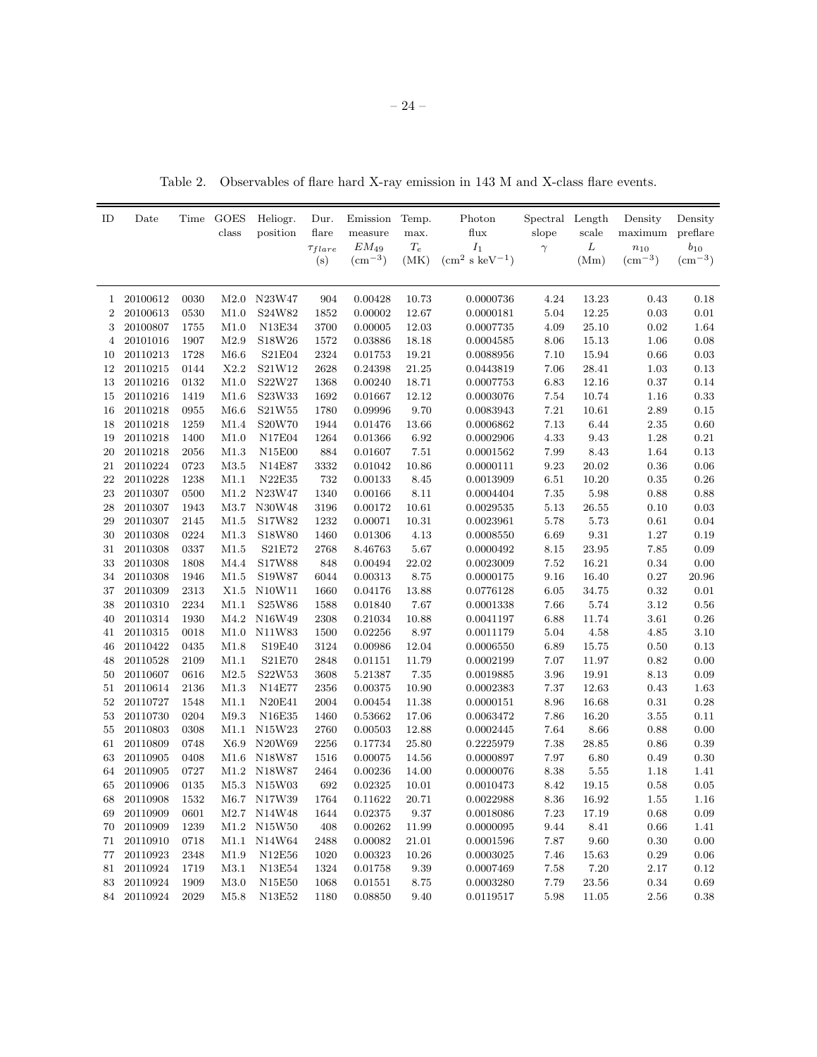Table 2. Observables of flare hard X-ray emission in 143 M and X-class flare events.

| ID | Date | Time | GOES class | Heliogr. position | Dur. flare $\tau_{flare}$ (s) | Emission measure $EM_{49}$ ($\mathrm{cm}^{-3}$) | Temp. max. $T_e$ (MK) | Photon flux $I_1$ ($\mathrm{cm}^2$ s $\mathrm{keV}^{-1}$) | Spectral slope $\gamma$ | Length scale $L$ (Mm) | Density maximum $n_{10}$ ($\mathrm{cm}^{-3}$) | Density preflare $b_{10}$ ($\mathrm{cm}^{-3}$) |
|---|---|---|---|---|---|---|---|---|---|---|---|---|
| 1 | 20100612 | 0030 | M2.0 | N23W47 | 904 | 0.00428 | 10.73 | 0.0000736 | 4.24 | 13.23 | 0.43 | 0.18 |
| 2 | 20100613 | 0530 | M1.0 | S24W82 | 1852 | 0.00002 | 12.67 | 0.0000181 | 5.04 | 12.25 | 0.03 | 0.01 |
| 3 | 20100807 | 1755 | M1.0 | N13E34 | 3700 | 0.00005 | 12.03 | 0.0007735 | 4.09 | 25.10 | 0.02 | 1.64 |
| 4 | 20101016 | 1907 | M2.9 | S18W26 | 1572 | 0.03886 | 18.18 | 0.0004585 | 8.06 | 15.13 | 1.06 | 0.08 |
| 10 | 20110213 | 1728 | M6.6 | S21E04 | 2324 | 0.01753 | 19.21 | 0.0088956 | 7.10 | 15.94 | 0.66 | 0.03 |
| 12 | 20110215 | 0144 | X2.2 | S21W12 | 2628 | 0.24398 | 21.25 | 0.0443819 | 7.06 | 28.41 | 1.03 | 0.13 |
| 13 | 20110216 | 0132 | M1.0 | S22W27 | 1368 | 0.00240 | 18.71 | 0.0007753 | 6.83 | 12.16 | 0.37 | 0.14 |
| 15 | 20110216 | 1419 | M1.6 | S23W33 | 1692 | 0.01667 | 12.12 | 0.0003076 | 7.54 | 10.74 | 1.16 | 0.33 |
| 16 | 20110218 | 0955 | M6.6 | S21W55 | 1780 | 0.09996 | 9.70 | 0.0083943 | 7.21 | 10.61 | 2.89 | 0.15 |
| 18 | 20110218 | 1259 | M1.4 | S20W70 | 1944 | 0.01476 | 13.66 | 0.0006862 | 7.13 | 6.44 | 2.35 | 0.60 |
| 19 | 20110218 | 1400 | M1.0 | N17E04 | 1264 | 0.01366 | 6.92 | 0.0002906 | 4.33 | 9.43 | 1.28 | 0.21 |
| 20 | 20110218 | 2056 | M1.3 | N15E00 | 884 | 0.01607 | 7.51 | 0.0001562 | 7.99 | 8.43 | 1.64 | 0.13 |
| 21 | 20110224 | 0723 | M3.5 | N14E87 | 3332 | 0.01042 | 10.86 | 0.0000111 | 9.23 | 20.02 | 0.36 | 0.06 |
| 22 | 20110228 | 1238 | M1.1 | N22E35 | 732 | 0.00133 | 8.45 | 0.0013909 | 6.51 | 10.20 | 0.35 | 0.26 |
| 23 | 20110307 | 0500 | M1.2 | N23W47 | 1340 | 0.00166 | 8.11 | 0.0004404 | 7.35 | 5.98 | 0.88 | 0.88 |
| 28 | 20110307 | 1943 | M3.7 | N30W48 | 3196 | 0.00172 | 10.61 | 0.0029535 | 5.13 | 26.55 | 0.10 | 0.03 |
| 29 | 20110307 | 2145 | M1.5 | S17W82 | 1232 | 0.00071 | 10.31 | 0.0023961 | 5.78 | 5.73 | 0.61 | 0.04 |
| 30 | 20110308 | 0224 | M1.3 | S18W80 | 1460 | 0.01306 | 4.13 | 0.0008550 | 6.69 | 9.31 | 1.27 | 0.19 |
| 31 | 20110308 | 0337 | M1.5 | S21E72 | 2768 | 8.46763 | 5.67 | 0.0000492 | 8.15 | 23.95 | 7.85 | 0.09 |
| 33 | 20110308 | 1808 | M4.4 | S17W88 | 848 | 0.00494 | 22.02 | 0.0023009 | 7.52 | 16.21 | 0.34 | 0.00 |
| 34 | 20110308 | 1946 | M1.5 | S19W87 | 6044 | 0.00313 | 8.75 | 0.0000175 | 9.16 | 16.40 | 0.27 | 20.96 |
| 37 | 20110309 | 2313 | X1.5 | N10W11 | 1660 | 0.04176 | 13.88 | 0.0776128 | 6.05 | 34.75 | 0.32 | 0.01 |
| 38 | 20110310 | 2234 | M1.1 | S25W86 | 1588 | 0.01840 | 7.67 | 0.0001338 | 7.66 | 5.74 | 3.12 | 0.56 |
| 40 | 20110314 | 1930 | M4.2 | N16W49 | 2308 | 0.21034 | 10.88 | 0.0041197 | 6.88 | 11.74 | 3.61 | 0.26 |
| 41 | 20110315 | 0018 | M1.0 | N11W83 | 1500 | 0.02256 | 8.97 | 0.0011179 | 5.04 | 4.58 | 4.85 | 3.10 |
| 46 | 20110422 | 0435 | M1.8 | S19E40 | 3124 | 0.00986 | 12.04 | 0.0006550 | 6.89 | 15.75 | 0.50 | 0.13 |
| 48 | 20110528 | 2109 | M1.1 | S21E70 | 2848 | 0.01151 | 11.79 | 0.0002199 | 7.07 | 11.97 | 0.82 | 0.00 |
| 50 | 20110607 | 0616 | M2.5 | S22W53 | 3608 | 5.21387 | 7.35 | 0.0019885 | 3.96 | 19.91 | 8.13 | 0.09 |
| 51 | 20110614 | 2136 | M1.3 | N14E77 | 2356 | 0.00375 | 10.90 | 0.0002383 | 7.37 | 12.63 | 0.43 | 1.63 |
| 52 | 20110727 | 1548 | M1.1 | N20E41 | 2004 | 0.00454 | 11.38 | 0.0000151 | 8.96 | 16.68 | 0.31 | 0.28 |
| 53 | 20110730 | 0204 | M9.3 | N16E35 | 1460 | 0.53662 | 17.06 | 0.0063472 | 7.86 | 16.20 | 3.55 | 0.11 |
| 55 | 20110803 | 0308 | M1.1 | N15W23 | 2760 | 0.00503 | 12.88 | 0.0002445 | 7.64 | 8.66 | 0.88 | 0.00 |
| 61 | 20110809 | 0748 | X6.9 | N20W69 | 2256 | 0.17734 | 25.80 | 0.2225979 | 7.38 | 28.85 | 0.86 | 0.39 |
| 63 | 20110905 | 0408 | M1.6 | N18W87 | 1516 | 0.00075 | 14.56 | 0.0000897 | 7.97 | 6.80 | 0.49 | 0.30 |
| 64 | 20110905 | 0727 | M1.2 | N18W87 | 2464 | 0.00236 | 14.00 | 0.0000076 | 8.38 | 5.55 | 1.18 | 1.41 |
| 65 | 20110906 | 0135 | M5.3 | N15W03 | 692 | 0.02325 | 10.01 | 0.0010473 | 8.42 | 19.15 | 0.58 | 0.05 |
| 68 | 20110908 | 1532 | M6.7 | N17W39 | 1764 | 0.11622 | 20.71 | 0.0022988 | 8.36 | 16.92 | 1.55 | 1.16 |
| 69 | 20110909 | 0601 | M2.7 | N14W48 | 1644 | 0.02375 | 9.37 | 0.0018086 | 7.23 | 17.19 | 0.68 | 0.09 |
| 70 | 20110909 | 1239 | M1.2 | N15W50 | 408 | 0.00262 | 11.99 | 0.0000095 | 9.44 | 8.41 | 0.66 | 1.41 |
| 71 | 20110910 | 0718 | M1.1 | N14W64 | 2488 | 0.00082 | 21.01 | 0.0001596 | 7.87 | 9.60 | 0.30 | 0.00 |
| 77 | 20110923 | 2348 | M1.9 | N12E56 | 1020 | 0.00323 | 10.26 | 0.0003025 | 7.46 | 15.63 | 0.29 | 0.06 |
| 81 | 20110924 | 1719 | M3.1 | N13E54 | 1324 | 0.01758 | 9.39 | 0.0007469 | 7.58 | 7.20 | 2.17 | 0.12 |
| 83 | 20110924 | 1909 | M3.0 | N15E50 | 1068 | 0.01551 | 8.75 | 0.0003280 | 7.79 | 23.56 | 0.34 | 0.69 |
| 84 | 20110924 | 2029 | M5.8 | N13E52 | 1180 | 0.08850 | 9.40 | 0.0119517 | 5.98 | 11.05 | 2.56 | 0.38 |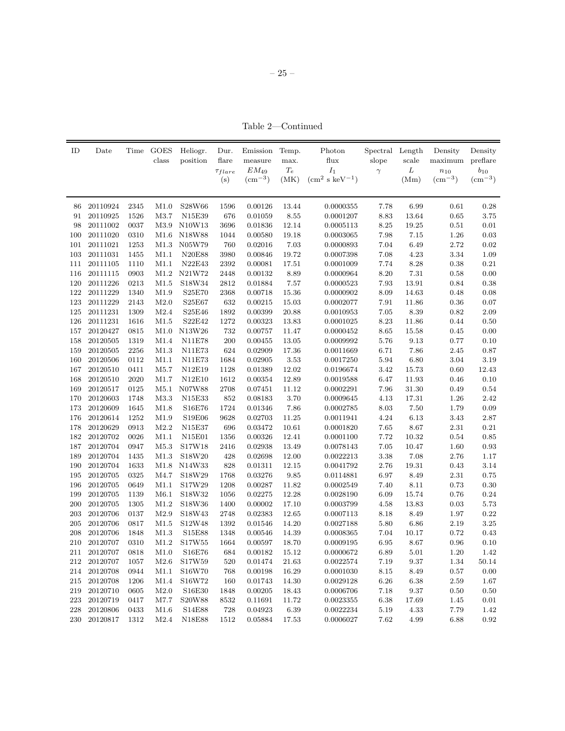Table 2—Continued

| ID | Date | Time | GOES class | Heliogr. position | Dur. flare $\tau_{flare}$ (s) | Emission measure $EM_{49}$ ($\mathrm{cm}^{-3}$) | Temp. max. $T_e$ (MK) | Photon flux $I_1$ ($\mathrm{cm}^2$ s $\mathrm{keV}^{-1}$) | Spectral slope $\gamma$ | Length scale $L$ (Mm) | Density maximum $n_{10}$ ($\mathrm{cm}^{-3}$) | Density preflare $b_{10}$ ($\mathrm{cm}^{-3}$) |
|---|---|---|---|---|---|---|---|---|---|---|---|---|
| 86 | 20110924 | 2345 | M1.0 | S28W66 | 1596 | 0.00126 | 13.44 | 0.0000355 | 7.78 | 6.99 | 0.61 | 0.28 |
| 91 | 20110925 | 1526 | M3.7 | N15E39 | 676 | 0.01059 | 8.55 | 0.0001207 | 8.83 | 13.64 | 0.65 | 3.75 |
| 98 | 20111002 | 0037 | M3.9 | N10W13 | 3696 | 0.01836 | 12.14 | 0.0005113 | 8.25 | 19.25 | 0.51 | 0.01 |
| 100 | 20111020 | 0310 | M1.6 | N18W88 | 1044 | 0.00580 | 19.18 | 0.0003065 | 7.98 | 7.15 | 1.26 | 0.03 |
| 101 | 20111021 | 1253 | M1.3 | N05W79 | 760 | 0.02016 | 7.03 | 0.0000893 | 7.04 | 6.49 | 2.72 | 0.02 |
| 103 | 20111031 | 1455 | M1.1 | N20E88 | 3980 | 0.00846 | 19.72 | 0.0007398 | 7.08 | 4.23 | 3.34 | 1.09 |
| 111 | 20111105 | 1110 | M1.1 | N22E43 | 2392 | 0.00081 | 17.51 | 0.0001009 | 7.74 | 8.28 | 0.38 | 0.21 |
| 116 | 20111115 | 0903 | M1.2 | N21W72 | 2448 | 0.00132 | 8.89 | 0.0000964 | 8.20 | 7.31 | 0.58 | 0.00 |
| 120 | 20111226 | 0213 | M1.5 | S18W34 | 2812 | 0.01884 | 7.57 | 0.0000523 | 7.93 | 13.91 | 0.84 | 0.38 |
| 122 | 20111229 | 1340 | M1.9 | S25E70 | 2368 | 0.00718 | 15.36 | 0.0000902 | 8.09 | 14.63 | 0.48 | 0.08 |
| 123 | 20111229 | 2143 | M2.0 | S25E67 | 632 | 0.00215 | 15.03 | 0.0002077 | 7.91 | 11.86 | 0.36 | 0.07 |
| 125 | 20111231 | 1309 | M2.4 | S25E46 | 1892 | 0.00399 | 20.88 | 0.0010953 | 7.05 | 8.39 | 0.82 | 2.09 |
| 126 | 20111231 | 1616 | M1.5 | S22E42 | 1272 | 0.00323 | 13.83 | 0.0001025 | 8.23 | 11.86 | 0.44 | 0.50 |
| 157 | 20120427 | 0815 | M1.0 | N13W26 | 732 | 0.00757 | 11.47 | 0.0000452 | 8.65 | 15.58 | 0.45 | 0.00 |
| 158 | 20120505 | 1319 | M1.4 | N11E78 | 200 | 0.00455 | 13.05 | 0.0009992 | 5.76 | 9.13 | 0.77 | 0.10 |
| 159 | 20120505 | 2256 | M1.3 | N11E73 | 624 | 0.02909 | 17.36 | 0.0011669 | 6.71 | 7.86 | 2.45 | 0.87 |
| 160 | 20120506 | 0112 | M1.1 | N11E73 | 1684 | 0.02905 | 3.53 | 0.0017250 | 5.94 | 6.80 | 3.04 | 3.19 |
| 167 | 20120510 | 0411 | M5.7 | N12E19 | 1128 | 0.01389 | 12.02 | 0.0196674 | 3.42 | 15.73 | 0.60 | 12.43 |
| 168 | 20120510 | 2020 | M1.7 | N12E10 | 1612 | 0.00354 | 12.89 | 0.0019588 | 6.47 | 11.93 | 0.46 | 0.10 |
| 169 | 20120517 | 0125 | M5.1 | N07W88 | 2708 | 0.07451 | 11.12 | 0.0002291 | 7.96 | 31.30 | 0.49 | 0.54 |
| 170 | 20120603 | 1748 | M3.3 | N15E33 | 852 | 0.08183 | 3.70 | 0.0009645 | 4.13 | 17.31 | 1.26 | 2.42 |
| 173 | 20120609 | 1645 | M1.8 | S16E76 | 1724 | 0.01346 | 7.86 | 0.0002785 | 8.03 | 7.50 | 1.79 | 0.09 |
| 176 | 20120614 | 1252 | M1.9 | S19E06 | 9628 | 0.02703 | 11.25 | 0.0011941 | 4.24 | 6.13 | 3.43 | 2.87 |
| 178 | 20120629 | 0913 | M2.2 | N15E37 | 696 | 0.03472 | 10.61 | 0.0001820 | 7.65 | 8.67 | 2.31 | 0.21 |
| 182 | 20120702 | 0026 | M1.1 | N15E01 | 1356 | 0.00326 | 12.41 | 0.0001100 | 7.72 | 10.32 | 0.54 | 0.85 |
| 187 | 20120704 | 0947 | M5.3 | S17W18 | 2416 | 0.02938 | 13.49 | 0.0078143 | 7.05 | 10.47 | 1.60 | 0.93 |
| 189 | 20120704 | 1435 | M1.3 | S18W20 | 428 | 0.02698 | 12.00 | 0.0022213 | 3.38 | 7.08 | 2.76 | 1.17 |
| 190 | 20120704 | 1633 | M1.8 | N14W33 | 828 | 0.01311 | 12.15 | 0.0041792 | 2.76 | 19.31 | 0.43 | 3.14 |
| 195 | 20120705 | 0325 | M4.7 | S18W29 | 1768 | 0.03276 | 9.85 | 0.0114881 | 6.97 | 8.49 | 2.31 | 0.75 |
| 196 | 20120705 | 0649 | M1.1 | S17W29 | 1208 | 0.00287 | 11.82 | 0.0002549 | 7.40 | 8.11 | 0.73 | 0.30 |
| 199 | 20120705 | 1139 | M6.1 | S18W32 | 1056 | 0.02275 | 12.28 | 0.0028190 | 6.09 | 15.74 | 0.76 | 0.24 |
| 200 | 20120705 | 1305 | M1.2 | S18W36 | 1400 | 0.00002 | 17.10 | 0.0003799 | 4.58 | 13.83 | 0.03 | 5.73 |
| 203 | 20120706 | 0137 | M2.9 | S18W43 | 2748 | 0.02383 | 12.65 | 0.0007113 | 8.18 | 8.49 | 1.97 | 0.22 |
| 205 | 20120706 | 0817 | M1.5 | S12W48 | 1392 | 0.01546 | 14.20 | 0.0027188 | 5.80 | 6.86 | 2.19 | 3.25 |
| 208 | 20120706 | 1848 | M1.3 | S15E88 | 1348 | 0.00546 | 14.39 | 0.0008365 | 7.04 | 10.17 | 0.72 | 0.43 |
| 210 | 20120707 | 0310 | M1.2 | S17W55 | 1664 | 0.00597 | 18.70 | 0.0009195 | 6.95 | 8.67 | 0.96 | 0.10 |
| 211 | 20120707 | 0818 | M1.0 | S16E76 | 684 | 0.00182 | 15.12 | 0.0000672 | 6.89 | 5.01 | 1.20 | 1.42 |
| 212 | 20120707 | 1057 | M2.6 | S17W59 | 520 | 0.01474 | 21.63 | 0.0022574 | 7.19 | 9.37 | 1.34 | 50.14 |
| 214 | 20120708 | 0944 | M1.1 | S16W70 | 768 | 0.00198 | 16.29 | 0.0001030 | 8.15 | 8.49 | 0.57 | 0.00 |
| 215 | 20120708 | 1206 | M1.4 | S16W72 | 160 | 0.01743 | 14.30 | 0.0029128 | 6.26 | 6.38 | 2.59 | 1.67 |
| 219 | 20120710 | 0605 | M2.0 | S16E30 | 1848 | 0.00205 | 18.43 | 0.0006706 | 7.18 | 9.37 | 0.50 | 0.50 |
| 223 | 20120719 | 0417 | M7.7 | S20W88 | 8532 | 0.11691 | 11.72 | 0.0023355 | 6.38 | 17.69 | 1.45 | 0.01 |
| 228 | 20120806 | 0433 | M1.6 | S14E88 | 728 | 0.04923 | 6.39 | 0.0022234 | 5.19 | 4.33 | 7.79 | 1.42 |
| 230 | 20120817 | 1312 | M2.4 | N18E88 | 1512 | 0.05884 | 17.53 | 0.0006027 | 7.62 | 4.99 | 6.88 | 0.92 |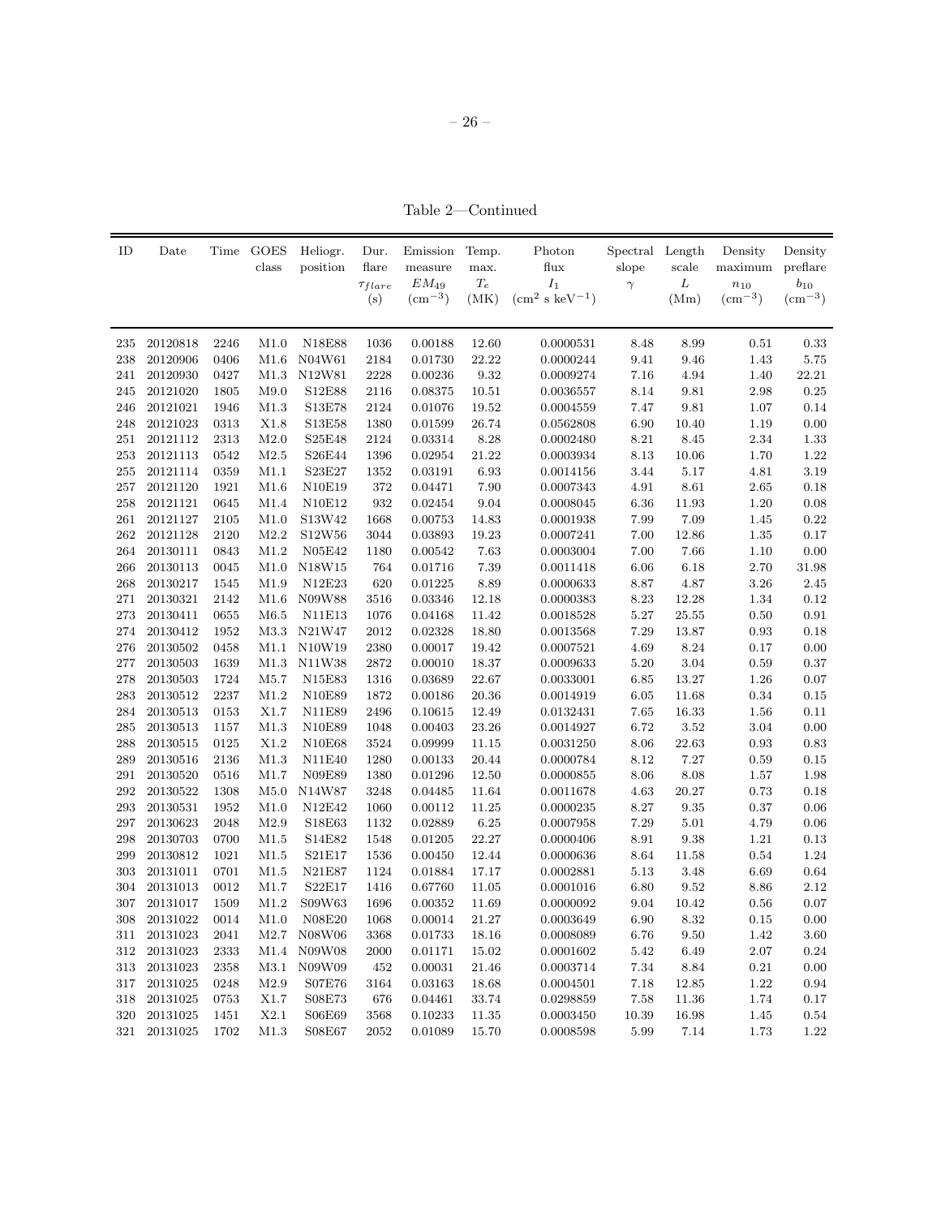Table 2—Continued

| ID | Date | Time | GOES class | Heliogr. position | Dur. flare $\tau_{flare}$ (s) | Emission measure $EM_{49}$ (cm$^{-3}$) | Temp. max. $T_e$ (MK) | Photon flux $I_1$ (cm$^2$ s keV$^{-1}$) | Spectral slope $\gamma$ | Length scale $L$ (Mm) | Density maximum $n_{10}$ (cm$^{-3}$) | Density preflare $b_{10}$ (cm$^{-3}$) |
|---|---|---|---|---|---|---|---|---|---|---|---|---|
| 235 | 20120818 | 2246 | M1.0 | N18E88 | 1036 | 0.00188 | 12.60 | 0.0000531 | 8.48 | 8.99 | 0.51 | 0.33 |
| 238 | 20120906 | 0406 | M1.6 | N04W61 | 2184 | 0.01730 | 22.22 | 0.0000244 | 9.41 | 9.46 | 1.43 | 5.75 |
| 241 | 20120930 | 0427 | M1.3 | N12W81 | 2228 | 0.00236 | 9.32 | 0.0009274 | 7.16 | 4.94 | 1.40 | 22.21 |
| 245 | 20121020 | 1805 | M9.0 | S12E88 | 2116 | 0.08375 | 10.51 | 0.0036557 | 8.14 | 9.81 | 2.98 | 0.25 |
| 246 | 20121021 | 1946 | M1.3 | S13E78 | 2124 | 0.01076 | 19.52 | 0.0004559 | 7.47 | 9.81 | 1.07 | 0.14 |
| 248 | 20121023 | 0313 | X1.8 | S13E58 | 1380 | 0.01599 | 26.74 | 0.0562808 | 6.90 | 10.40 | 1.19 | 0.00 |
| 251 | 20121112 | 2313 | M2.0 | S25E48 | 2124 | 0.03314 | 8.28 | 0.0002480 | 8.21 | 8.45 | 2.34 | 1.33 |
| 253 | 20121113 | 0542 | M2.5 | S26E44 | 1396 | 0.02954 | 21.22 | 0.0003934 | 8.13 | 10.06 | 1.70 | 1.22 |
| 255 | 20121114 | 0359 | M1.1 | S23E27 | 1352 | 0.03191 | 6.93 | 0.0014156 | 3.44 | 5.17 | 4.81 | 3.19 |
| 257 | 20121120 | 1921 | M1.6 | N10E19 | 372 | 0.04471 | 7.90 | 0.0007343 | 4.91 | 8.61 | 2.65 | 0.18 |
| 258 | 20121121 | 0645 | M1.4 | N10E12 | 932 | 0.02454 | 9.04 | 0.0008045 | 6.36 | 11.93 | 1.20 | 0.08 |
| 261 | 20121127 | 2105 | M1.0 | S13W42 | 1668 | 0.00753 | 14.83 | 0.0001938 | 7.99 | 7.09 | 1.45 | 0.22 |
| 262 | 20121128 | 2120 | M2.2 | S12W56 | 3044 | 0.03893 | 19.23 | 0.0007241 | 7.00 | 12.86 | 1.35 | 0.17 |
| 264 | 20130111 | 0843 | M1.2 | N05E42 | 1180 | 0.00542 | 7.63 | 0.0003004 | 7.00 | 7.66 | 1.10 | 0.00 |
| 266 | 20130113 | 0045 | M1.0 | N18W15 | 764 | 0.01716 | 7.39 | 0.0011418 | 6.06 | 6.18 | 2.70 | 31.98 |
| 268 | 20130217 | 1545 | M1.9 | N12E23 | 620 | 0.01225 | 8.89 | 0.0000633 | 8.87 | 4.87 | 3.26 | 2.45 |
| 271 | 20130321 | 2142 | M1.6 | N09W88 | 3516 | 0.03346 | 12.18 | 0.0000383 | 8.23 | 12.28 | 1.34 | 0.12 |
| 273 | 20130411 | 0655 | M6.5 | N11E13 | 1076 | 0.04168 | 11.42 | 0.0018528 | 5.27 | 25.55 | 0.50 | 0.91 |
| 274 | 20130412 | 1952 | M3.3 | N21W47 | 2012 | 0.02328 | 18.80 | 0.0013568 | 7.29 | 13.87 | 0.93 | 0.18 |
| 276 | 20130502 | 0458 | M1.1 | N10W19 | 2380 | 0.00017 | 19.42 | 0.0007521 | 4.69 | 8.24 | 0.17 | 0.00 |
| 277 | 20130503 | 1639 | M1.3 | N11W38 | 2872 | 0.00010 | 18.37 | 0.0009633 | 5.20 | 3.04 | 0.59 | 0.37 |
| 278 | 20130503 | 1724 | M5.7 | N15E83 | 1316 | 0.03689 | 22.67 | 0.0033001 | 6.85 | 13.27 | 1.26 | 0.07 |
| 283 | 20130512 | 2237 | M1.2 | N10E89 | 1872 | 0.00186 | 20.36 | 0.0014919 | 6.05 | 11.68 | 0.34 | 0.15 |
| 284 | 20130513 | 0153 | X1.7 | N11E89 | 2496 | 0.10615 | 12.49 | 0.0132431 | 7.65 | 16.33 | 1.56 | 0.11 |
| 285 | 20130513 | 1157 | M1.3 | N10E89 | 1048 | 0.00403 | 23.26 | 0.0014927 | 6.72 | 3.52 | 3.04 | 0.00 |
| 288 | 20130515 | 0125 | X1.2 | N10E68 | 3524 | 0.09999 | 11.15 | 0.0031250 | 8.06 | 22.63 | 0.93 | 0.83 |
| 289 | 20130516 | 2136 | M1.3 | N11E40 | 1280 | 0.00133 | 20.44 | 0.0000784 | 8.12 | 7.27 | 0.59 | 0.15 |
| 291 | 20130520 | 0516 | M1.7 | N09E89 | 1380 | 0.01296 | 12.50 | 0.0000855 | 8.06 | 8.08 | 1.57 | 1.98 |
| 292 | 20130522 | 1308 | M5.0 | N14W87 | 3248 | 0.04485 | 11.64 | 0.0011678 | 4.63 | 20.27 | 0.73 | 0.18 |
| 293 | 20130531 | 1952 | M1.0 | N12E42 | 1060 | 0.00112 | 11.25 | 0.0000235 | 8.27 | 9.35 | 0.37 | 0.06 |
| 297 | 20130623 | 2048 | M2.9 | S18E63 | 1132 | 0.02889 | 6.25 | 0.0007958 | 7.29 | 5.01 | 4.79 | 0.06 |
| 298 | 20130703 | 0700 | M1.5 | S14E82 | 1548 | 0.01205 | 22.27 | 0.0000406 | 8.91 | 9.38 | 1.21 | 0.13 |
| 299 | 20130812 | 1021 | M1.5 | S21E17 | 1536 | 0.00450 | 12.44 | 0.0000636 | 8.64 | 11.58 | 0.54 | 1.24 |
| 303 | 20131011 | 0701 | M1.5 | N21E87 | 1124 | 0.01884 | 17.17 | 0.0002881 | 5.13 | 3.48 | 6.69 | 0.64 |
| 304 | 20131013 | 0012 | M1.7 | S22E17 | 1416 | 0.67760 | 11.05 | 0.0001016 | 6.80 | 9.52 | 8.86 | 2.12 |
| 307 | 20131017 | 1509 | M1.2 | S09W63 | 1696 | 0.00352 | 11.69 | 0.0000092 | 9.04 | 10.42 | 0.56 | 0.07 |
| 308 | 20131022 | 0014 | M1.0 | N08E20 | 1068 | 0.00014 | 21.27 | 0.0003649 | 6.90 | 8.32 | 0.15 | 0.00 |
| 311 | 20131023 | 2041 | M2.7 | N08W06 | 3368 | 0.01733 | 18.16 | 0.0008089 | 6.76 | 9.50 | 1.42 | 3.60 |
| 312 | 20131023 | 2333 | M1.4 | N09W08 | 2000 | 0.01171 | 15.02 | 0.0001602 | 5.42 | 6.49 | 2.07 | 0.24 |
| 313 | 20131023 | 2358 | M3.1 | N09W09 | 452 | 0.00031 | 21.46 | 0.0003714 | 7.34 | 8.84 | 0.21 | 0.00 |
| 317 | 20131025 | 0248 | M2.9 | S07E76 | 3164 | 0.03163 | 18.68 | 0.0004501 | 7.18 | 12.85 | 1.22 | 0.94 |
| 318 | 20131025 | 0753 | X1.7 | S08E73 | 676 | 0.04461 | 33.74 | 0.0298859 | 7.58 | 11.36 | 1.74 | 0.17 |
| 320 | 20131025 | 1451 | X2.1 | S06E69 | 3568 | 0.10233 | 11.35 | 0.0003450 | 10.39 | 16.98 | 1.45 | 0.54 |
| 321 | 20131025 | 1702 | M1.3 | S08E67 | 2052 | 0.01089 | 15.70 | 0.0008598 | 5.99 | 7.14 | 1.73 | 1.22 |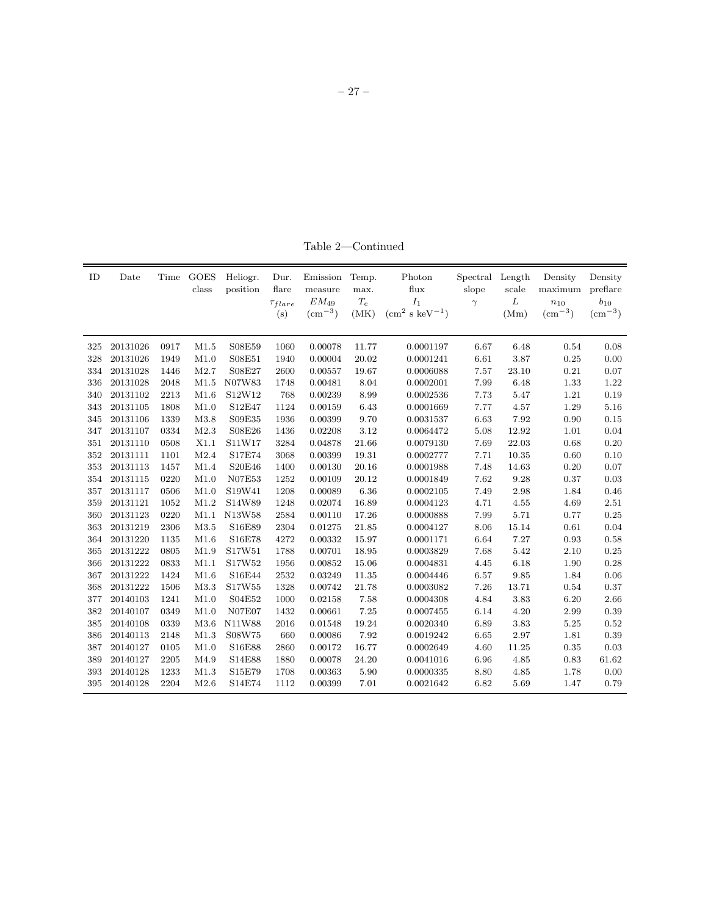Table 2—Continued

| ID | Date | Time | GOES class | Heliogr. position | Dur. flare $\tau_{flare}$ (s) | Emission measure $EM_{49}$ ($\mathrm{cm}^{-3}$) | Temp. max. $T_e$ (MK) | Photon flux $I_1$ ($\mathrm{cm}^2$ s $\mathrm{keV}^{-1}$) | Spectral slope $\gamma$ | Length scale $L$ (Mm) | Density maximum $n_{10}$ ($\mathrm{cm}^{-3}$) | Density preflare $b_{10}$ ($\mathrm{cm}^{-3}$) |
|---|---|---|---|---|---|---|---|---|---|---|---|---|
| 325 | 20131026 | 0917 | M1.5 | S08E59 | 1060 | 0.00078 | 11.77 | 0.0001197 | 6.67 | 6.48 | 0.54 | 0.08 |
| 328 | 20131026 | 1949 | M1.0 | S08E51 | 1940 | 0.00004 | 20.02 | 0.0001241 | 6.61 | 3.87 | 0.25 | 0.00 |
| 334 | 20131028 | 1446 | M2.7 | S08E27 | 2600 | 0.00557 | 19.67 | 0.0006088 | 7.57 | 23.10 | 0.21 | 0.07 |
| 336 | 20131028 | 2048 | M1.5 | N07W83 | 1748 | 0.00481 | 8.04 | 0.0002001 | 7.99 | 6.48 | 1.33 | 1.22 |
| 340 | 20131102 | 2213 | M1.6 | S12W12 | 768 | 0.00239 | 8.99 | 0.0002536 | 7.73 | 5.47 | 1.21 | 0.19 |
| 343 | 20131105 | 1808 | M1.0 | S12E47 | 1124 | 0.00159 | 6.43 | 0.0001669 | 7.77 | 4.57 | 1.29 | 5.16 |
| 345 | 20131106 | 1339 | M3.8 | S09E35 | 1936 | 0.00399 | 9.70 | 0.0031537 | 6.63 | 7.92 | 0.90 | 0.15 |
| 347 | 20131107 | 0334 | M2.3 | S08E26 | 1436 | 0.02208 | 3.12 | 0.0064472 | 5.08 | 12.92 | 1.01 | 0.04 |
| 351 | 20131110 | 0508 | X1.1 | S11W17 | 3284 | 0.04878 | 21.66 | 0.0079130 | 7.69 | 22.03 | 0.68 | 0.20 |
| 352 | 20131111 | 1101 | M2.4 | S17E74 | 3068 | 0.00399 | 19.31 | 0.0002777 | 7.71 | 10.35 | 0.60 | 0.10 |
| 353 | 20131113 | 1457 | M1.4 | S20E46 | 1400 | 0.00130 | 20.16 | 0.0001988 | 7.48 | 14.63 | 0.20 | 0.07 |
| 354 | 20131115 | 0220 | M1.0 | N07E53 | 1252 | 0.00109 | 20.12 | 0.0001849 | 7.62 | 9.28 | 0.37 | 0.03 |
| 357 | 20131117 | 0506 | M1.0 | S19W41 | 1208 | 0.00089 | 6.36 | 0.0002105 | 7.49 | 2.98 | 1.84 | 0.46 |
| 359 | 20131121 | 1052 | M1.2 | S14W89 | 1248 | 0.02074 | 16.89 | 0.0004123 | 4.71 | 4.55 | 4.69 | 2.51 |
| 360 | 20131123 | 0220 | M1.1 | N13W58 | 2584 | 0.00110 | 17.26 | 0.0000888 | 7.99 | 5.71 | 0.77 | 0.25 |
| 363 | 20131219 | 2306 | M3.5 | S16E89 | 2304 | 0.01275 | 21.85 | 0.0004127 | 8.06 | 15.14 | 0.61 | 0.04 |
| 364 | 20131220 | 1135 | M1.6 | S16E78 | 4272 | 0.00332 | 15.97 | 0.0001171 | 6.64 | 7.27 | 0.93 | 0.58 |
| 365 | 20131222 | 0805 | M1.9 | S17W51 | 1788 | 0.00701 | 18.95 | 0.0003829 | 7.68 | 5.42 | 2.10 | 0.25 |
| 366 | 20131222 | 0833 | M1.1 | S17W52 | 1956 | 0.00852 | 15.06 | 0.0004831 | 4.45 | 6.18 | 1.90 | 0.28 |
| 367 | 20131222 | 1424 | M1.6 | S16E44 | 2532 | 0.03249 | 11.35 | 0.0004446 | 6.57 | 9.85 | 1.84 | 0.06 |
| 368 | 20131222 | 1506 | M3.3 | S17W55 | 1328 | 0.00742 | 21.78 | 0.0003082 | 7.26 | 13.71 | 0.54 | 0.37 |
| 377 | 20140103 | 1241 | M1.0 | S04E52 | 1000 | 0.02158 | 7.58 | 0.0004308 | 4.84 | 3.83 | 6.20 | 2.66 |
| 382 | 20140107 | 0349 | M1.0 | N07E07 | 1432 | 0.00661 | 7.25 | 0.0007455 | 6.14 | 4.20 | 2.99 | 0.39 |
| 385 | 20140108 | 0339 | M3.6 | N11W88 | 2016 | 0.01548 | 19.24 | 0.0020340 | 6.89 | 3.83 | 5.25 | 0.52 |
| 386 | 20140113 | 2148 | M1.3 | S08W75 | 660 | 0.00086 | 7.92 | 0.0019242 | 6.65 | 2.97 | 1.81 | 0.39 |
| 387 | 20140127 | 0105 | M1.0 | S16E88 | 2860 | 0.00172 | 16.77 | 0.0002649 | 4.60 | 11.25 | 0.35 | 0.03 |
| 389 | 20140127 | 2205 | M4.9 | S14E88 | 1880 | 0.00078 | 24.20 | 0.0041016 | 6.96 | 4.85 | 0.83 | 61.62 |
| 393 | 20140128 | 1233 | M1.3 | S15E79 | 1708 | 0.00363 | 5.90 | 0.0000335 | 8.80 | 4.85 | 1.78 | 0.00 |
| 395 | 20140128 | 2204 | M2.6 | S14E74 | 1112 | 0.00399 | 7.01 | 0.0021642 | 6.82 | 5.69 | 1.47 | 0.79 |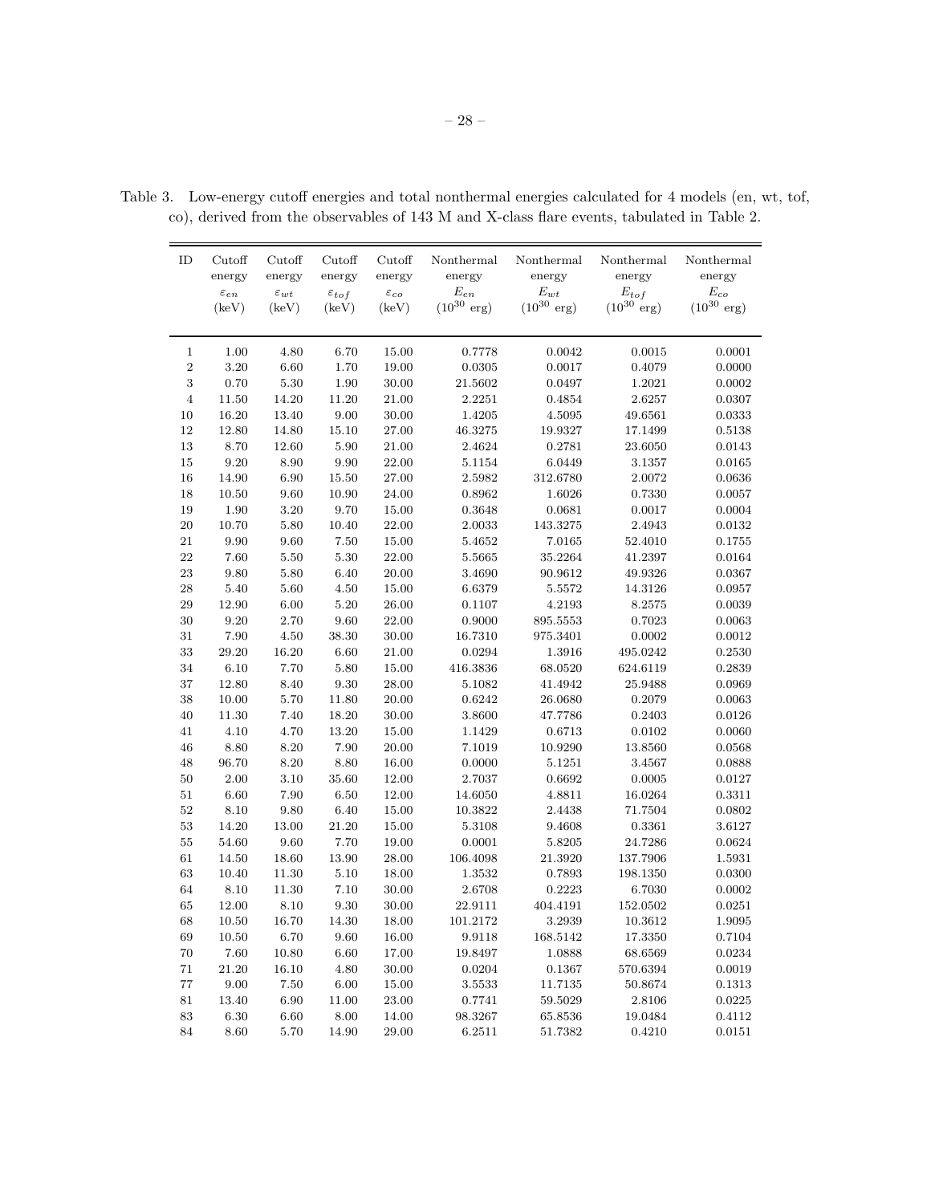Table 3. Low-energy cutoff energies and total nonthermal energies calculated for 4 models (en, wt, tof, co), derived from the observables of 143 M and X-class flare events, tabulated in Table 2.

| ID | Cutoff energy $\varepsilon_{en}$ (keV) | Cutoff energy $\varepsilon_{wt}$ (keV) | Cutoff energy $\varepsilon_{tof}$ (keV) | Cutoff energy $\varepsilon_{co}$ (keV) | Nonthermal energy $E_{en}$ ($10^{30}$ erg) | Nonthermal energy $E_{wt}$ ($10^{30}$ erg) | Nonthermal energy $E_{tof}$ ($10^{30}$ erg) | Nonthermal energy $E_{co}$ ($10^{30}$ erg) |
|---|---|---|---|---|---|---|---|---|
| 1 | 1.00 | 4.80 | 6.70 | 15.00 | 0.7778 | 0.0042 | 0.0015 | 0.0001 |
| 2 | 3.20 | 6.60 | 1.70 | 19.00 | 0.0305 | 0.0017 | 0.4079 | 0.0000 |
| 3 | 0.70 | 5.30 | 1.90 | 30.00 | 21.5602 | 0.0497 | 1.2021 | 0.0002 |
| 4 | 11.50 | 14.20 | 11.20 | 21.00 | 2.2251 | 0.4854 | 2.6257 | 0.0307 |
| 10 | 16.20 | 13.40 | 9.00 | 30.00 | 1.4205 | 4.5095 | 49.6561 | 0.0333 |
| 12 | 12.80 | 14.80 | 15.10 | 27.00 | 46.3275 | 19.9327 | 17.1499 | 0.5138 |
| 13 | 8.70 | 12.60 | 5.90 | 21.00 | 2.4624 | 0.2781 | 23.6050 | 0.0143 |
| 15 | 9.20 | 8.90 | 9.90 | 22.00 | 5.1154 | 6.0449 | 3.1357 | 0.0165 |
| 16 | 14.90 | 6.90 | 15.50 | 27.00 | 2.5982 | 312.6780 | 2.0072 | 0.0636 |
| 18 | 10.50 | 9.60 | 10.90 | 24.00 | 0.8962 | 1.6026 | 0.7330 | 0.0057 |
| 19 | 1.90 | 3.20 | 9.70 | 15.00 | 0.3648 | 0.0681 | 0.0017 | 0.0004 |
| 20 | 10.70 | 5.80 | 10.40 | 22.00 | 2.0033 | 143.3275 | 2.4943 | 0.0132 |
| 21 | 9.90 | 9.60 | 7.50 | 15.00 | 5.4652 | 7.0165 | 52.4010 | 0.1755 |
| 22 | 7.60 | 5.50 | 5.30 | 22.00 | 5.5665 | 35.2264 | 41.2397 | 0.0164 |
| 23 | 9.80 | 5.80 | 6.40 | 20.00 | 3.4690 | 90.9612 | 49.9326 | 0.0367 |
| 28 | 5.40 | 5.60 | 4.50 | 15.00 | 6.6379 | 5.5572 | 14.3126 | 0.0957 |
| 29 | 12.90 | 6.00 | 5.20 | 26.00 | 0.1107 | 4.2193 | 8.2575 | 0.0039 |
| 30 | 9.20 | 2.70 | 9.60 | 22.00 | 0.9000 | 895.5553 | 0.7023 | 0.0063 |
| 31 | 7.90 | 4.50 | 38.30 | 30.00 | 16.7310 | 975.3401 | 0.0002 | 0.0012 |
| 33 | 29.20 | 16.20 | 6.60 | 21.00 | 0.0294 | 1.3916 | 495.0242 | 0.2530 |
| 34 | 6.10 | 7.70 | 5.80 | 15.00 | 416.3836 | 68.0520 | 624.6119 | 0.2839 |
| 37 | 12.80 | 8.40 | 9.30 | 28.00 | 5.1082 | 41.4942 | 25.9488 | 0.0969 |
| 38 | 10.00 | 5.70 | 11.80 | 20.00 | 0.6242 | 26.0680 | 0.2079 | 0.0063 |
| 40 | 11.30 | 7.40 | 18.20 | 30.00 | 3.8600 | 47.7786 | 0.2403 | 0.0126 |
| 41 | 4.10 | 4.70 | 13.20 | 15.00 | 1.1429 | 0.6713 | 0.0102 | 0.0060 |
| 46 | 8.80 | 8.20 | 7.90 | 20.00 | 7.1019 | 10.9290 | 13.8560 | 0.0568 |
| 48 | 96.70 | 8.20 | 8.80 | 16.00 | 0.0000 | 5.1251 | 3.4567 | 0.0888 |
| 50 | 2.00 | 3.10 | 35.60 | 12.00 | 2.7037 | 0.6692 | 0.0005 | 0.0127 |
| 51 | 6.60 | 7.90 | 6.50 | 12.00 | 14.6050 | 4.8811 | 16.0264 | 0.3311 |
| 52 | 8.10 | 9.80 | 6.40 | 15.00 | 10.3822 | 2.4438 | 71.7504 | 0.0802 |
| 53 | 14.20 | 13.00 | 21.20 | 15.00 | 5.3108 | 9.4608 | 0.3361 | 3.6127 |
| 55 | 54.60 | 9.60 | 7.70 | 19.00 | 0.0001 | 5.8205 | 24.7286 | 0.0624 |
| 61 | 14.50 | 18.60 | 13.90 | 28.00 | 106.4098 | 21.3920 | 137.7906 | 1.5931 |
| 63 | 10.40 | 11.30 | 5.10 | 18.00 | 1.3532 | 0.7893 | 198.1350 | 0.0300 |
| 64 | 8.10 | 11.30 | 7.10 | 30.00 | 2.6708 | 0.2223 | 6.7030 | 0.0002 |
| 65 | 12.00 | 8.10 | 9.30 | 30.00 | 22.9111 | 404.4191 | 152.0502 | 0.0251 |
| 68 | 10.50 | 16.70 | 14.30 | 18.00 | 101.2172 | 3.2939 | 10.3612 | 1.9095 |
| 69 | 10.50 | 6.70 | 9.60 | 16.00 | 9.9118 | 168.5142 | 17.3350 | 0.7104 |
| 70 | 7.60 | 10.80 | 6.60 | 17.00 | 19.8497 | 1.0888 | 68.6569 | 0.0234 |
| 71 | 21.20 | 16.10 | 4.80 | 30.00 | 0.0204 | 0.1367 | 570.6394 | 0.0019 |
| 77 | 9.00 | 7.50 | 6.00 | 15.00 | 3.5533 | 11.7135 | 50.8674 | 0.1313 |
| 81 | 13.40 | 6.90 | 11.00 | 23.00 | 0.7741 | 59.5029 | 2.8106 | 0.0225 |
| 83 | 6.30 | 6.60 | 8.00 | 14.00 | 98.3267 | 65.8536 | 19.0484 | 0.4112 |
| 84 | 8.60 | 5.70 | 14.90 | 29.00 | 6.2511 | 51.7382 | 0.4210 | 0.0151 |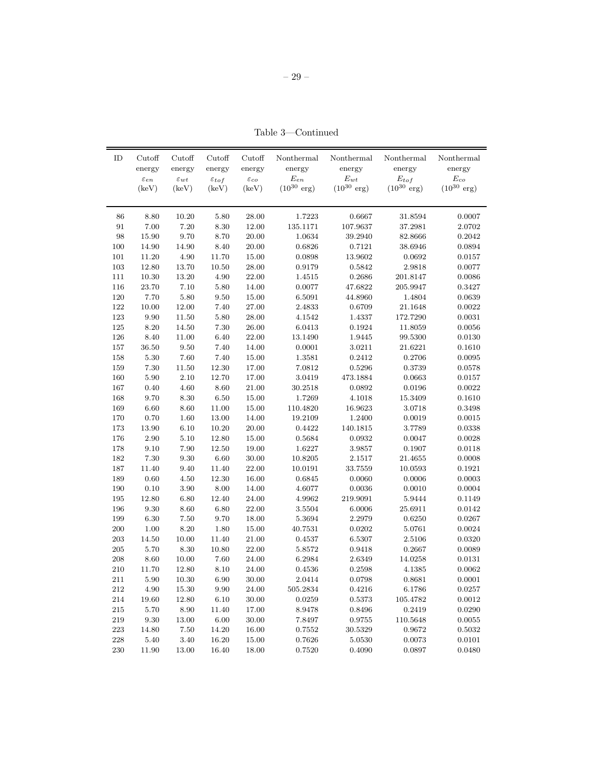Table 3—Continued

| ID | Cutoff energy $\varepsilon_{en}$ (keV) | Cutoff energy $\varepsilon_{wt}$ (keV) | Cutoff energy $\varepsilon_{tof}$ (keV) | Cutoff energy $\varepsilon_{co}$ (keV) | Nonthermal energy $E_{en}$ ($10^{30}$ erg) | Nonthermal energy $E_{wt}$ ($10^{30}$ erg) | Nonthermal energy $E_{tof}$ ($10^{30}$ erg) | Nonthermal energy $E_{co}$ ($10^{30}$ erg) |
|---|---|---|---|---|---|---|---|---|
| 86 | 8.80 | 10.20 | 5.80 | 28.00 | 1.7223 | 0.6667 | 31.8594 | 0.0007 |
| 91 | 7.00 | 7.20 | 8.30 | 12.00 | 135.1171 | 107.9637 | 37.2981 | 2.0702 |
| 98 | 15.90 | 9.70 | 8.70 | 20.00 | 1.0634 | 39.2940 | 82.8666 | 0.2042 |
| 100 | 14.90 | 14.90 | 8.40 | 20.00 | 0.6826 | 0.7121 | 38.6946 | 0.0894 |
| 101 | 11.20 | 4.90 | 11.70 | 15.00 | 0.0898 | 13.9602 | 0.0692 | 0.0157 |
| 103 | 12.80 | 13.70 | 10.50 | 28.00 | 0.9179 | 0.5842 | 2.9818 | 0.0077 |
| 111 | 10.30 | 13.20 | 4.90 | 22.00 | 1.4515 | 0.2686 | 201.8147 | 0.0086 |
| 116 | 23.70 | 7.10 | 5.80 | 14.00 | 0.0077 | 47.6822 | 205.9947 | 0.3427 |
| 120 | 7.70 | 5.80 | 9.50 | 15.00 | 6.5091 | 44.8960 | 1.4804 | 0.0639 |
| 122 | 10.00 | 12.00 | 7.40 | 27.00 | 2.4833 | 0.6709 | 21.1648 | 0.0022 |
| 123 | 9.90 | 11.50 | 5.80 | 28.00 | 4.1542 | 1.4337 | 172.7290 | 0.0031 |
| 125 | 8.20 | 14.50 | 7.30 | 26.00 | 6.0413 | 0.1924 | 11.8059 | 0.0056 |
| 126 | 8.40 | 11.00 | 6.40 | 22.00 | 13.1490 | 1.9445 | 99.5300 | 0.0130 |
| 157 | 36.50 | 9.50 | 7.40 | 14.00 | 0.0001 | 3.0211 | 21.6221 | 0.1610 |
| 158 | 5.30 | 7.60 | 7.40 | 15.00 | 1.3581 | 0.2412 | 0.2706 | 0.0095 |
| 159 | 7.30 | 11.50 | 12.30 | 17.00 | 7.0812 | 0.5296 | 0.3739 | 0.0578 |
| 160 | 5.90 | 2.10 | 12.70 | 17.00 | 3.0419 | 473.1884 | 0.0663 | 0.0157 |
| 167 | 0.40 | 4.60 | 8.60 | 21.00 | 30.2518 | 0.0892 | 0.0196 | 0.0022 |
| 168 | 9.70 | 8.30 | 6.50 | 15.00 | 1.7269 | 4.1018 | 15.3409 | 0.1610 |
| 169 | 6.60 | 8.60 | 11.00 | 15.00 | 110.4820 | 16.9623 | 3.0718 | 0.3498 |
| 170 | 0.70 | 1.60 | 13.00 | 14.00 | 19.2109 | 1.2400 | 0.0019 | 0.0015 |
| 173 | 13.90 | 6.10 | 10.20 | 20.00 | 0.4422 | 140.1815 | 3.7789 | 0.0338 |
| 176 | 2.90 | 5.10 | 12.80 | 15.00 | 0.5684 | 0.0932 | 0.0047 | 0.0028 |
| 178 | 9.10 | 7.90 | 12.50 | 19.00 | 1.6227 | 3.9857 | 0.1907 | 0.0118 |
| 182 | 7.30 | 9.30 | 6.60 | 30.00 | 10.8205 | 2.1517 | 21.4655 | 0.0008 |
| 187 | 11.40 | 9.40 | 11.40 | 22.00 | 10.0191 | 33.7559 | 10.0593 | 0.1921 |
| 189 | 0.60 | 4.50 | 12.30 | 16.00 | 0.6845 | 0.0060 | 0.0006 | 0.0003 |
| 190 | 0.10 | 3.90 | 8.00 | 14.00 | 4.6077 | 0.0036 | 0.0010 | 0.0004 |
| 195 | 12.80 | 6.80 | 12.40 | 24.00 | 4.9962 | 219.9091 | 5.9444 | 0.1149 |
| 196 | 9.30 | 8.60 | 6.80 | 22.00 | 3.5504 | 6.0006 | 25.6911 | 0.0142 |
| 199 | 6.30 | 7.50 | 9.70 | 18.00 | 5.3694 | 2.2979 | 0.6250 | 0.0267 |
| 200 | 1.00 | 8.20 | 1.80 | 15.00 | 40.7531 | 0.0202 | 5.0761 | 0.0024 |
| 203 | 14.50 | 10.00 | 11.40 | 21.00 | 0.4537 | 6.5307 | 2.5106 | 0.0320 |
| 205 | 5.70 | 8.30 | 10.80 | 22.00 | 5.8572 | 0.9418 | 0.2667 | 0.0089 |
| 208 | 8.60 | 10.00 | 7.60 | 24.00 | 6.2984 | 2.6349 | 14.0258 | 0.0131 |
| 210 | 11.70 | 12.80 | 8.10 | 24.00 | 0.4536 | 0.2598 | 4.1385 | 0.0062 |
| 211 | 5.90 | 10.30 | 6.90 | 30.00 | 2.0414 | 0.0798 | 0.8681 | 0.0001 |
| 212 | 4.90 | 15.30 | 9.90 | 24.00 | 505.2834 | 0.4216 | 6.1786 | 0.0257 |
| 214 | 19.60 | 12.80 | 6.10 | 30.00 | 0.0259 | 0.5373 | 105.4782 | 0.0012 |
| 215 | 5.70 | 8.90 | 11.40 | 17.00 | 8.9478 | 0.8496 | 0.2419 | 0.0290 |
| 219 | 9.30 | 13.00 | 6.00 | 30.00 | 7.8497 | 0.9755 | 110.5648 | 0.0055 |
| 223 | 14.80 | 7.50 | 14.20 | 16.00 | 0.7552 | 30.5329 | 0.9672 | 0.5032 |
| 228 | 5.40 | 3.40 | 16.20 | 15.00 | 0.7626 | 5.0530 | 0.0073 | 0.0101 |
| 230 | 11.90 | 13.00 | 16.40 | 18.00 | 0.7520 | 0.4090 | 0.0897 | 0.0480 |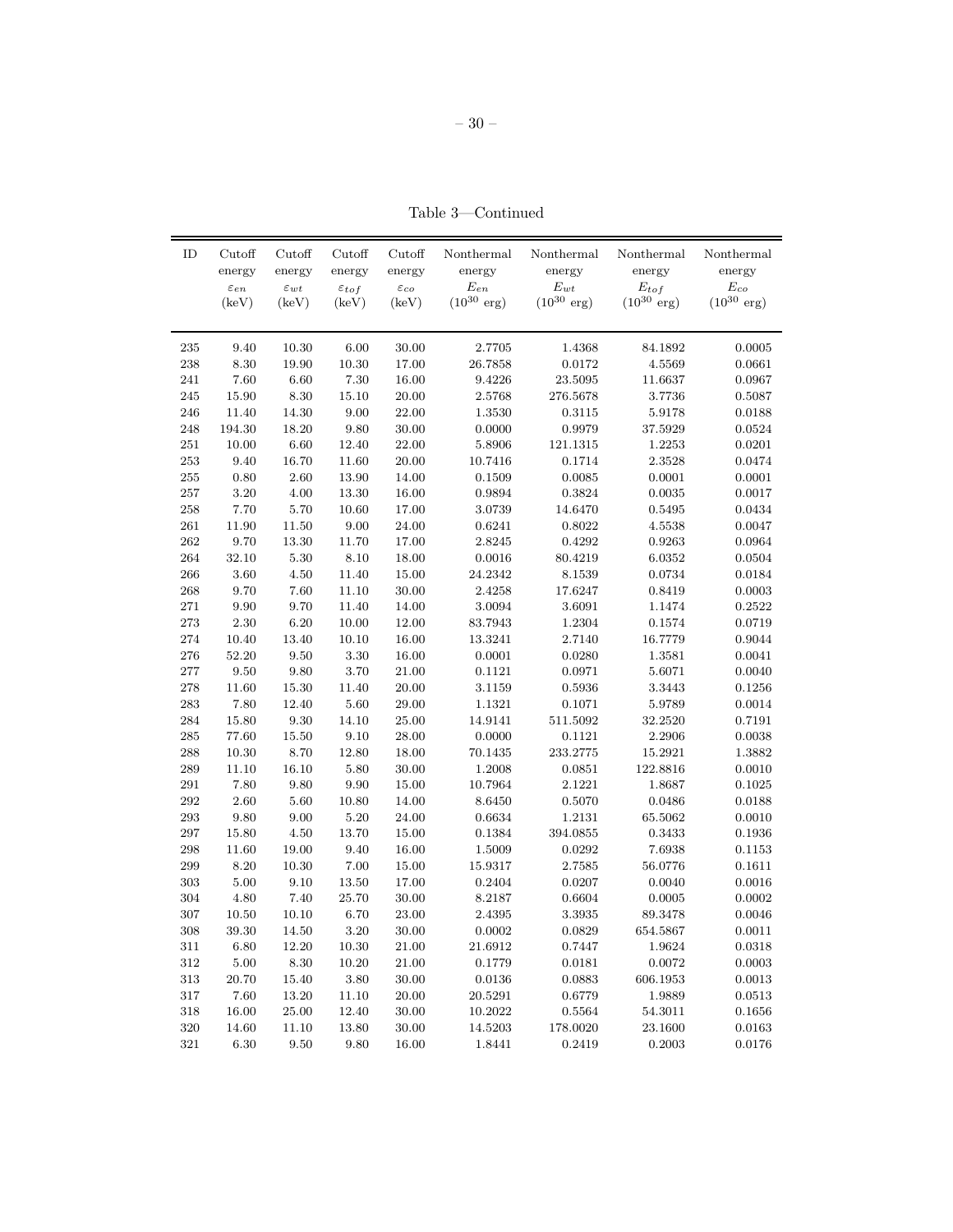Table 3—Continued

| ID | Cutoff energy $\varepsilon_{en}$ (keV) | Cutoff energy $\varepsilon_{wt}$ (keV) | Cutoff energy $\varepsilon_{tof}$ (keV) | Cutoff energy $\varepsilon_{co}$ (keV) | Nonthermal energy $E_{en}$ ($10^{30}$ erg) | Nonthermal energy $E_{wt}$ ($10^{30}$ erg) | Nonthermal energy $E_{tof}$ ($10^{30}$ erg) | Nonthermal energy $E_{co}$ ($10^{30}$ erg) |
|---|---|---|---|---|---|---|---|---|
| 235 | 9.40 | 10.30 | 6.00 | 30.00 | 2.7705 | 1.4368 | 84.1892 | 0.0005 |
| 238 | 8.30 | 19.90 | 10.30 | 17.00 | 26.7858 | 0.0172 | 4.5569 | 0.0661 |
| 241 | 7.60 | 6.60 | 7.30 | 16.00 | 9.4226 | 23.5095 | 11.6637 | 0.0967 |
| 245 | 15.90 | 8.30 | 15.10 | 20.00 | 2.5768 | 276.5678 | 3.7736 | 0.5087 |
| 246 | 11.40 | 14.30 | 9.00 | 22.00 | 1.3530 | 0.3115 | 5.9178 | 0.0188 |
| 248 | 194.30 | 18.20 | 9.80 | 30.00 | 0.0000 | 0.9979 | 37.5929 | 0.0524 |
| 251 | 10.00 | 6.60 | 12.40 | 22.00 | 5.8906 | 121.1315 | 1.2253 | 0.0201 |
| 253 | 9.40 | 16.70 | 11.60 | 20.00 | 10.7416 | 0.1714 | 2.3528 | 0.0474 |
| 255 | 0.80 | 2.60 | 13.90 | 14.00 | 0.1509 | 0.0085 | 0.0001 | 0.0001 |
| 257 | 3.20 | 4.00 | 13.30 | 16.00 | 0.9894 | 0.3824 | 0.0035 | 0.0017 |
| 258 | 7.70 | 5.70 | 10.60 | 17.00 | 3.0739 | 14.6470 | 0.5495 | 0.0434 |
| 261 | 11.90 | 11.50 | 9.00 | 24.00 | 0.6241 | 0.8022 | 4.5538 | 0.0047 |
| 262 | 9.70 | 13.30 | 11.70 | 17.00 | 2.8245 | 0.4292 | 0.9263 | 0.0964 |
| 264 | 32.10 | 5.30 | 8.10 | 18.00 | 0.0016 | 80.4219 | 6.0352 | 0.0504 |
| 266 | 3.60 | 4.50 | 11.40 | 15.00 | 24.2342 | 8.1539 | 0.0734 | 0.0184 |
| 268 | 9.70 | 7.60 | 11.10 | 30.00 | 2.4258 | 17.6247 | 0.8419 | 0.0003 |
| 271 | 9.90 | 9.70 | 11.40 | 14.00 | 3.0094 | 3.6091 | 1.1474 | 0.2522 |
| 273 | 2.30 | 6.20 | 10.00 | 12.00 | 83.7943 | 1.2304 | 0.1574 | 0.0719 |
| 274 | 10.40 | 13.40 | 10.10 | 16.00 | 13.3241 | 2.7140 | 16.7779 | 0.9044 |
| 276 | 52.20 | 9.50 | 3.30 | 16.00 | 0.0001 | 0.0280 | 1.3581 | 0.0041 |
| 277 | 9.50 | 9.80 | 3.70 | 21.00 | 0.1121 | 0.0971 | 5.6071 | 0.0040 |
| 278 | 11.60 | 15.30 | 11.40 | 20.00 | 3.1159 | 0.5936 | 3.3443 | 0.1256 |
| 283 | 7.80 | 12.40 | 5.60 | 29.00 | 1.1321 | 0.1071 | 5.9789 | 0.0014 |
| 284 | 15.80 | 9.30 | 14.10 | 25.00 | 14.9141 | 511.5092 | 32.2520 | 0.7191 |
| 285 | 77.60 | 15.50 | 9.10 | 28.00 | 0.0000 | 0.1121 | 2.2906 | 0.0038 |
| 288 | 10.30 | 8.70 | 12.80 | 18.00 | 70.1435 | 233.2775 | 15.2921 | 1.3882 |
| 289 | 11.10 | 16.10 | 5.80 | 30.00 | 1.2008 | 0.0851 | 122.8816 | 0.0010 |
| 291 | 7.80 | 9.80 | 9.90 | 15.00 | 10.7964 | 2.1221 | 1.8687 | 0.1025 |
| 292 | 2.60 | 5.60 | 10.80 | 14.00 | 8.6450 | 0.5070 | 0.0486 | 0.0188 |
| 293 | 9.80 | 9.00 | 5.20 | 24.00 | 0.6634 | 1.2131 | 65.5062 | 0.0010 |
| 297 | 15.80 | 4.50 | 13.70 | 15.00 | 0.1384 | 394.0855 | 0.3433 | 0.1936 |
| 298 | 11.60 | 19.00 | 9.40 | 16.00 | 1.5009 | 0.0292 | 7.6938 | 0.1153 |
| 299 | 8.20 | 10.30 | 7.00 | 15.00 | 15.9317 | 2.7585 | 56.0776 | 0.1611 |
| 303 | 5.00 | 9.10 | 13.50 | 17.00 | 0.2404 | 0.0207 | 0.0040 | 0.0016 |
| 304 | 4.80 | 7.40 | 25.70 | 30.00 | 8.2187 | 0.6604 | 0.0005 | 0.0002 |
| 307 | 10.50 | 10.10 | 6.70 | 23.00 | 2.4395 | 3.3935 | 89.3478 | 0.0046 |
| 308 | 39.30 | 14.50 | 3.20 | 30.00 | 0.0002 | 0.0829 | 654.5867 | 0.0011 |
| 311 | 6.80 | 12.20 | 10.30 | 21.00 | 21.6912 | 0.7447 | 1.9624 | 0.0318 |
| 312 | 5.00 | 8.30 | 10.20 | 21.00 | 0.1779 | 0.0181 | 0.0072 | 0.0003 |
| 313 | 20.70 | 15.40 | 3.80 | 30.00 | 0.0136 | 0.0883 | 606.1953 | 0.0013 |
| 317 | 7.60 | 13.20 | 11.10 | 20.00 | 20.5291 | 0.6779 | 1.9889 | 0.0513 |
| 318 | 16.00 | 25.00 | 12.40 | 30.00 | 10.2022 | 0.5564 | 54.3011 | 0.1656 |
| 320 | 14.60 | 11.10 | 13.80 | 30.00 | 14.5203 | 178.0020 | 23.1600 | 0.0163 |
| 321 | 6.30 | 9.50 | 9.80 | 16.00 | 1.8441 | 0.2419 | 0.2003 | 0.0176 |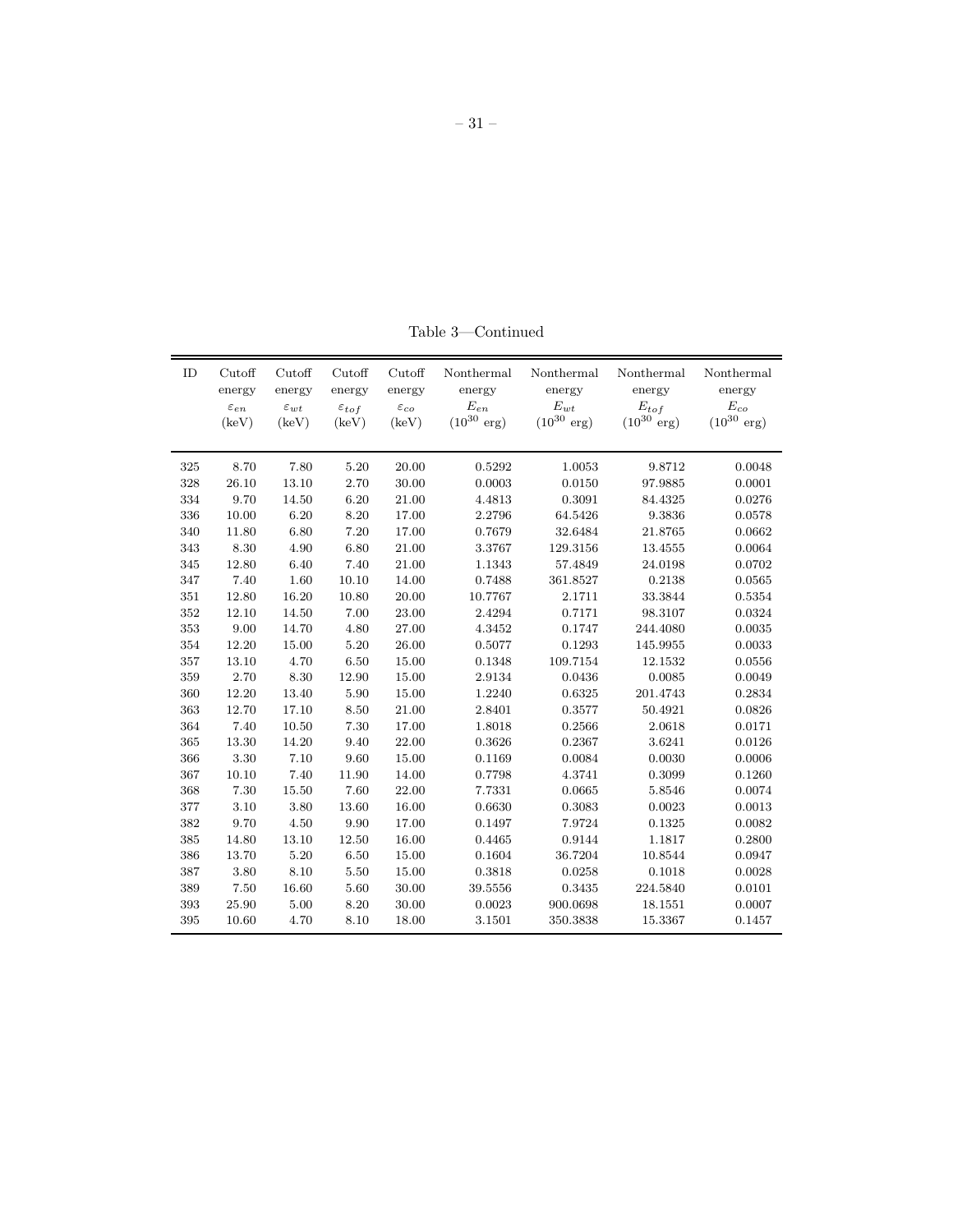Table 3—Continued

| ID | Cutoff energy $\varepsilon_{en}$ (keV) | Cutoff energy $\varepsilon_{wt}$ (keV) | Cutoff energy $\varepsilon_{tof}$ (keV) | Cutoff energy $\varepsilon_{co}$ (keV) | Nonthermal energy $E_{en}$ ($10^{30}$ erg) | Nonthermal energy $E_{wt}$ ($10^{30}$ erg) | Nonthermal energy $E_{tof}$ ($10^{30}$ erg) | Nonthermal energy $E_{co}$ ($10^{30}$ erg) |
|---|---|---|---|---|---|---|---|---|
| 325 | 8.70 | 7.80 | 5.20 | 20.00 | 0.5292 | 1.0053 | 9.8712 | 0.0048 |
| 328 | 26.10 | 13.10 | 2.70 | 30.00 | 0.0003 | 0.0150 | 97.9885 | 0.0001 |
| 334 | 9.70 | 14.50 | 6.20 | 21.00 | 4.4813 | 0.3091 | 84.4325 | 0.0276 |
| 336 | 10.00 | 6.20 | 8.20 | 17.00 | 2.2796 | 64.5426 | 9.3836 | 0.0578 |
| 340 | 11.80 | 6.80 | 7.20 | 17.00 | 0.7679 | 32.6484 | 21.8765 | 0.0662 |
| 343 | 8.30 | 4.90 | 6.80 | 21.00 | 3.3767 | 129.3156 | 13.4555 | 0.0064 |
| 345 | 12.80 | 6.40 | 7.40 | 21.00 | 1.1343 | 57.4849 | 24.0198 | 0.0702 |
| 347 | 7.40 | 1.60 | 10.10 | 14.00 | 0.7488 | 361.8527 | 0.2138 | 0.0565 |
| 351 | 12.80 | 16.20 | 10.80 | 20.00 | 10.7767 | 2.1711 | 33.3844 | 0.5354 |
| 352 | 12.10 | 14.50 | 7.00 | 23.00 | 2.4294 | 0.7171 | 98.3107 | 0.0324 |
| 353 | 9.00 | 14.70 | 4.80 | 27.00 | 4.3452 | 0.1747 | 244.4080 | 0.0035 |
| 354 | 12.20 | 15.00 | 5.20 | 26.00 | 0.5077 | 0.1293 | 145.9955 | 0.0033 |
| 357 | 13.10 | 4.70 | 6.50 | 15.00 | 0.1348 | 109.7154 | 12.1532 | 0.0556 |
| 359 | 2.70 | 8.30 | 12.90 | 15.00 | 2.9134 | 0.0436 | 0.0085 | 0.0049 |
| 360 | 12.20 | 13.40 | 5.90 | 15.00 | 1.2240 | 0.6325 | 201.4743 | 0.2834 |
| 363 | 12.70 | 17.10 | 8.50 | 21.00 | 2.8401 | 0.3577 | 50.4921 | 0.0826 |
| 364 | 7.40 | 10.50 | 7.30 | 17.00 | 1.8018 | 0.2566 | 2.0618 | 0.0171 |
| 365 | 13.30 | 14.20 | 9.40 | 22.00 | 0.3626 | 0.2367 | 3.6241 | 0.0126 |
| 366 | 3.30 | 7.10 | 9.60 | 15.00 | 0.1169 | 0.0084 | 0.0030 | 0.0006 |
| 367 | 10.10 | 7.40 | 11.90 | 14.00 | 0.7798 | 4.3741 | 0.3099 | 0.1260 |
| 368 | 7.30 | 15.50 | 7.60 | 22.00 | 7.7331 | 0.0665 | 5.8546 | 0.0074 |
| 377 | 3.10 | 3.80 | 13.60 | 16.00 | 0.6630 | 0.3083 | 0.0023 | 0.0013 |
| 382 | 9.70 | 4.50 | 9.90 | 17.00 | 0.1497 | 7.9724 | 0.1325 | 0.0082 |
| 385 | 14.80 | 13.10 | 12.50 | 16.00 | 0.4465 | 0.9144 | 1.1817 | 0.2800 |
| 386 | 13.70 | 5.20 | 6.50 | 15.00 | 0.1604 | 36.7204 | 10.8544 | 0.0947 |
| 387 | 3.80 | 8.10 | 5.50 | 15.00 | 0.3818 | 0.0258 | 0.1018 | 0.0028 |
| 389 | 7.50 | 16.60 | 5.60 | 30.00 | 39.5556 | 0.3435 | 224.5840 | 0.0101 |
| 393 | 25.90 | 5.00 | 8.20 | 30.00 | 0.0023 | 900.0698 | 18.1551 | 0.0007 |
| 395 | 10.60 | 4.70 | 8.10 | 18.00 | 3.1501 | 350.3838 | 15.3367 | 0.1457 |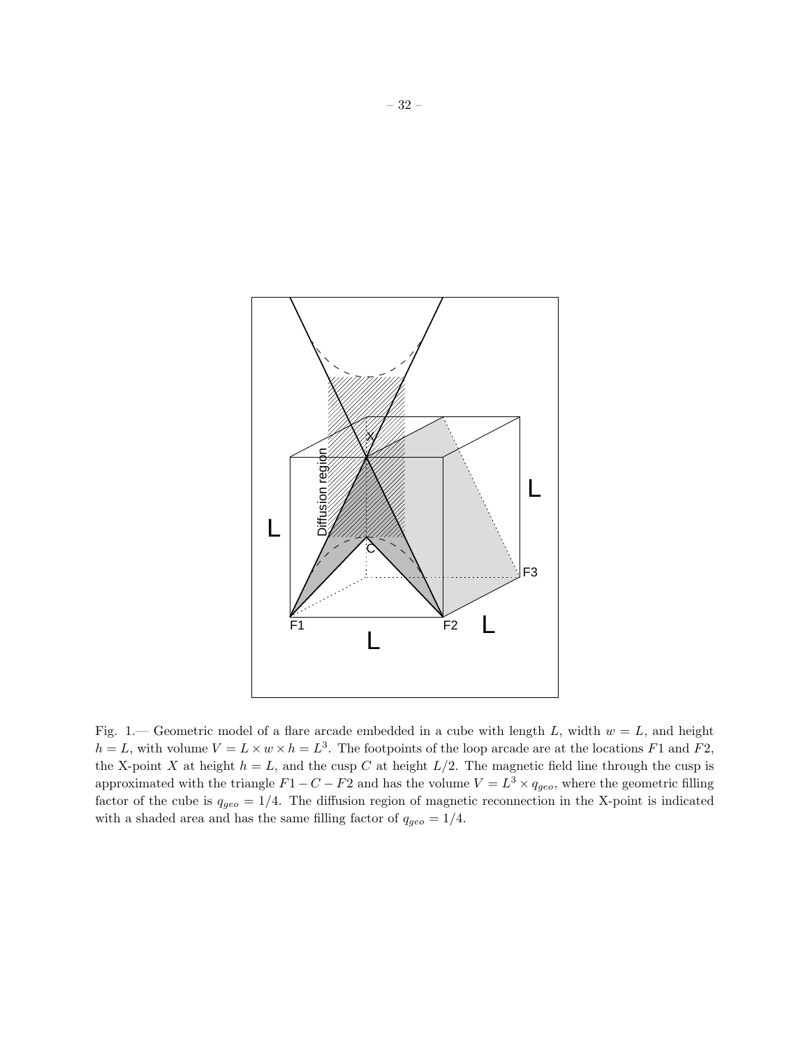Fig. 1.— Geometric model of a flare arcade embedded in a cube with length $L$, width $w = L$, and height $h = L$, with volume $V = L \times w \times h = L^3$. The footpoints of the loop arcade are at the locations $F1$ and $F2$, the X-point $X$ at height $h = L$, and the cusp $C$ at height $L/2$. The magnetic field line through the cusp is approximated with the triangle $F1 - C - F2$ and has the volume $V = L^3 \times q_{geo}$, where the geometric filling factor of the cube is $q_{geo} = 1/4$. The diffusion region of magnetic reconnection in the X-point is indicated with a shaded area and has the same filling factor of $q_{geo} = 1/4$.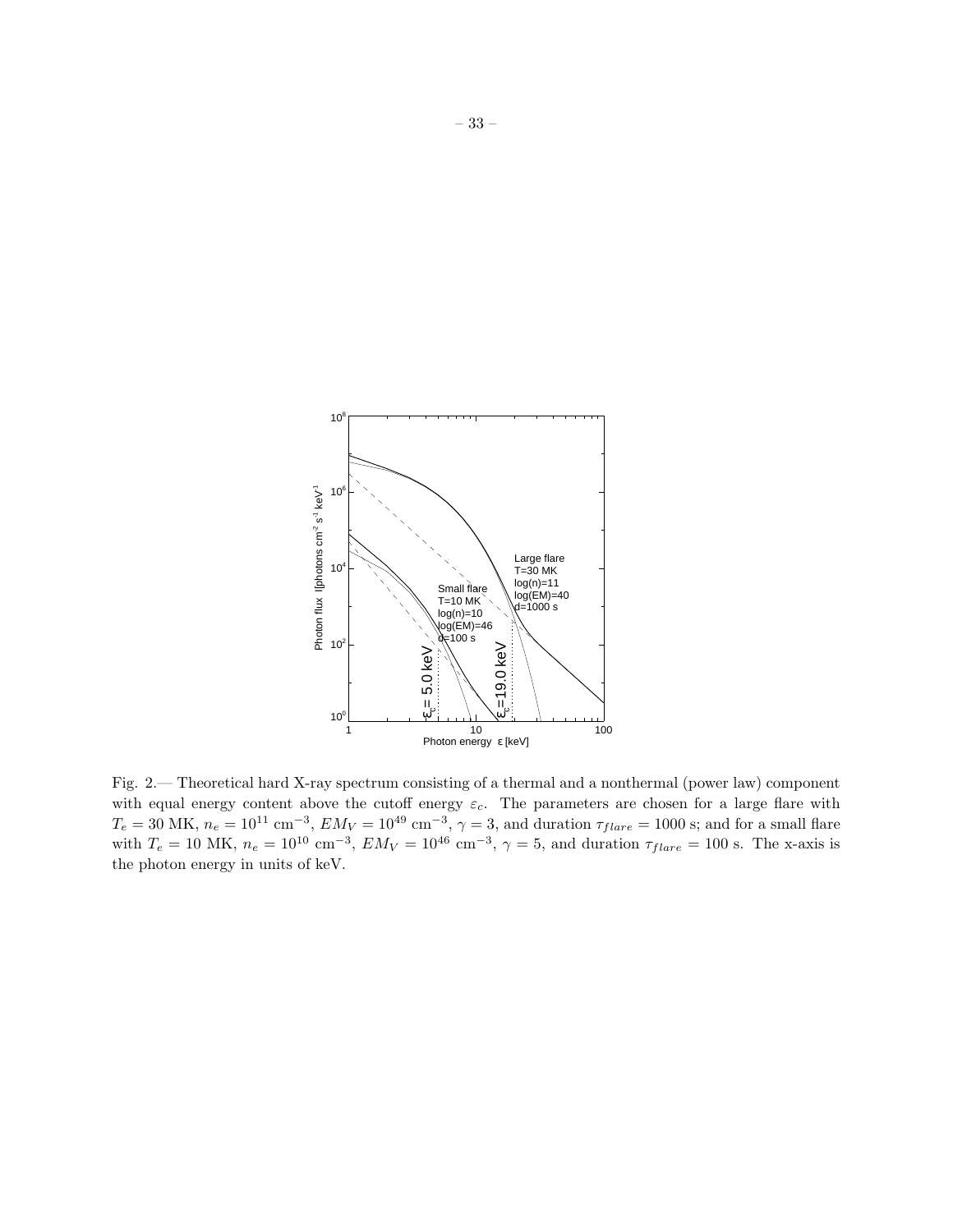Fig. 2.— Theoretical hard X-ray spectrum consisting of a thermal and a nonthermal (power law) component with equal energy content above the cutoff energy $\varepsilon_c$. The parameters are chosen for a large flare with $T_e = 30$ MK, $n_e = 10^{11}$ cm$^{-3}$, $EM_V = 10^{49}$ cm$^{-3}$, $\gamma = 3$, and duration $\tau_{flare} = 1000$ s; and for a small flare with $T_e = 10$ MK, $n_e = 10^{10}$ cm$^{-3}$, $EM_V = 10^{46}$ cm$^{-3}$, $\gamma = 5$, and duration $\tau_{flare} = 100$ s. The x-axis is the photon energy in units of keV.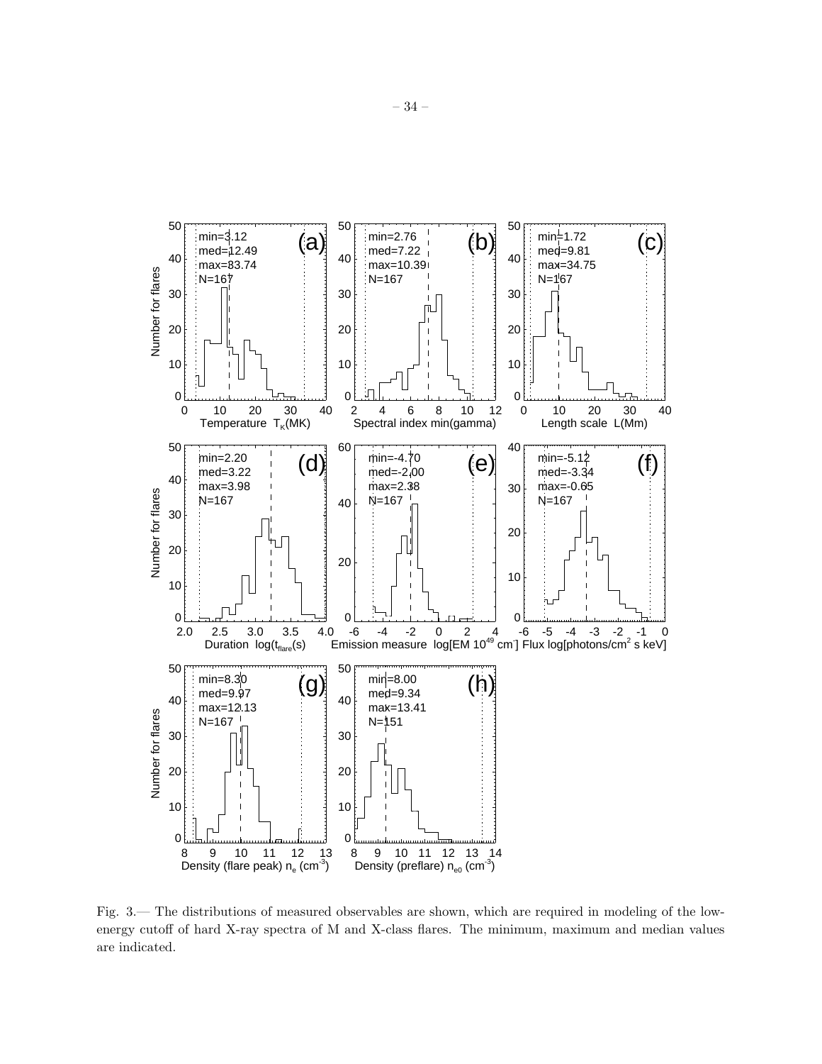Fig. 3.— The distributions of measured observables are shown, which are required in modeling of the low-energy cutoff of hard X-ray spectra of M and X-class flares. The minimum, maximum and median values are indicated.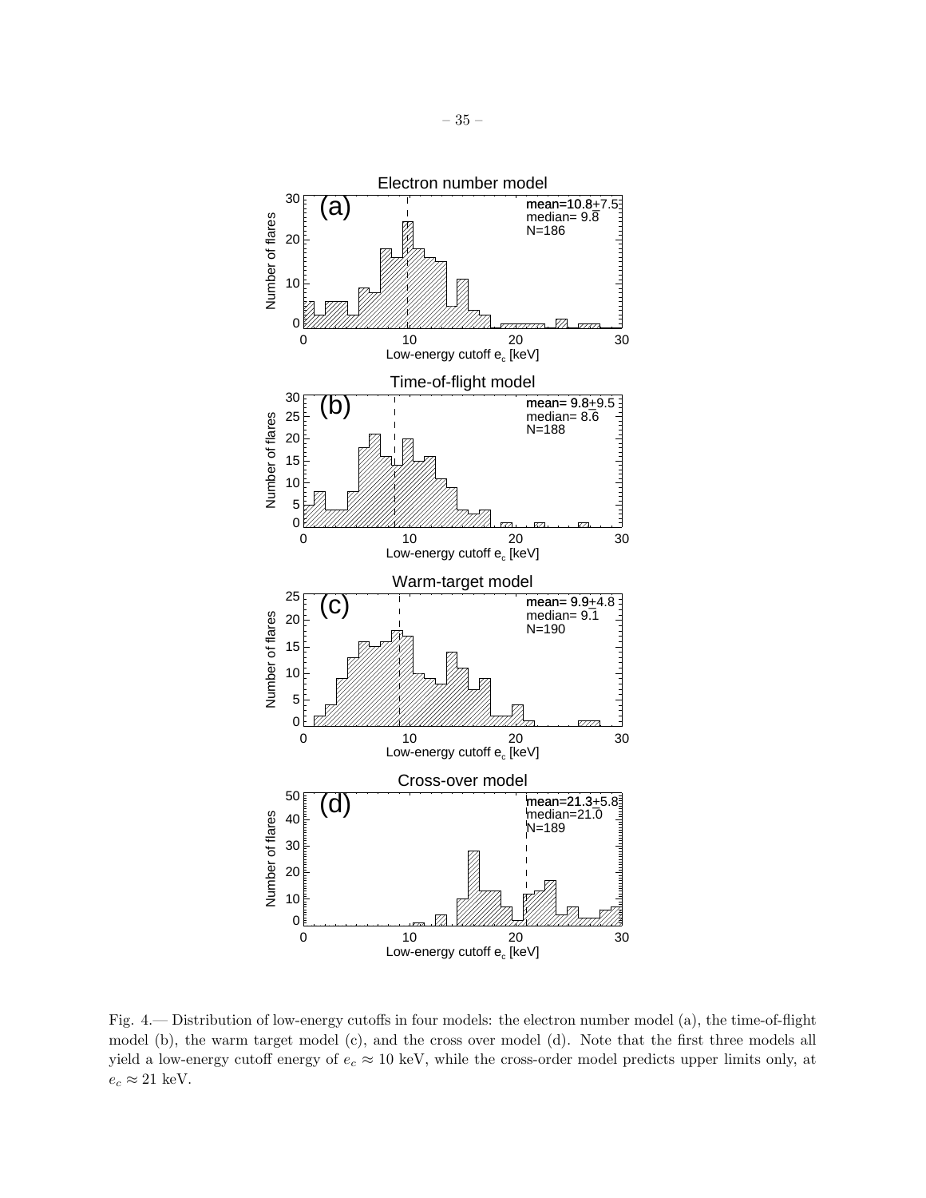Fig. 4.— Distribution of low-energy cutoffs in four models: the electron number model (a), the time-of-flight model (b), the warm target model (c), and the cross over model (d). Note that the first three models all yield a low-energy cutoff energy of $e_c \approx 10$ keV, while the cross-order model predicts upper limits only, at $e_c \approx 21$ keV.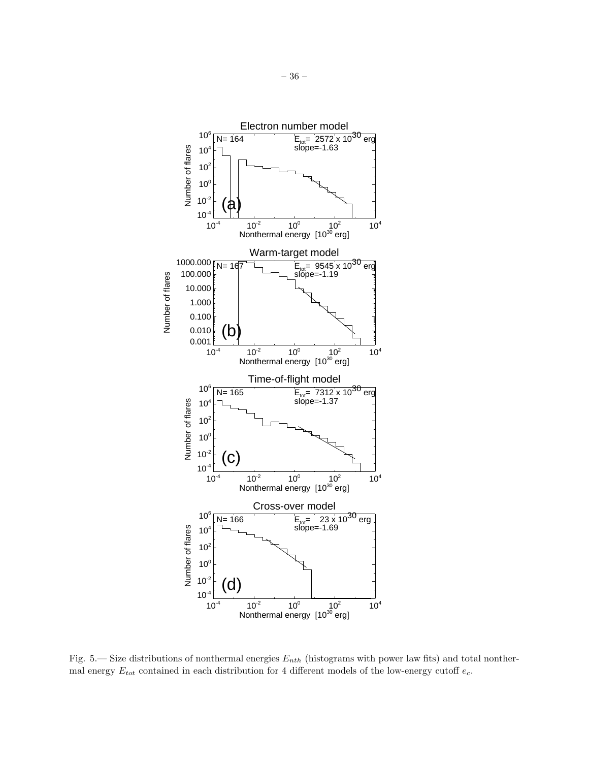Fig. 5.— Size distributions of nonthermal energies $E_{nth}$ (histograms with power law fits) and total nonthermal energy $E_{tot}$ contained in each distribution for 4 different models of the low-energy cutoff $e_c$.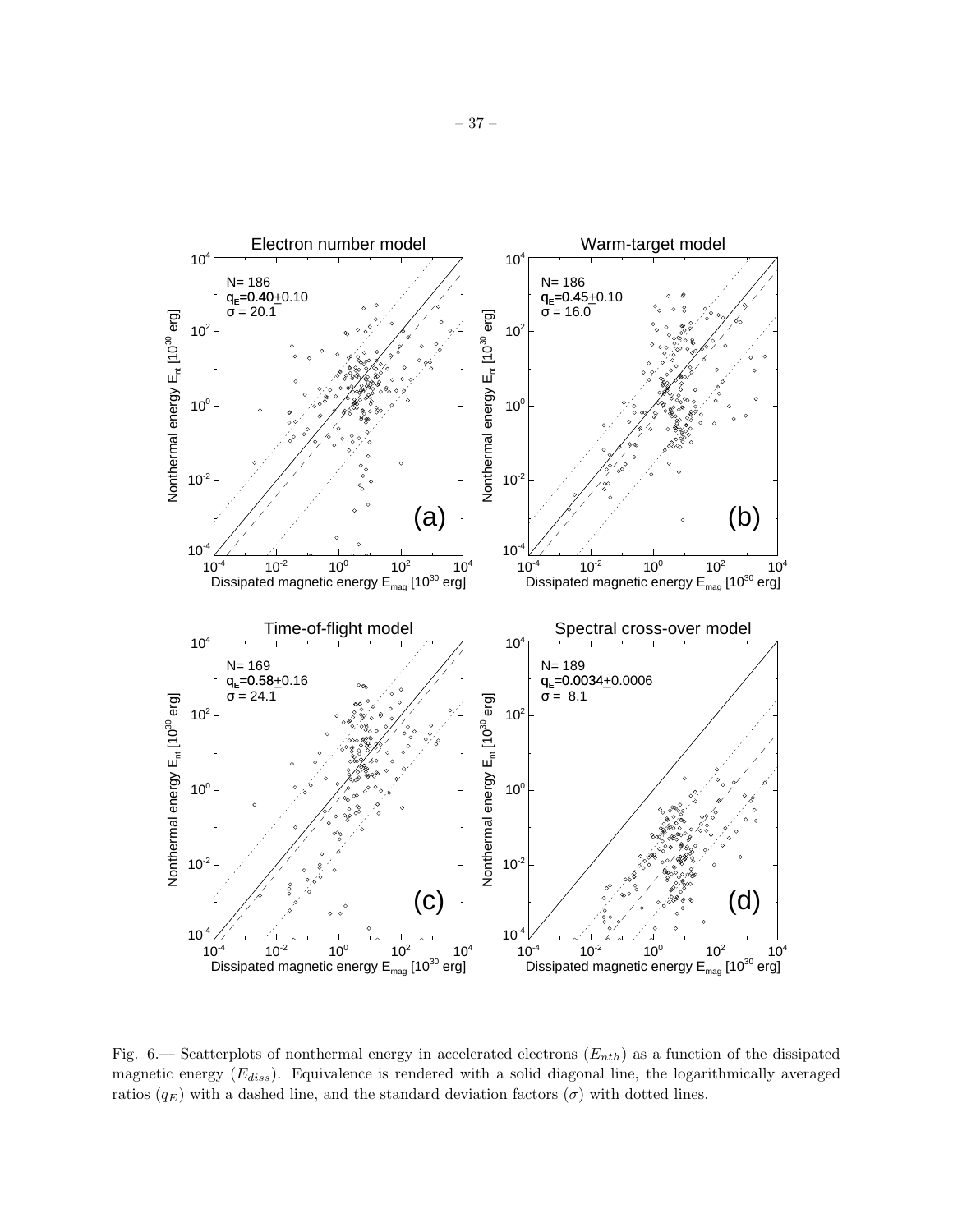Fig. 6.— Scatterplots of nonthermal energy in accelerated electrons ($E_{nth}$) as a function of the dissipated magnetic energy ($E_{diss}$). Equivalence is rendered with a solid diagonal line, the logarithmically averaged ratios ($q_E$) with a dashed line, and the standard deviation factors ($\sigma$) with dotted lines.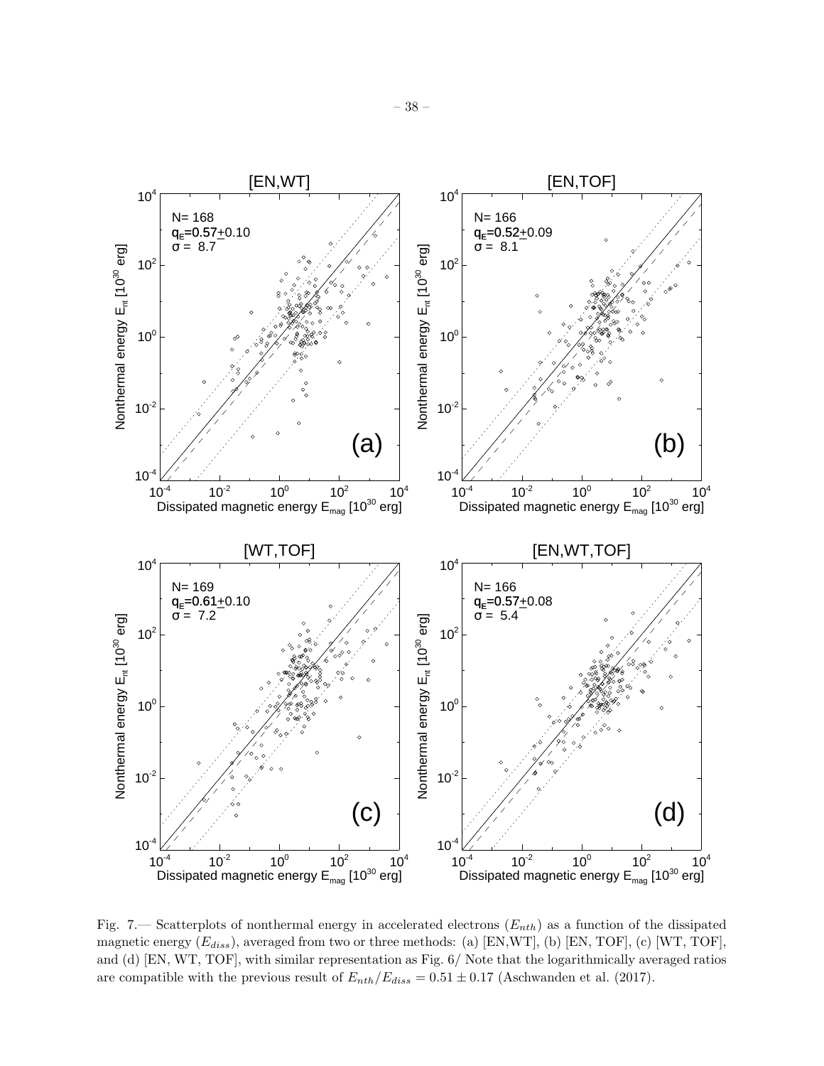Fig. 7.— Scatterplots of nonthermal energy in accelerated electrons ($E_{nth}$) as a function of the dissipated magnetic energy ($E_{diss}$), averaged from two or three methods: (a) [EN,WT], (b) [EN, TOF], (c) [WT, TOF], and (d) [EN, WT, TOF], with similar representation as Fig. 6/ Note that the logarithmically averaged ratios are compatible with the previous result of $E_{nth}/E_{diss} = 0.51 \pm 0.17$ (Aschwanden et al. (2017).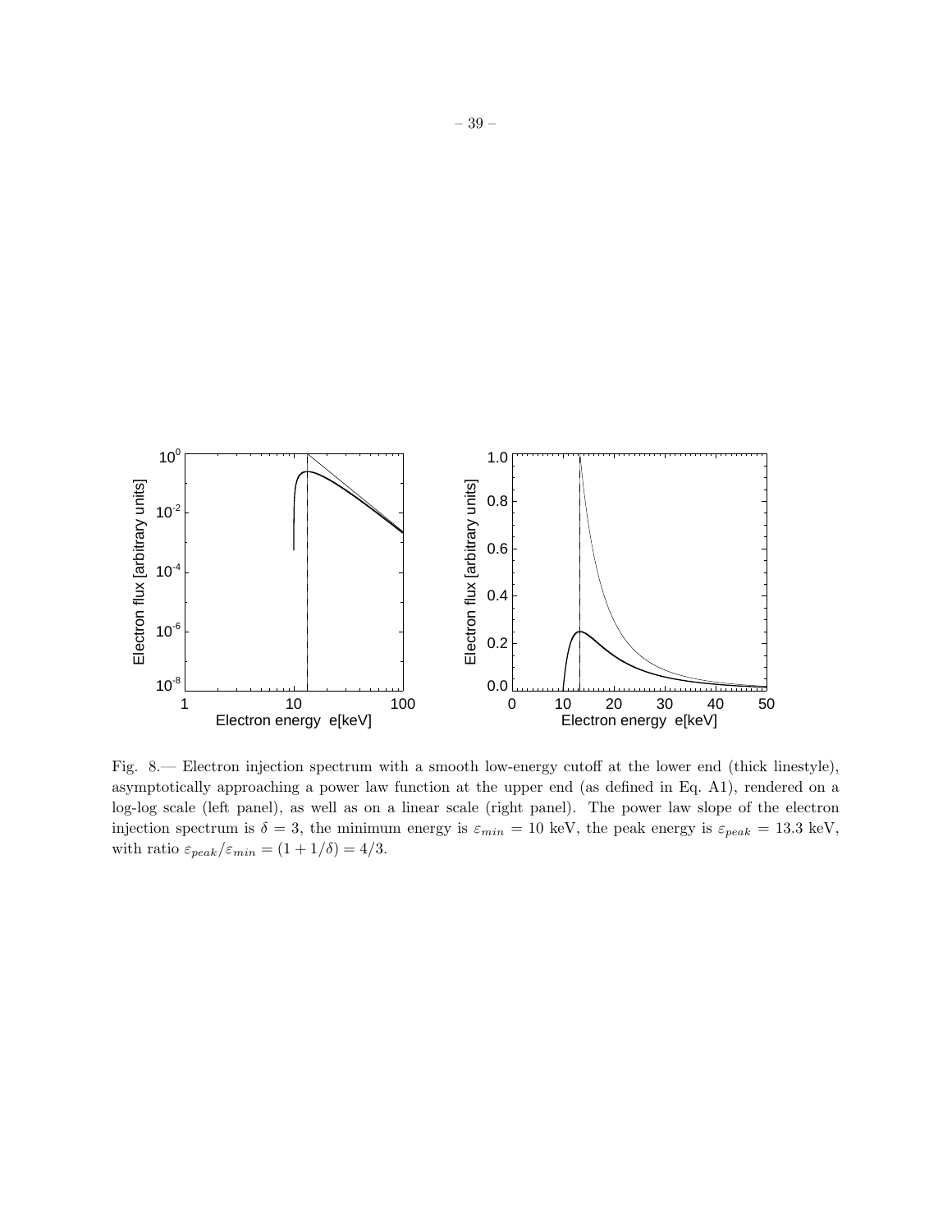Electron flux [arbitrary units]

$10^0$

$10^{-2}$

$10^{-4}$

$10^{-6}$

$10^{-8}$

1 10 100

Electron energy e[keV]

Electron flux [arbitrary units]

1.0

0.8

0.6

0.4

0.2

0.0

0 10 20 30 40 50

Electron energy e[keV]

Fig. 8.— Electron injection spectrum with a smooth low-energy cutoff at the lower end (thick linestyle), asymptotically approaching a power law function at the upper end (as defined in Eq. A1), rendered on a log-log scale (left panel), as well as on a linear scale (right panel). The power law slope of the electron injection spectrum is $\delta = 3$, the minimum energy is $\varepsilon_{min} = 10$ keV, the peak energy is $\varepsilon_{peak} = 13.3$ keV, with ratio $\varepsilon_{peak}/\varepsilon_{min} = (1 + 1/\delta) = 4/3$.